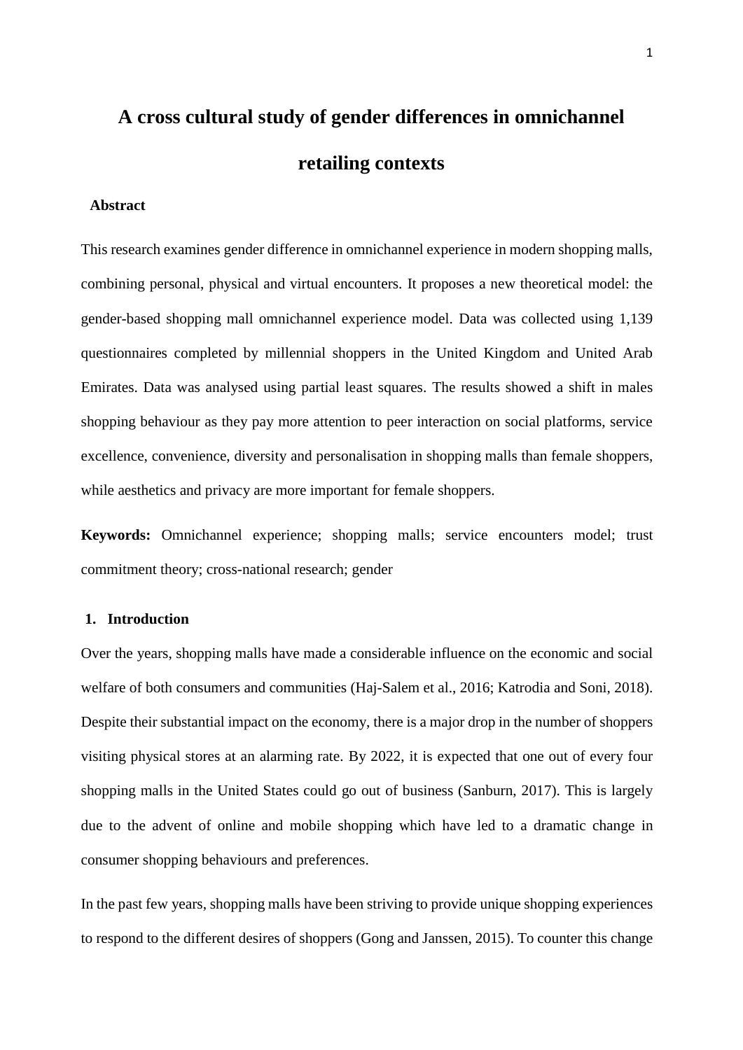# A cross cultural study of gender differences in omnichannel retailing contexts

## Abstract

This research examines gender difference in omnichannel experience in modern shopping malls, combining personal, physical and virtual encounters. It proposes a new theoretical model: the gender-based shopping mall omnichannel experience model. Data was collected using 1,139 questionnaires completed by millennial shoppers in the United Kingdom and United Arab Emirates. Data was analysed using partial least squares. The results showed a shift in males shopping behaviour as they pay more attention to peer interaction on social platforms, service excellence, convenience, diversity and personalisation in shopping malls than female shoppers, while aesthetics and privacy are more important for female shoppers.

**Keywords:** Omnichannel experience; shopping malls; service encounters model; trust commitment theory; cross-national research; gender

## 1. Introduction

Over the years, shopping malls have made a considerable influence on the economic and social welfare of both consumers and communities (Haj-Salem et al., 2016; Katrodia and Soni, 2018). Despite their substantial impact on the economy, there is a major drop in the number of shoppers visiting physical stores at an alarming rate. By 2022, it is expected that one out of every four shopping malls in the United States could go out of business (Sanburn, 2017). This is largely due to the advent of online and mobile shopping which have led to a dramatic change in consumer shopping behaviours and preferences.

In the past few years, shopping malls have been striving to provide unique shopping experiences to respond to the different desires of shoppers (Gong and Janssen, 2015). To counter this change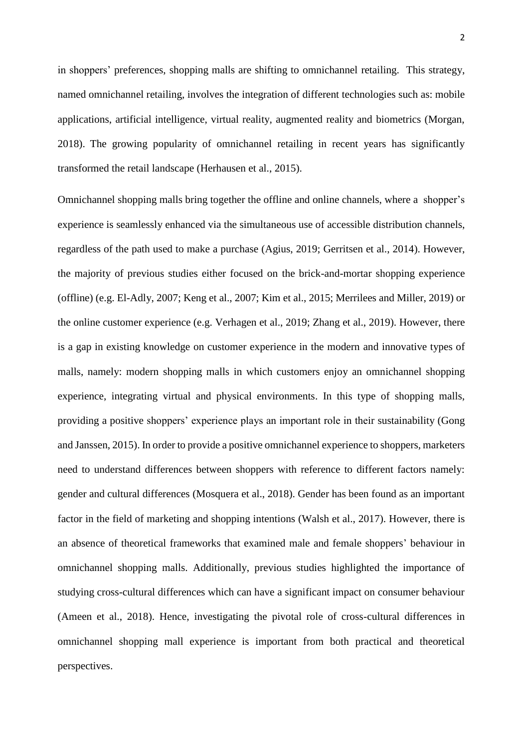in shoppers' preferences, shopping malls are shifting to omnichannel retailing. This strategy, named omnichannel retailing, involves the integration of different technologies such as: mobile applications, artificial intelligence, virtual reality, augmented reality and biometrics (Morgan, 2018). The growing popularity of omnichannel retailing in recent years has significantly transformed the retail landscape (Herhausen et al., 2015).

Omnichannel shopping malls bring together the offline and online channels, where a shopper's experience is seamlessly enhanced via the simultaneous use of accessible distribution channels, regardless of the path used to make a purchase (Agius, 2019; Gerritsen et al., 2014). However, the majority of previous studies either focused on the brick-and-mortar shopping experience (offline) (e.g. El-Adly, 2007; Keng et al., 2007; Kim et al., 2015; Merrilees and Miller, 2019) or the online customer experience (e.g. Verhagen et al., 2019; Zhang et al., 2019). However, there is a gap in existing knowledge on customer experience in the modern and innovative types of malls, namely: modern shopping malls in which customers enjoy an omnichannel shopping experience, integrating virtual and physical environments. In this type of shopping malls, providing a positive shoppers' experience plays an important role in their sustainability (Gong and Janssen, 2015). In order to provide a positive omnichannel experience to shoppers, marketers need to understand differences between shoppers with reference to different factors namely: gender and cultural differences (Mosquera et al., 2018). Gender has been found as an important factor in the field of marketing and shopping intentions (Walsh et al., 2017). However, there is an absence of theoretical frameworks that examined male and female shoppers' behaviour in omnichannel shopping malls. Additionally, previous studies highlighted the importance of studying cross-cultural differences which can have a significant impact on consumer behaviour (Ameen et al., 2018). Hence, investigating the pivotal role of cross-cultural differences in omnichannel shopping mall experience is important from both practical and theoretical perspectives.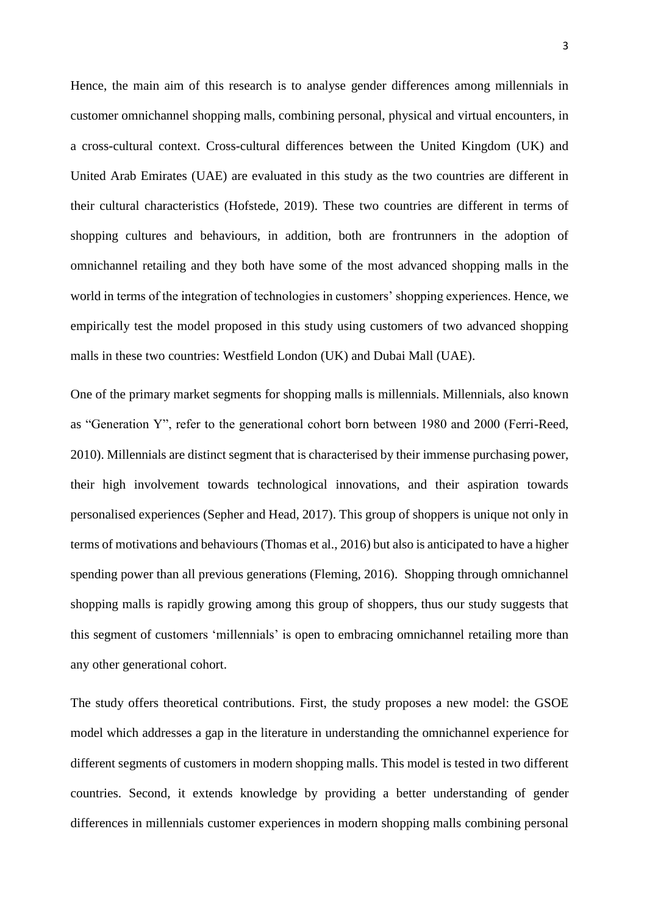Hence, the main aim of this research is to analyse gender differences among millennials in customer omnichannel shopping malls, combining personal, physical and virtual encounters, in a cross-cultural context. Cross-cultural differences between the United Kingdom (UK) and United Arab Emirates (UAE) are evaluated in this study as the two countries are different in their cultural characteristics (Hofstede, 2019). These two countries are different in terms of shopping cultures and behaviours, in addition, both are frontrunners in the adoption of omnichannel retailing and they both have some of the most advanced shopping malls in the world in terms of the integration of technologies in customers' shopping experiences. Hence, we empirically test the model proposed in this study using customers of two advanced shopping malls in these two countries: Westfield London (UK) and Dubai Mall (UAE).

One of the primary market segments for shopping malls is millennials. Millennials, also known as "Generation Y", refer to the generational cohort born between 1980 and 2000 (Ferri-Reed, 2010). Millennials are distinct segment that is characterised by their immense purchasing power, their high involvement towards technological innovations, and their aspiration towards personalised experiences (Sepher and Head, 2017). This group of shoppers is unique not only in terms of motivations and behaviours (Thomas et al., 2016) but also is anticipated to have a higher spending power than all previous generations (Fleming, 2016). Shopping through omnichannel shopping malls is rapidly growing among this group of shoppers, thus our study suggests that this segment of customers 'millennials' is open to embracing omnichannel retailing more than any other generational cohort.

The study offers theoretical contributions. First, the study proposes a new model: the GSOE model which addresses a gap in the literature in understanding the omnichannel experience for different segments of customers in modern shopping malls. This model is tested in two different countries. Second, it extends knowledge by providing a better understanding of gender differences in millennials customer experiences in modern shopping malls combining personal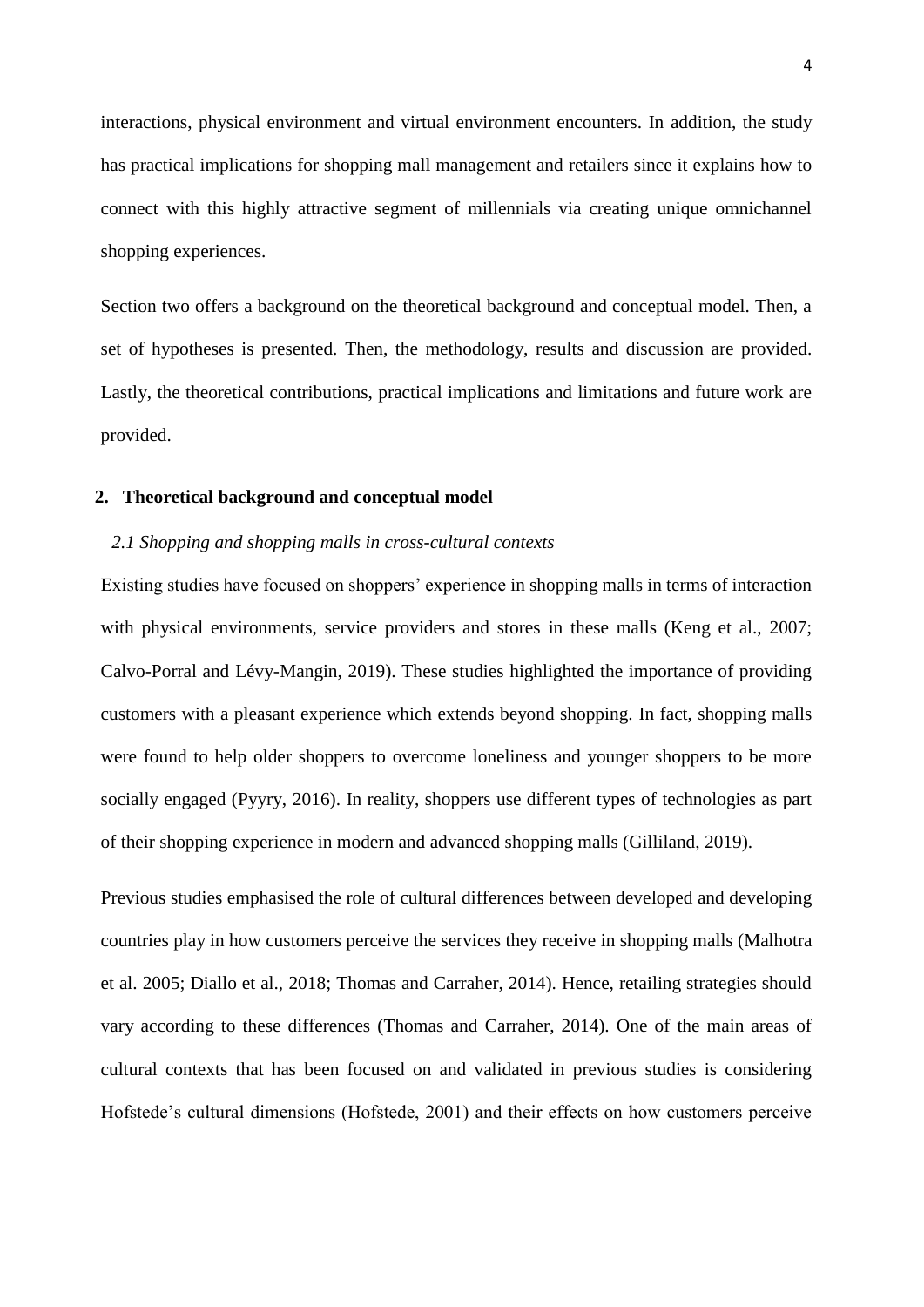interactions, physical environment and virtual environment encounters. In addition, the study has practical implications for shopping mall management and retailers since it explains how to connect with this highly attractive segment of millennials via creating unique omnichannel shopping experiences.

Section two offers a background on the theoretical background and conceptual model. Then, a set of hypotheses is presented. Then, the methodology, results and discussion are provided. Lastly, the theoretical contributions, practical implications and limitations and future work are provided.

## 2. Theoretical background and conceptual model

### *2.1 Shopping and shopping malls in cross-cultural contexts*

Existing studies have focused on shoppers' experience in shopping malls in terms of interaction with physical environments, service providers and stores in these malls (Keng et al., 2007; Calvo-Porral and Lévy-Mangin, 2019). These studies highlighted the importance of providing customers with a pleasant experience which extends beyond shopping. In fact, shopping malls were found to help older shoppers to overcome loneliness and younger shoppers to be more socially engaged (Pyyry, 2016). In reality, shoppers use different types of technologies as part of their shopping experience in modern and advanced shopping malls (Gilliland, 2019).

Previous studies emphasised the role of cultural differences between developed and developing countries play in how customers perceive the services they receive in shopping malls (Malhotra et al. 2005; Diallo et al., 2018; Thomas and Carraher, 2014). Hence, retailing strategies should vary according to these differences (Thomas and Carraher, 2014). One of the main areas of cultural contexts that has been focused on and validated in previous studies is considering Hofstede's cultural dimensions (Hofstede, 2001) and their effects on how customers perceive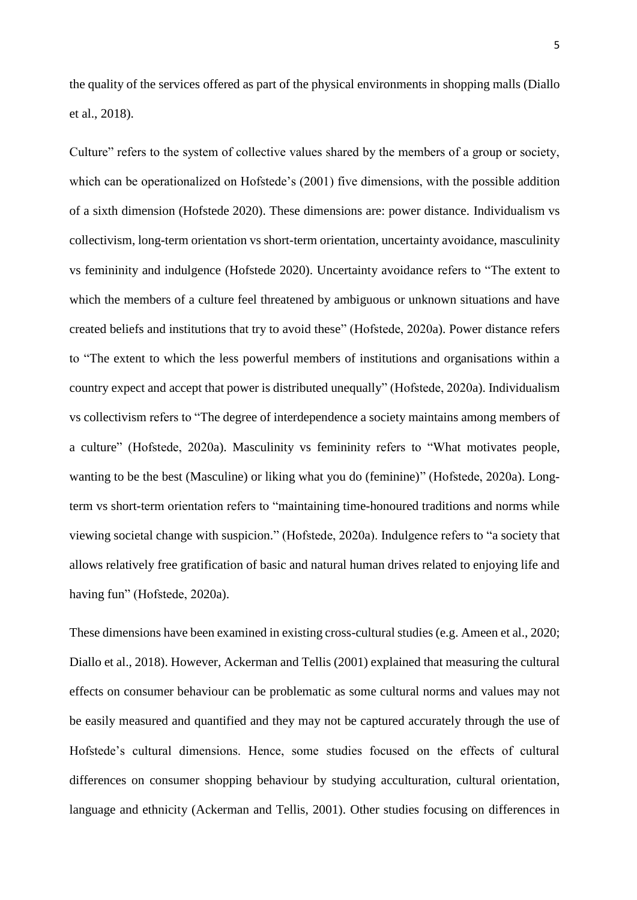the quality of the services offered as part of the physical environments in shopping malls (Diallo et al., 2018).

Culture" refers to the system of collective values shared by the members of a group or society, which can be operationalized on Hofstede's (2001) five dimensions, with the possible addition of a sixth dimension (Hofstede 2020). These dimensions are: power distance. Individualism vs collectivism, long-term orientation vs short-term orientation, uncertainty avoidance, masculinity vs femininity and indulgence (Hofstede 2020). Uncertainty avoidance refers to "The extent to which the members of a culture feel threatened by ambiguous or unknown situations and have created beliefs and institutions that try to avoid these" (Hofstede, 2020a). Power distance refers to "The extent to which the less powerful members of institutions and organisations within a country expect and accept that power is distributed unequally" (Hofstede, 2020a). Individualism vs collectivism refers to "The degree of interdependence a society maintains among members of a culture" (Hofstede, 2020a). Masculinity vs femininity refers to "What motivates people, wanting to be the best (Masculine) or liking what you do (feminine)" (Hofstede, 2020a). Long-term vs short-term orientation refers to "maintaining time-honoured traditions and norms while viewing societal change with suspicion." (Hofstede, 2020a). Indulgence refers to "a society that allows relatively free gratification of basic and natural human drives related to enjoying life and having fun" (Hofstede, 2020a).

These dimensions have been examined in existing cross-cultural studies (e.g. Ameen et al., 2020; Diallo et al., 2018). However, Ackerman and Tellis (2001) explained that measuring the cultural effects on consumer behaviour can be problematic as some cultural norms and values may not be easily measured and quantified and they may not be captured accurately through the use of Hofstede's cultural dimensions. Hence, some studies focused on the effects of cultural differences on consumer shopping behaviour by studying acculturation, cultural orientation, language and ethnicity (Ackerman and Tellis, 2001). Other studies focusing on differences in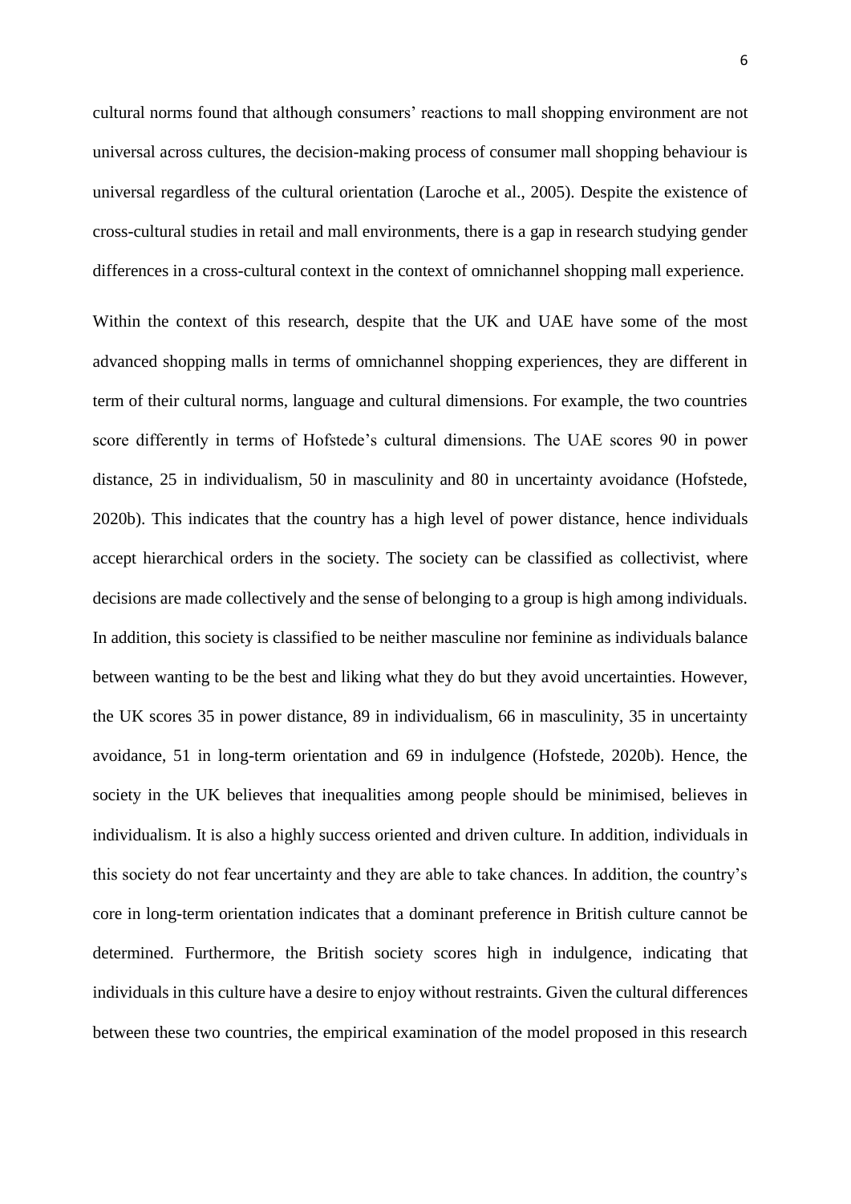cultural norms found that although consumers' reactions to mall shopping environment are not universal across cultures, the decision-making process of consumer mall shopping behaviour is universal regardless of the cultural orientation (Laroche et al., 2005). Despite the existence of cross-cultural studies in retail and mall environments, there is a gap in research studying gender differences in a cross-cultural context in the context of omnichannel shopping mall experience.

Within the context of this research, despite that the UK and UAE have some of the most advanced shopping malls in terms of omnichannel shopping experiences, they are different in term of their cultural norms, language and cultural dimensions. For example, the two countries score differently in terms of Hofstede's cultural dimensions. The UAE scores 90 in power distance, 25 in individualism, 50 in masculinity and 80 in uncertainty avoidance (Hofstede, 2020b). This indicates that the country has a high level of power distance, hence individuals accept hierarchical orders in the society. The society can be classified as collectivist, where decisions are made collectively and the sense of belonging to a group is high among individuals. In addition, this society is classified to be neither masculine nor feminine as individuals balance between wanting to be the best and liking what they do but they avoid uncertainties. However, the UK scores 35 in power distance, 89 in individualism, 66 in masculinity, 35 in uncertainty avoidance, 51 in long-term orientation and 69 in indulgence (Hofstede, 2020b). Hence, the society in the UK believes that inequalities among people should be minimised, believes in individualism. It is also a highly success oriented and driven culture. In addition, individuals in this society do not fear uncertainty and they are able to take chances. In addition, the country's core in long-term orientation indicates that a dominant preference in British culture cannot be determined. Furthermore, the British society scores high in indulgence, indicating that individuals in this culture have a desire to enjoy without restraints. Given the cultural differences between these two countries, the empirical examination of the model proposed in this research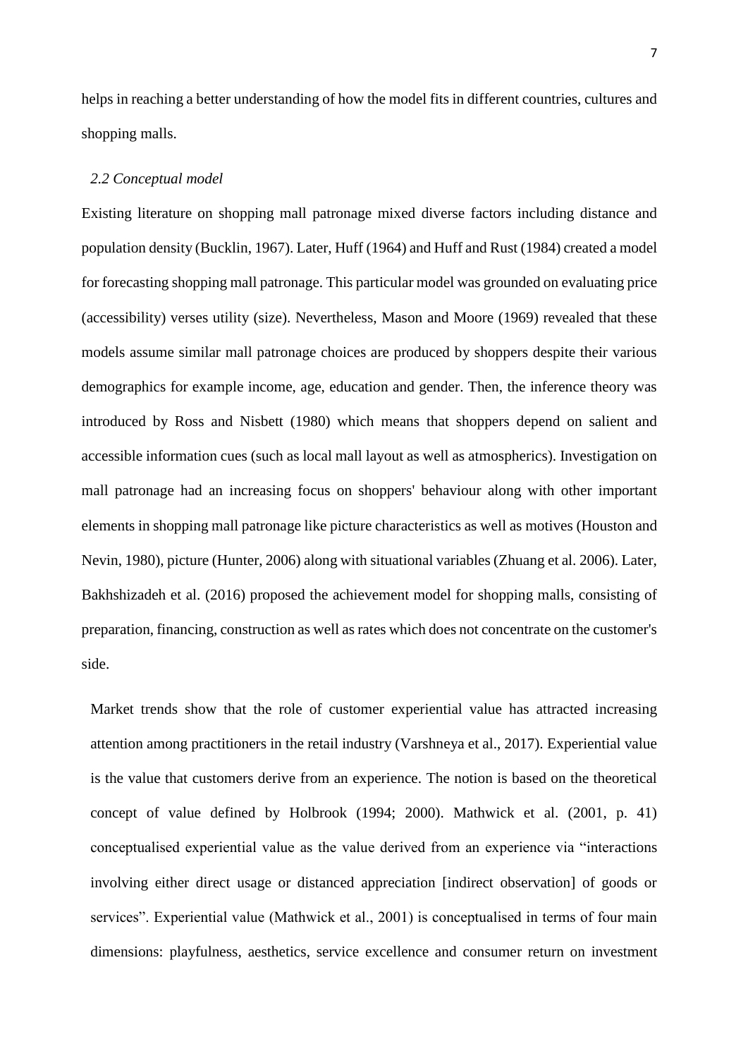helps in reaching a better understanding of how the model fits in different countries, cultures and shopping malls.

### *2.2 Conceptual model*

Existing literature on shopping mall patronage mixed diverse factors including distance and population density (Bucklin, 1967). Later, Huff (1964) and Huff and Rust (1984) created a model for forecasting shopping mall patronage. This particular model was grounded on evaluating price (accessibility) verses utility (size). Nevertheless, Mason and Moore (1969) revealed that these models assume similar mall patronage choices are produced by shoppers despite their various demographics for example income, age, education and gender. Then, the inference theory was introduced by Ross and Nisbett (1980) which means that shoppers depend on salient and accessible information cues (such as local mall layout as well as atmospherics). Investigation on mall patronage had an increasing focus on shoppers' behaviour along with other important elements in shopping mall patronage like picture characteristics as well as motives (Houston and Nevin, 1980), picture (Hunter, 2006) along with situational variables (Zhuang et al. 2006). Later, Bakhshizadeh et al. (2016) proposed the achievement model for shopping malls, consisting of preparation, financing, construction as well as rates which does not concentrate on the customer's side.

Market trends show that the role of customer experiential value has attracted increasing attention among practitioners in the retail industry (Varshneya et al., 2017). Experiential value is the value that customers derive from an experience. The notion is based on the theoretical concept of value defined by Holbrook (1994; 2000). Mathwick et al. (2001, p. 41) conceptualised experiential value as the value derived from an experience via "interactions involving either direct usage or distanced appreciation [indirect observation] of goods or services". Experiential value (Mathwick et al., 2001) is conceptualised in terms of four main dimensions: playfulness, aesthetics, service excellence and consumer return on investment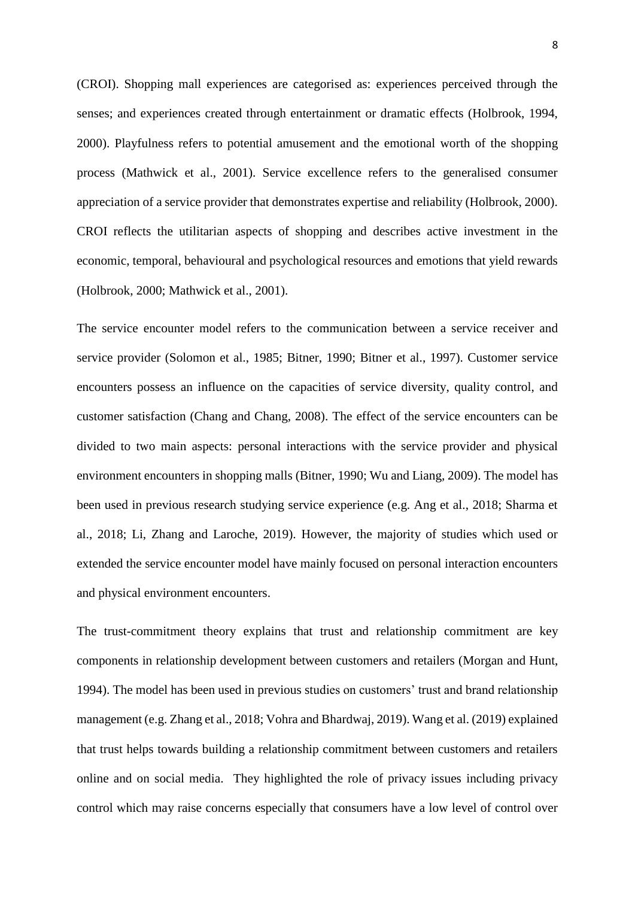(CROI). Shopping mall experiences are categorised as: experiences perceived through the senses; and experiences created through entertainment or dramatic effects (Holbrook, 1994, 2000). Playfulness refers to potential amusement and the emotional worth of the shopping process (Mathwick et al., 2001). Service excellence refers to the generalised consumer appreciation of a service provider that demonstrates expertise and reliability (Holbrook, 2000). CROI reflects the utilitarian aspects of shopping and describes active investment in the economic, temporal, behavioural and psychological resources and emotions that yield rewards (Holbrook, 2000; Mathwick et al., 2001).

The service encounter model refers to the communication between a service receiver and service provider (Solomon et al., 1985; Bitner, 1990; Bitner et al., 1997). Customer service encounters possess an influence on the capacities of service diversity, quality control, and customer satisfaction (Chang and Chang, 2008). The effect of the service encounters can be divided to two main aspects: personal interactions with the service provider and physical environment encounters in shopping malls (Bitner, 1990; Wu and Liang, 2009). The model has been used in previous research studying service experience (e.g. Ang et al., 2018; Sharma et al., 2018; Li, Zhang and Laroche, 2019). However, the majority of studies which used or extended the service encounter model have mainly focused on personal interaction encounters and physical environment encounters.

The trust-commitment theory explains that trust and relationship commitment are key components in relationship development between customers and retailers (Morgan and Hunt, 1994). The model has been used in previous studies on customers' trust and brand relationship management (e.g. Zhang et al., 2018; Vohra and Bhardwaj, 2019). Wang et al. (2019) explained that trust helps towards building a relationship commitment between customers and retailers online and on social media. They highlighted the role of privacy issues including privacy control which may raise concerns especially that consumers have a low level of control over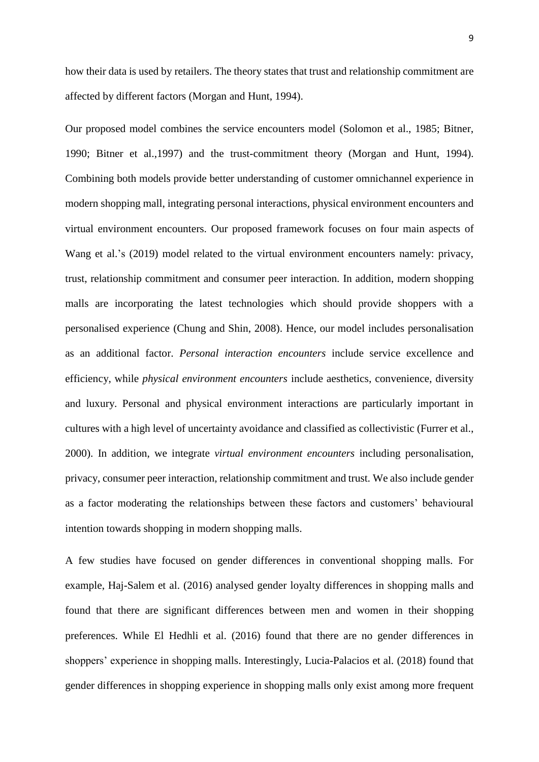how their data is used by retailers. The theory states that trust and relationship commitment are affected by different factors (Morgan and Hunt, 1994).

Our proposed model combines the service encounters model (Solomon et al., 1985; Bitner, 1990; Bitner et al.,1997) and the trust-commitment theory (Morgan and Hunt, 1994). Combining both models provide better understanding of customer omnichannel experience in modern shopping mall, integrating personal interactions, physical environment encounters and virtual environment encounters. Our proposed framework focuses on four main aspects of Wang et al.'s (2019) model related to the virtual environment encounters namely: privacy, trust, relationship commitment and consumer peer interaction. In addition, modern shopping malls are incorporating the latest technologies which should provide shoppers with a personalised experience (Chung and Shin, 2008). Hence, our model includes personalisation as an additional factor. *Personal interaction encounters* include service excellence and efficiency, while *physical environment encounters* include aesthetics, convenience, diversity and luxury. Personal and physical environment interactions are particularly important in cultures with a high level of uncertainty avoidance and classified as collectivistic (Furrer et al., 2000). In addition, we integrate *virtual environment encounters* including personalisation, privacy, consumer peer interaction, relationship commitment and trust. We also include gender as a factor moderating the relationships between these factors and customers' behavioural intention towards shopping in modern shopping malls.

A few studies have focused on gender differences in conventional shopping malls. For example, Haj-Salem et al. (2016) analysed gender loyalty differences in shopping malls and found that there are significant differences between men and women in their shopping preferences. While El Hedhli et al. (2016) found that there are no gender differences in shoppers' experience in shopping malls. Interestingly, Lucia-Palacios et al. (2018) found that gender differences in shopping experience in shopping malls only exist among more frequent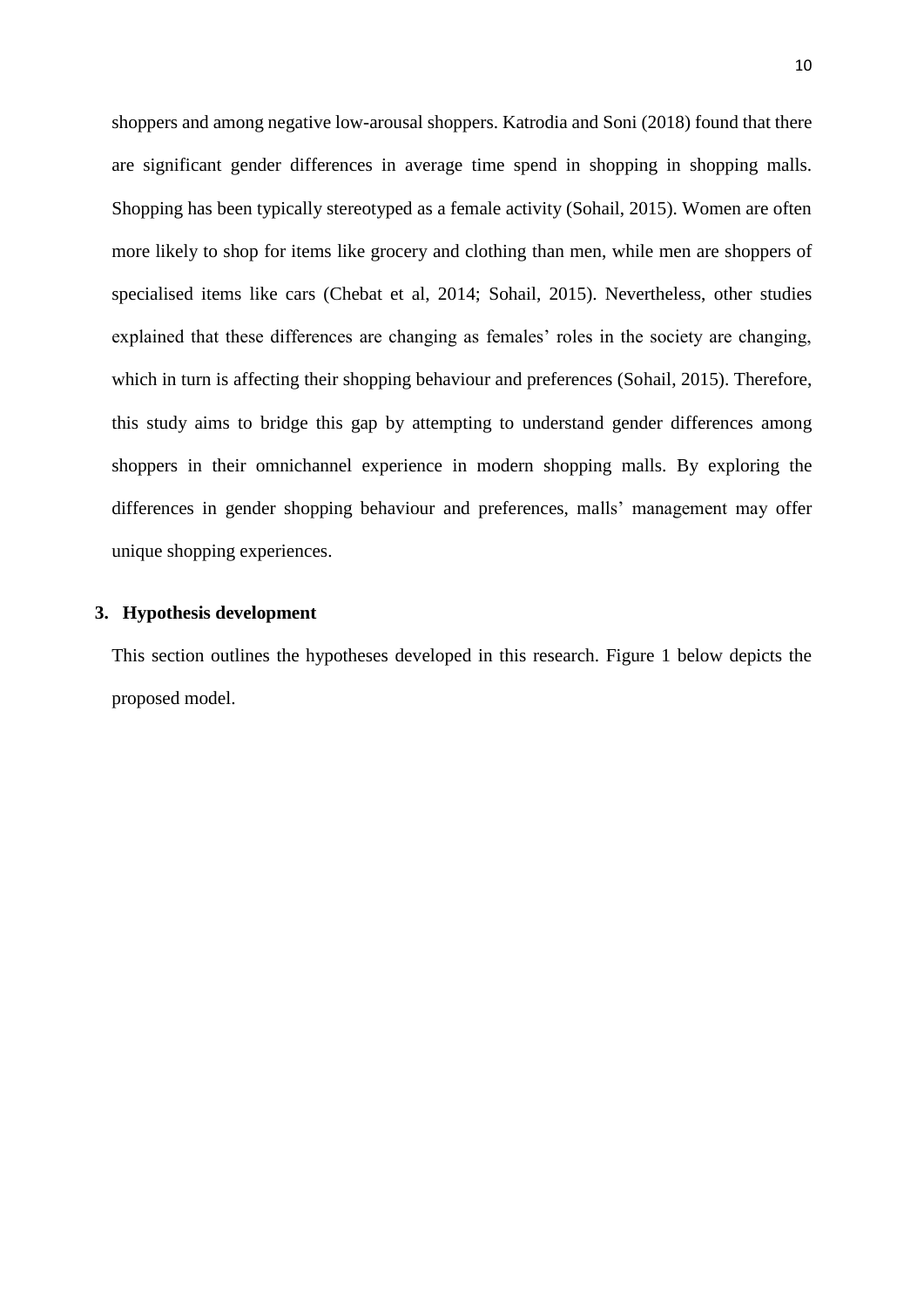shoppers and among negative low-arousal shoppers. Katrodia and Soni (2018) found that there are significant gender differences in average time spend in shopping in shopping malls. Shopping has been typically stereotyped as a female activity (Sohail, 2015). Women are often more likely to shop for items like grocery and clothing than men, while men are shoppers of specialised items like cars (Chebat et al, 2014; Sohail, 2015). Nevertheless, other studies explained that these differences are changing as females' roles in the society are changing, which in turn is affecting their shopping behaviour and preferences (Sohail, 2015). Therefore, this study aims to bridge this gap by attempting to understand gender differences among shoppers in their omnichannel experience in modern shopping malls. By exploring the differences in gender shopping behaviour and preferences, malls' management may offer unique shopping experiences.

## 3. Hypothesis development

This section outlines the hypotheses developed in this research. Figure 1 below depicts the proposed model.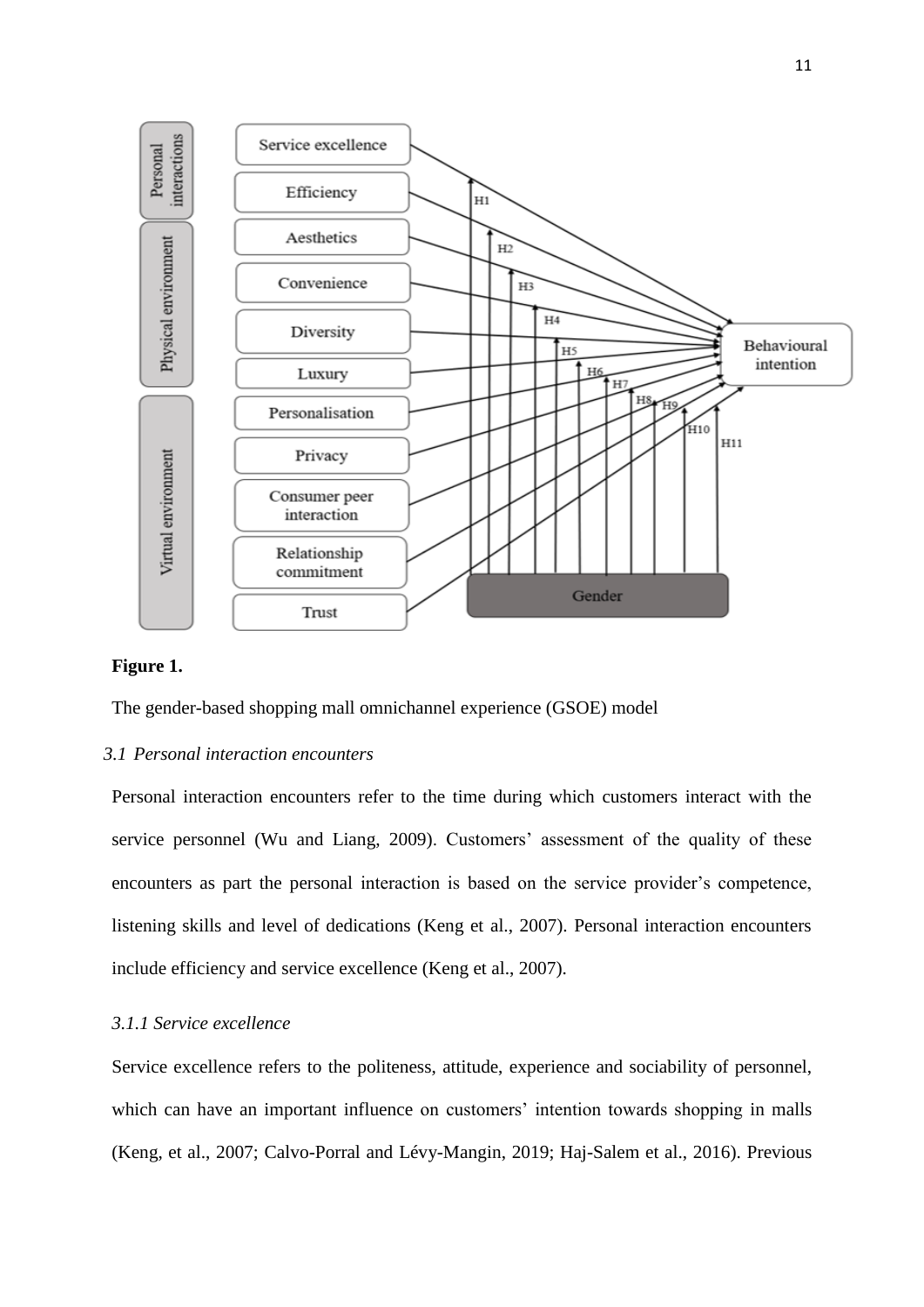**Figure 1.**

The gender-based shopping mall omnichannel experience (GSOE) model

### 3.1 *Personal interaction encounters*

Personal interaction encounters refer to the time during which customers interact with the service personnel (Wu and Liang, 2009). Customers' assessment of the quality of these encounters as part the personal interaction is based on the service provider's competence, listening skills and level of dedications (Keng et al., 2007). Personal interaction encounters include efficiency and service excellence (Keng et al., 2007).

#### *3.1.1 Service excellence*

Service excellence refers to the politeness, attitude, experience and sociability of personnel, which can have an important influence on customers' intention towards shopping in malls (Keng, et al., 2007; Calvo-Porral and Lévy-Mangin, 2019; Haj-Salem et al., 2016). Previous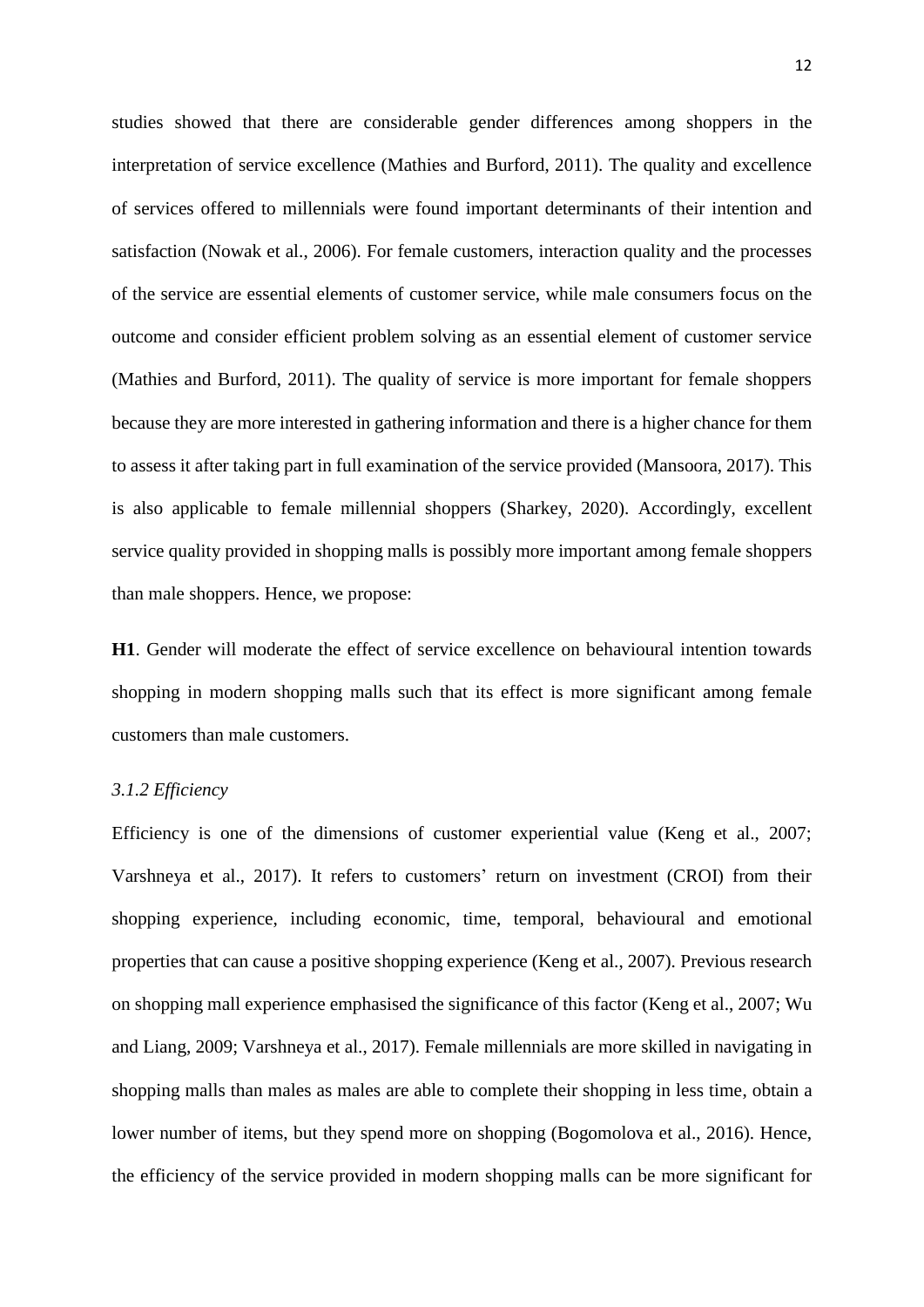studies showed that there are considerable gender differences among shoppers in the interpretation of service excellence (Mathies and Burford, 2011). The quality and excellence of services offered to millennials were found important determinants of their intention and satisfaction (Nowak et al., 2006). For female customers, interaction quality and the processes of the service are essential elements of customer service, while male consumers focus on the outcome and consider efficient problem solving as an essential element of customer service (Mathies and Burford, 2011). The quality of service is more important for female shoppers because they are more interested in gathering information and there is a higher chance for them to assess it after taking part in full examination of the service provided (Mansoora, 2017). This is also applicable to female millennial shoppers (Sharkey, 2020). Accordingly, excellent service quality provided in shopping malls is possibly more important among female shoppers than male shoppers. Hence, we propose:

**H1**. Gender will moderate the effect of service excellence on behavioural intention towards shopping in modern shopping malls such that its effect is more significant among female customers than male customers.

### *3.1.2 Efficiency*

Efficiency is one of the dimensions of customer experiential value (Keng et al., 2007; Varshneya et al., 2017). It refers to customers' return on investment (CROI) from their shopping experience, including economic, time, temporal, behavioural and emotional properties that can cause a positive shopping experience (Keng et al., 2007). Previous research on shopping mall experience emphasised the significance of this factor (Keng et al., 2007; Wu and Liang, 2009; Varshneya et al., 2017). Female millennials are more skilled in navigating in shopping malls than males as males are able to complete their shopping in less time, obtain a lower number of items, but they spend more on shopping (Bogomolova et al., 2016). Hence, the efficiency of the service provided in modern shopping malls can be more significant for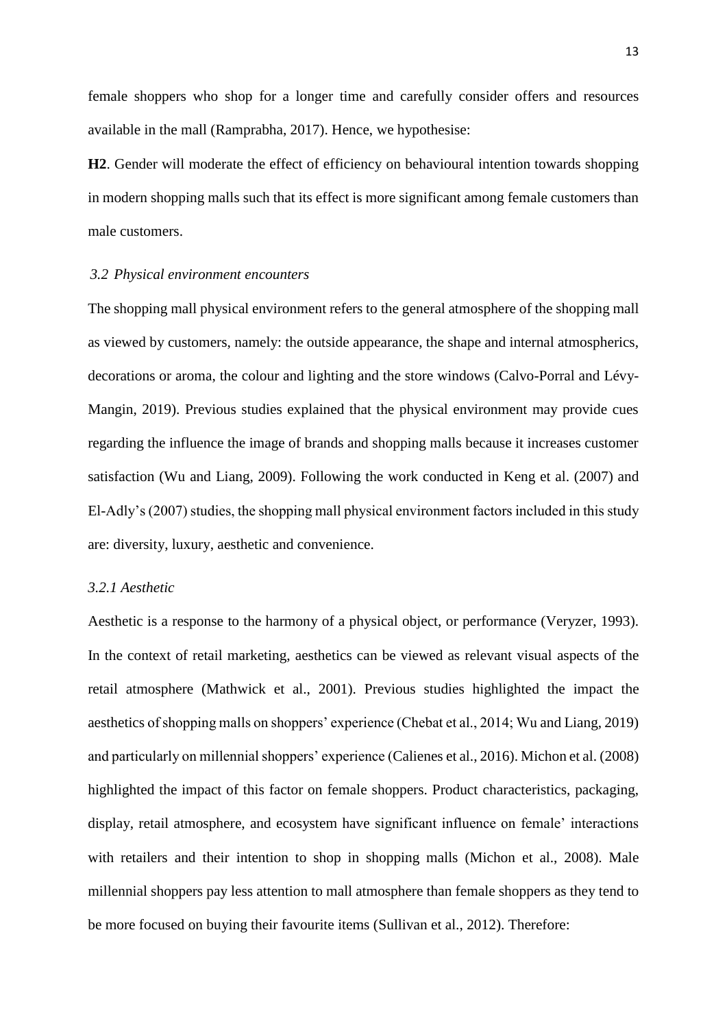female shoppers who shop for a longer time and carefully consider offers and resources available in the mall (Ramprabha, 2017). Hence, we hypothesise:

**H2**. Gender will moderate the effect of efficiency on behavioural intention towards shopping in modern shopping malls such that its effect is more significant among female customers than male customers.

### *3.2 Physical environment encounters*

The shopping mall physical environment refers to the general atmosphere of the shopping mall as viewed by customers, namely: the outside appearance, the shape and internal atmospherics, decorations or aroma, the colour and lighting and the store windows (Calvo-Porral and Lévy-Mangin, 2019). Previous studies explained that the physical environment may provide cues regarding the influence the image of brands and shopping malls because it increases customer satisfaction (Wu and Liang, 2009). Following the work conducted in Keng et al. (2007) and El-Adly's (2007) studies, the shopping mall physical environment factors included in this study are: diversity, luxury, aesthetic and convenience.

#### *3.2.1 Aesthetic*

Aesthetic is a response to the harmony of a physical object, or performance (Veryzer, 1993). In the context of retail marketing, aesthetics can be viewed as relevant visual aspects of the retail atmosphere (Mathwick et al., 2001). Previous studies highlighted the impact the aesthetics of shopping malls on shoppers' experience (Chebat et al., 2014; Wu and Liang, 2019) and particularly on millennial shoppers' experience (Calienes et al., 2016). Michon et al. (2008) highlighted the impact of this factor on female shoppers. Product characteristics, packaging, display, retail atmosphere, and ecosystem have significant influence on female' interactions with retailers and their intention to shop in shopping malls (Michon et al., 2008). Male millennial shoppers pay less attention to mall atmosphere than female shoppers as they tend to be more focused on buying their favourite items (Sullivan et al., 2012). Therefore: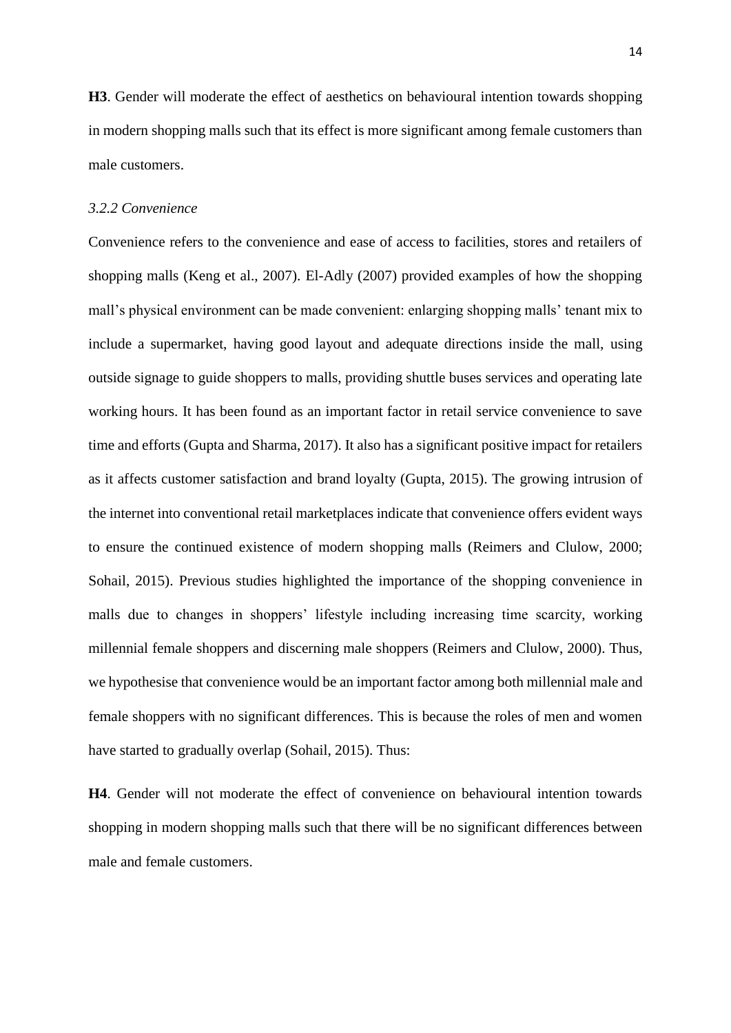**H3**. Gender will moderate the effect of aesthetics on behavioural intention towards shopping in modern shopping malls such that its effect is more significant among female customers than male customers.

### *3.2.2 Convenience*

Convenience refers to the convenience and ease of access to facilities, stores and retailers of shopping malls (Keng et al., 2007). El-Adly (2007) provided examples of how the shopping mall's physical environment can be made convenient: enlarging shopping malls' tenant mix to include a supermarket, having good layout and adequate directions inside the mall, using outside signage to guide shoppers to malls, providing shuttle buses services and operating late working hours. It has been found as an important factor in retail service convenience to save time and efforts (Gupta and Sharma, 2017). It also has a significant positive impact for retailers as it affects customer satisfaction and brand loyalty (Gupta, 2015). The growing intrusion of the internet into conventional retail marketplaces indicate that convenience offers evident ways to ensure the continued existence of modern shopping malls (Reimers and Clulow, 2000; Sohail, 2015). Previous studies highlighted the importance of the shopping convenience in malls due to changes in shoppers' lifestyle including increasing time scarcity, working millennial female shoppers and discerning male shoppers (Reimers and Clulow, 2000). Thus, we hypothesise that convenience would be an important factor among both millennial male and female shoppers with no significant differences. This is because the roles of men and women have started to gradually overlap (Sohail, 2015). Thus:

**H4**. Gender will not moderate the effect of convenience on behavioural intention towards shopping in modern shopping malls such that there will be no significant differences between male and female customers.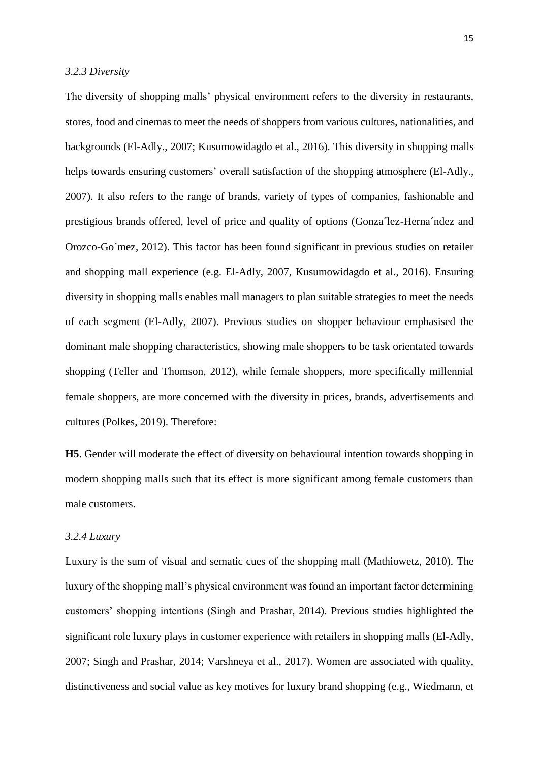*3.2.3 Diversity*

The diversity of shopping malls' physical environment refers to the diversity in restaurants, stores, food and cinemas to meet the needs of shoppers from various cultures, nationalities, and backgrounds (El-Adly., 2007; Kusumowidagdo et al., 2016). This diversity in shopping malls helps towards ensuring customers' overall satisfaction of the shopping atmosphere (El-Adly., 2007). It also refers to the range of brands, variety of types of companies, fashionable and prestigious brands offered, level of price and quality of options (Gonza´lez-Herna´ndez and Orozco-Go´mez, 2012). This factor has been found significant in previous studies on retailer and shopping mall experience (e.g. El-Adly, 2007, Kusumowidagdo et al., 2016). Ensuring diversity in shopping malls enables mall managers to plan suitable strategies to meet the needs of each segment (El-Adly, 2007). Previous studies on shopper behaviour emphasised the dominant male shopping characteristics, showing male shoppers to be task orientated towards shopping (Teller and Thomson, 2012), while female shoppers, more specifically millennial female shoppers, are more concerned with the diversity in prices, brands, advertisements and cultures (Polkes, 2019). Therefore:

**H5**. Gender will moderate the effect of diversity on behavioural intention towards shopping in modern shopping malls such that its effect is more significant among female customers than male customers.

*3.2.4 Luxury*

Luxury is the sum of visual and sematic cues of the shopping mall (Mathiowetz, 2010). The luxury of the shopping mall's physical environment was found an important factor determining customers' shopping intentions (Singh and Prashar, 2014). Previous studies highlighted the significant role luxury plays in customer experience with retailers in shopping malls (El-Adly, 2007; Singh and Prashar, 2014; Varshneya et al., 2017). Women are associated with quality, distinctiveness and social value as key motives for luxury brand shopping (e.g., Wiedmann, et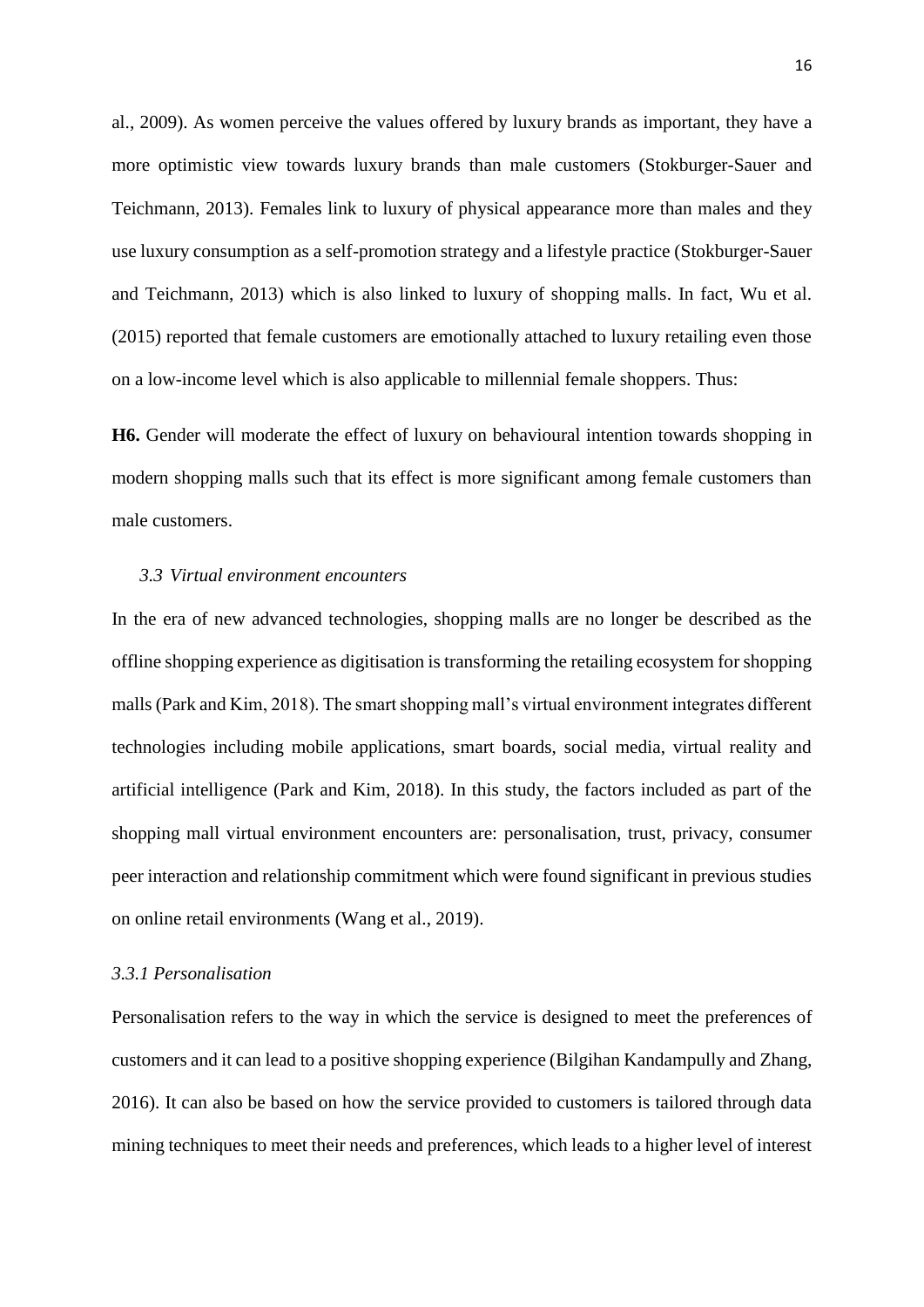al., 2009). As women perceive the values offered by luxury brands as important, they have a more optimistic view towards luxury brands than male customers (Stokburger-Sauer and Teichmann, 2013). Females link to luxury of physical appearance more than males and they use luxury consumption as a self-promotion strategy and a lifestyle practice (Stokburger-Sauer and Teichmann, 2013) which is also linked to luxury of shopping malls. In fact, Wu et al. (2015) reported that female customers are emotionally attached to luxury retailing even those on a low-income level which is also applicable to millennial female shoppers. Thus:

**H6.** Gender will moderate the effect of luxury on behavioural intention towards shopping in modern shopping malls such that its effect is more significant among female customers than male customers.

### *3.3 Virtual environment encounters*

In the era of new advanced technologies, shopping malls are no longer be described as the offline shopping experience as digitisation is transforming the retailing ecosystem for shopping malls (Park and Kim, 2018). The smart shopping mall's virtual environment integrates different technologies including mobile applications, smart boards, social media, virtual reality and artificial intelligence (Park and Kim, 2018). In this study, the factors included as part of the shopping mall virtual environment encounters are: personalisation, trust, privacy, consumer peer interaction and relationship commitment which were found significant in previous studies on online retail environments (Wang et al., 2019).

#### *3.3.1 Personalisation*

Personalisation refers to the way in which the service is designed to meet the preferences of customers and it can lead to a positive shopping experience (Bilgihan Kandampully and Zhang, 2016). It can also be based on how the service provided to customers is tailored through data mining techniques to meet their needs and preferences, which leads to a higher level of interest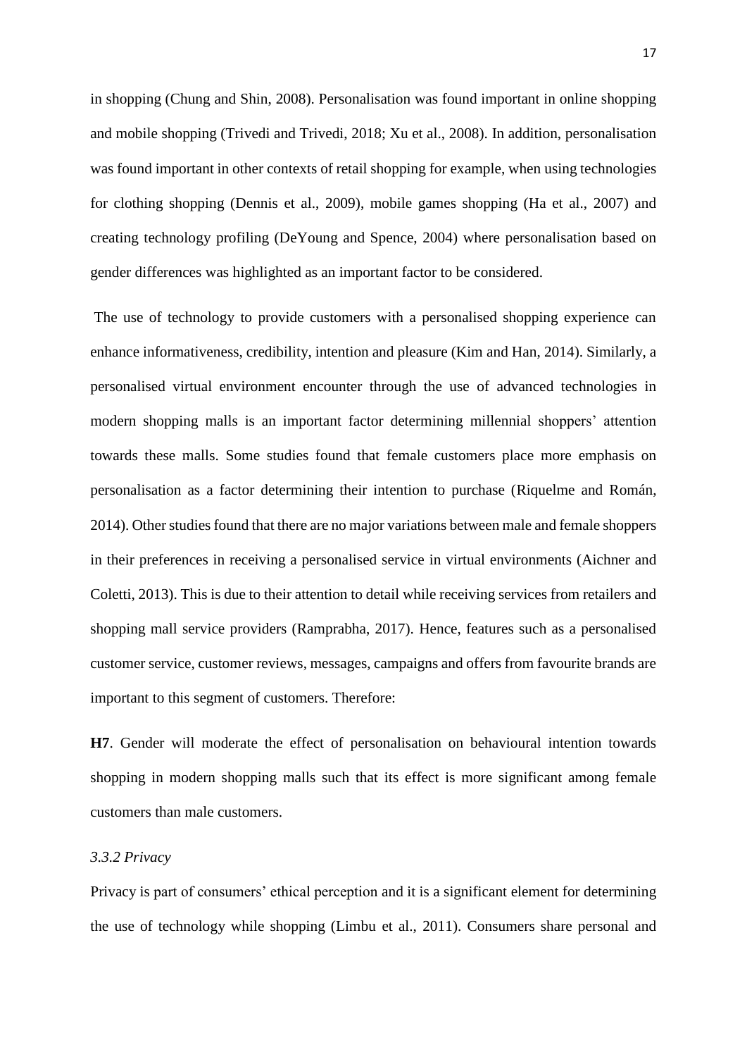in shopping (Chung and Shin, 2008). Personalisation was found important in online shopping and mobile shopping (Trivedi and Trivedi, 2018; Xu et al., 2008). In addition, personalisation was found important in other contexts of retail shopping for example, when using technologies for clothing shopping (Dennis et al., 2009), mobile games shopping (Ha et al., 2007) and creating technology profiling (DeYoung and Spence, 2004) where personalisation based on gender differences was highlighted as an important factor to be considered.

The use of technology to provide customers with a personalised shopping experience can enhance informativeness, credibility, intention and pleasure (Kim and Han, 2014). Similarly, a personalised virtual environment encounter through the use of advanced technologies in modern shopping malls is an important factor determining millennial shoppers' attention towards these malls. Some studies found that female customers place more emphasis on personalisation as a factor determining their intention to purchase (Riquelme and Román, 2014). Other studies found that there are no major variations between male and female shoppers in their preferences in receiving a personalised service in virtual environments (Aichner and Coletti, 2013). This is due to their attention to detail while receiving services from retailers and shopping mall service providers (Ramprabha, 2017). Hence, features such as a personalised customer service, customer reviews, messages, campaigns and offers from favourite brands are important to this segment of customers. Therefore:

**H7**. Gender will moderate the effect of personalisation on behavioural intention towards shopping in modern shopping malls such that its effect is more significant among female customers than male customers.

#### *3.3.2 Privacy*

Privacy is part of consumers' ethical perception and it is a significant element for determining the use of technology while shopping (Limbu et al., 2011). Consumers share personal and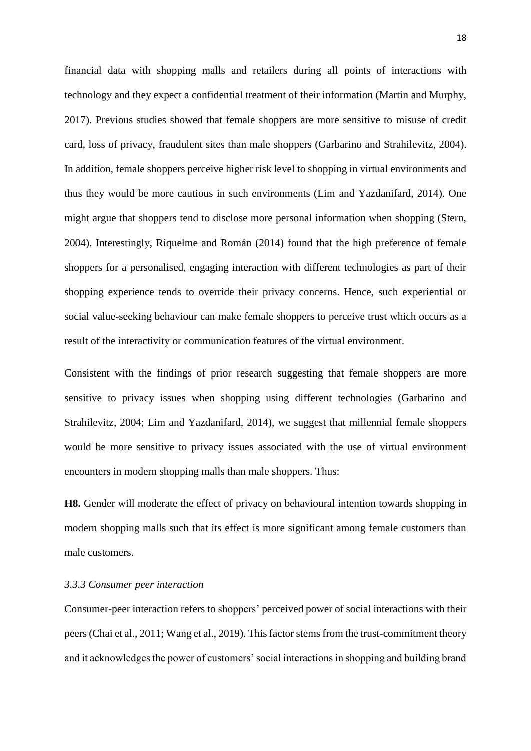financial data with shopping malls and retailers during all points of interactions with technology and they expect a confidential treatment of their information (Martin and Murphy, 2017). Previous studies showed that female shoppers are more sensitive to misuse of credit card, loss of privacy, fraudulent sites than male shoppers (Garbarino and Strahilevitz, 2004). In addition, female shoppers perceive higher risk level to shopping in virtual environments and thus they would be more cautious in such environments (Lim and Yazdanifard, 2014). One might argue that shoppers tend to disclose more personal information when shopping (Stern, 2004). Interestingly, Riquelme and Román (2014) found that the high preference of female shoppers for a personalised, engaging interaction with different technologies as part of their shopping experience tends to override their privacy concerns. Hence, such experiential or social value-seeking behaviour can make female shoppers to perceive trust which occurs as a result of the interactivity or communication features of the virtual environment.

Consistent with the findings of prior research suggesting that female shoppers are more sensitive to privacy issues when shopping using different technologies (Garbarino and Strahilevitz, 2004; Lim and Yazdanifard, 2014), we suggest that millennial female shoppers would be more sensitive to privacy issues associated with the use of virtual environment encounters in modern shopping malls than male shoppers. Thus:

**H8.** Gender will moderate the effect of privacy on behavioural intention towards shopping in modern shopping malls such that its effect is more significant among female customers than male customers.

### *3.3.3 Consumer peer interaction*

Consumer-peer interaction refers to shoppers' perceived power of social interactions with their peers (Chai et al., 2011; Wang et al., 2019). This factor stems from the trust-commitment theory and it acknowledges the power of customers' social interactions in shopping and building brand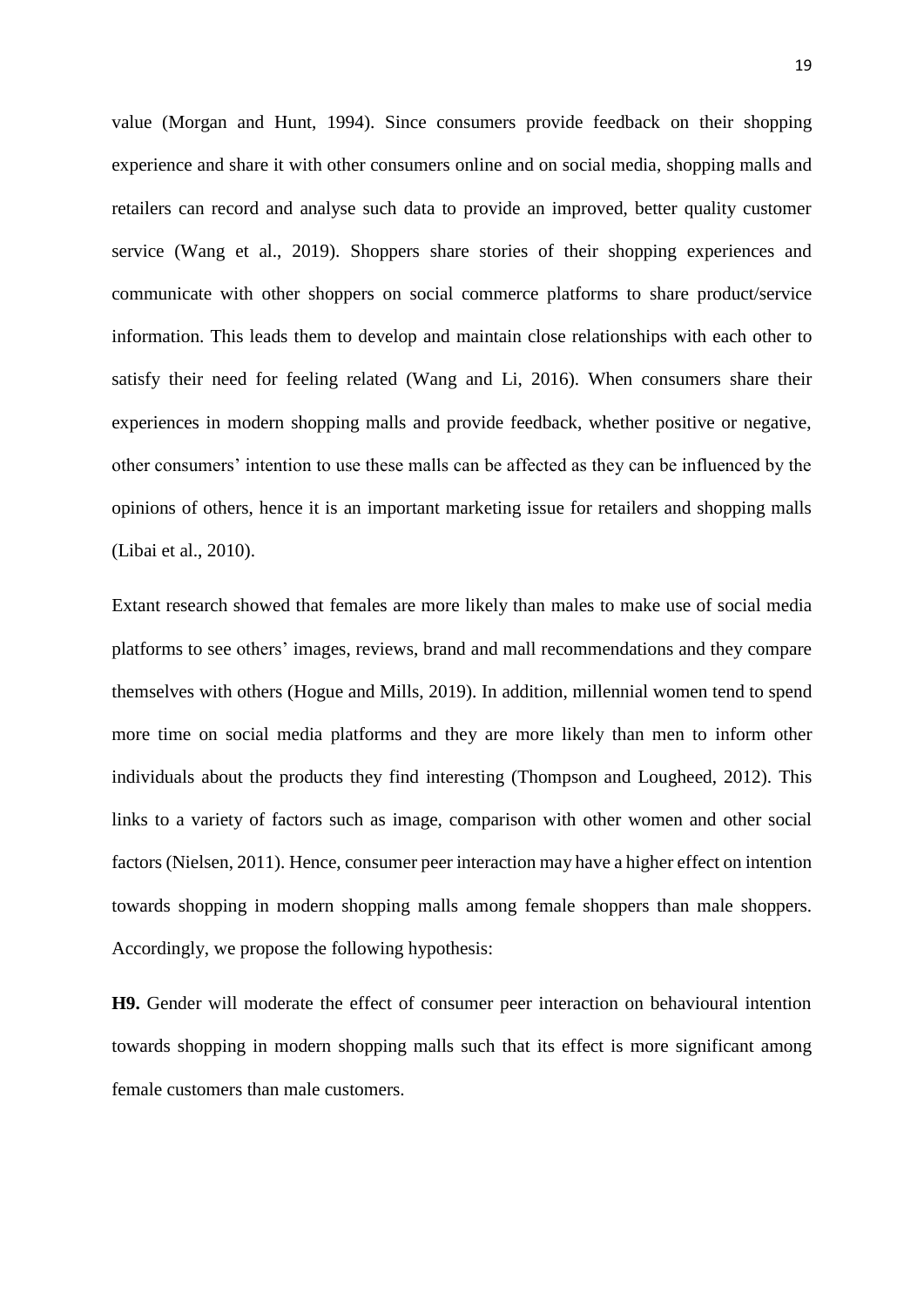value (Morgan and Hunt, 1994). Since consumers provide feedback on their shopping experience and share it with other consumers online and on social media, shopping malls and retailers can record and analyse such data to provide an improved, better quality customer service (Wang et al., 2019). Shoppers share stories of their shopping experiences and communicate with other shoppers on social commerce platforms to share product/service information. This leads them to develop and maintain close relationships with each other to satisfy their need for feeling related (Wang and Li, 2016). When consumers share their experiences in modern shopping malls and provide feedback, whether positive or negative, other consumers' intention to use these malls can be affected as they can be influenced by the opinions of others, hence it is an important marketing issue for retailers and shopping malls (Libai et al., 2010).

Extant research showed that females are more likely than males to make use of social media platforms to see others' images, reviews, brand and mall recommendations and they compare themselves with others (Hogue and Mills, 2019). In addition, millennial women tend to spend more time on social media platforms and they are more likely than men to inform other individuals about the products they find interesting (Thompson and Lougheed, 2012). This links to a variety of factors such as image, comparison with other women and other social factors (Nielsen, 2011). Hence, consumer peer interaction may have a higher effect on intention towards shopping in modern shopping malls among female shoppers than male shoppers. Accordingly, we propose the following hypothesis:

**H9.** Gender will moderate the effect of consumer peer interaction on behavioural intention towards shopping in modern shopping malls such that its effect is more significant among female customers than male customers.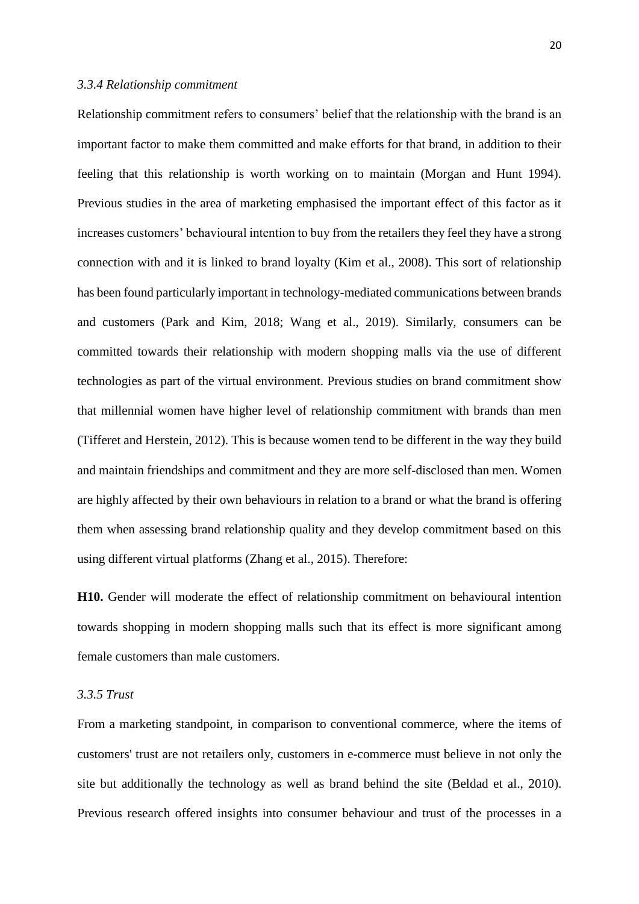### *3.3.4 Relationship commitment*

Relationship commitment refers to consumers' belief that the relationship with the brand is an important factor to make them committed and make efforts for that brand, in addition to their feeling that this relationship is worth working on to maintain (Morgan and Hunt 1994). Previous studies in the area of marketing emphasised the important effect of this factor as it increases customers' behavioural intention to buy from the retailers they feel they have a strong connection with and it is linked to brand loyalty (Kim et al., 2008). This sort of relationship has been found particularly important in technology-mediated communications between brands and customers (Park and Kim, 2018; Wang et al., 2019). Similarly, consumers can be committed towards their relationship with modern shopping malls via the use of different technologies as part of the virtual environment. Previous studies on brand commitment show that millennial women have higher level of relationship commitment with brands than men (Tifferet and Herstein, 2012). This is because women tend to be different in the way they build and maintain friendships and commitment and they are more self-disclosed than men. Women are highly affected by their own behaviours in relation to a brand or what the brand is offering them when assessing brand relationship quality and they develop commitment based on this using different virtual platforms (Zhang et al., 2015). Therefore:

**H10.** Gender will moderate the effect of relationship commitment on behavioural intention towards shopping in modern shopping malls such that its effect is more significant among female customers than male customers.

### *3.3.5 Trust*

From a marketing standpoint, in comparison to conventional commerce, where the items of customers' trust are not retailers only, customers in e-commerce must believe in not only the site but additionally the technology as well as brand behind the site (Beldad et al., 2010). Previous research offered insights into consumer behaviour and trust of the processes in a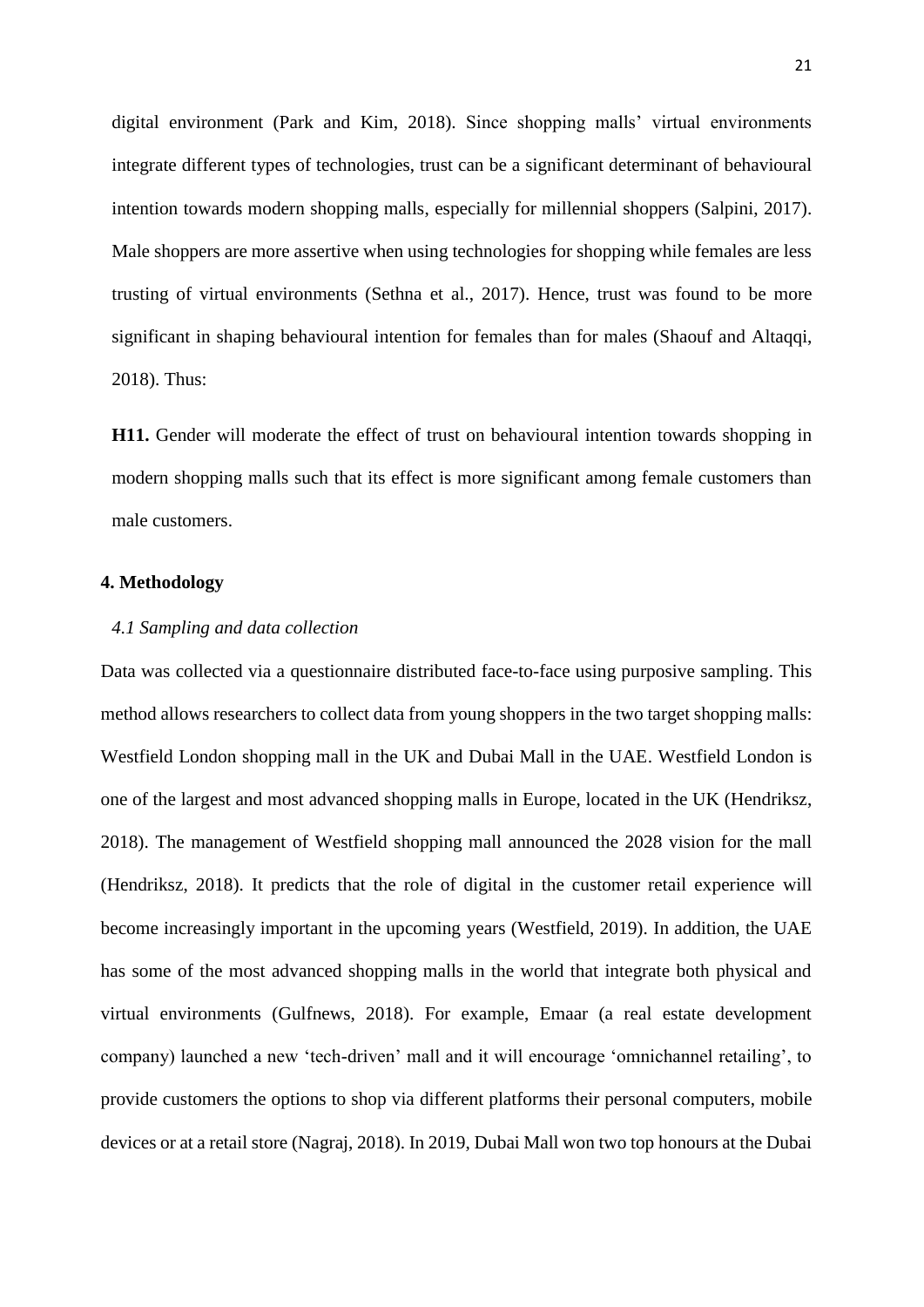digital environment (Park and Kim, 2018). Since shopping malls' virtual environments integrate different types of technologies, trust can be a significant determinant of behavioural intention towards modern shopping malls, especially for millennial shoppers (Salpini, 2017). Male shoppers are more assertive when using technologies for shopping while females are less trusting of virtual environments (Sethna et al., 2017). Hence, trust was found to be more significant in shaping behavioural intention for females than for males (Shaouf and Altaqqi, 2018). Thus:

**H11.** Gender will moderate the effect of trust on behavioural intention towards shopping in modern shopping malls such that its effect is more significant among female customers than male customers.

## 4. Methodology

### *4.1 Sampling and data collection*

Data was collected via a questionnaire distributed face-to-face using purposive sampling. This method allows researchers to collect data from young shoppers in the two target shopping malls: Westfield London shopping mall in the UK and Dubai Mall in the UAE. Westfield London is one of the largest and most advanced shopping malls in Europe, located in the UK (Hendriksz, 2018). The management of Westfield shopping mall announced the 2028 vision for the mall (Hendriksz, 2018). It predicts that the role of digital in the customer retail experience will become increasingly important in the upcoming years (Westfield, 2019). In addition, the UAE has some of the most advanced shopping malls in the world that integrate both physical and virtual environments (Gulfnews, 2018). For example, Emaar (a real estate development company) launched a new 'tech-driven' mall and it will encourage 'omnichannel retailing', to provide customers the options to shop via different platforms their personal computers, mobile devices or at a retail store (Nagraj, 2018). In 2019, Dubai Mall won two top honours at the Dubai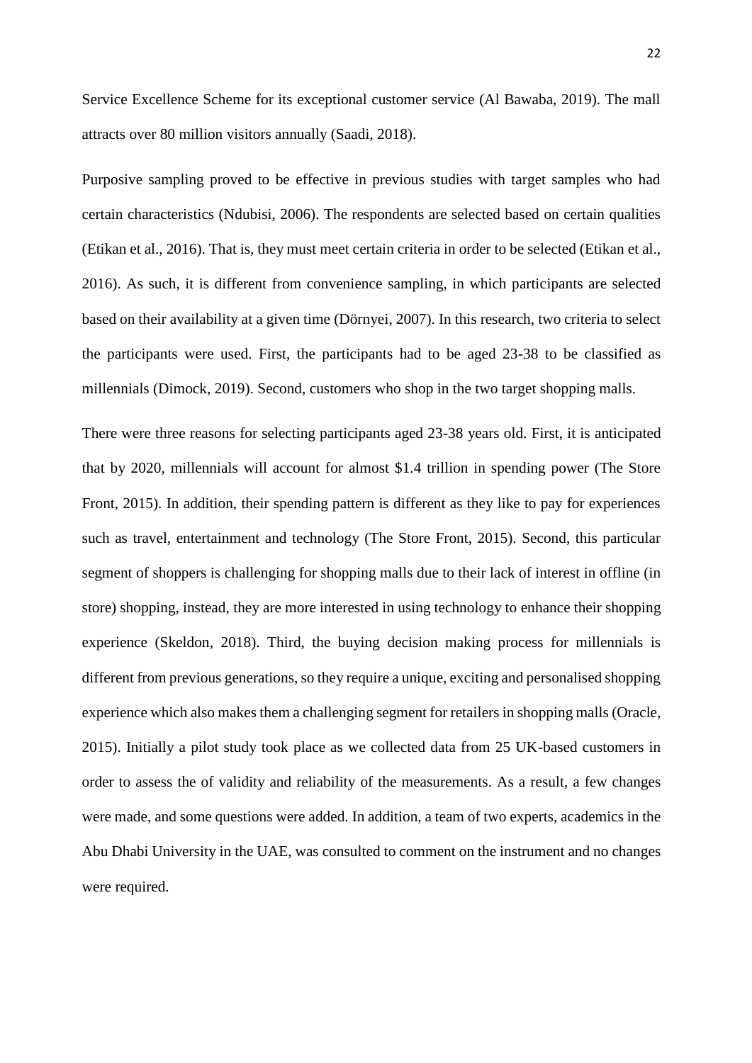Service Excellence Scheme for its exceptional customer service (Al Bawaba, 2019). The mall attracts over 80 million visitors annually (Saadi, 2018).

Purposive sampling proved to be effective in previous studies with target samples who had certain characteristics (Ndubisi, 2006). The respondents are selected based on certain qualities (Etikan et al., 2016). That is, they must meet certain criteria in order to be selected (Etikan et al., 2016). As such, it is different from convenience sampling, in which participants are selected based on their availability at a given time (Dörnyei, 2007). In this research, two criteria to select the participants were used. First, the participants had to be aged 23-38 to be classified as millennials (Dimock, 2019). Second, customers who shop in the two target shopping malls.

There were three reasons for selecting participants aged 23-38 years old. First, it is anticipated that by 2020, millennials will account for almost $1.4 trillion in spending power (The Store Front, 2015). In addition, their spending pattern is different as they like to pay for experiences such as travel, entertainment and technology (The Store Front, 2015). Second, this particular segment of shoppers is challenging for shopping malls due to their lack of interest in offline (in store) shopping, instead, they are more interested in using technology to enhance their shopping experience (Skeldon, 2018). Third, the buying decision making process for millennials is different from previous generations, so they require a unique, exciting and personalised shopping experience which also makes them a challenging segment for retailers in shopping malls (Oracle, 2015). Initially a pilot study took place as we collected data from 25 UK-based customers in order to assess the of validity and reliability of the measurements. As a result, a few changes were made, and some questions were added. In addition, a team of two experts, academics in the Abu Dhabi University in the UAE, was consulted to comment on the instrument and no changes were required.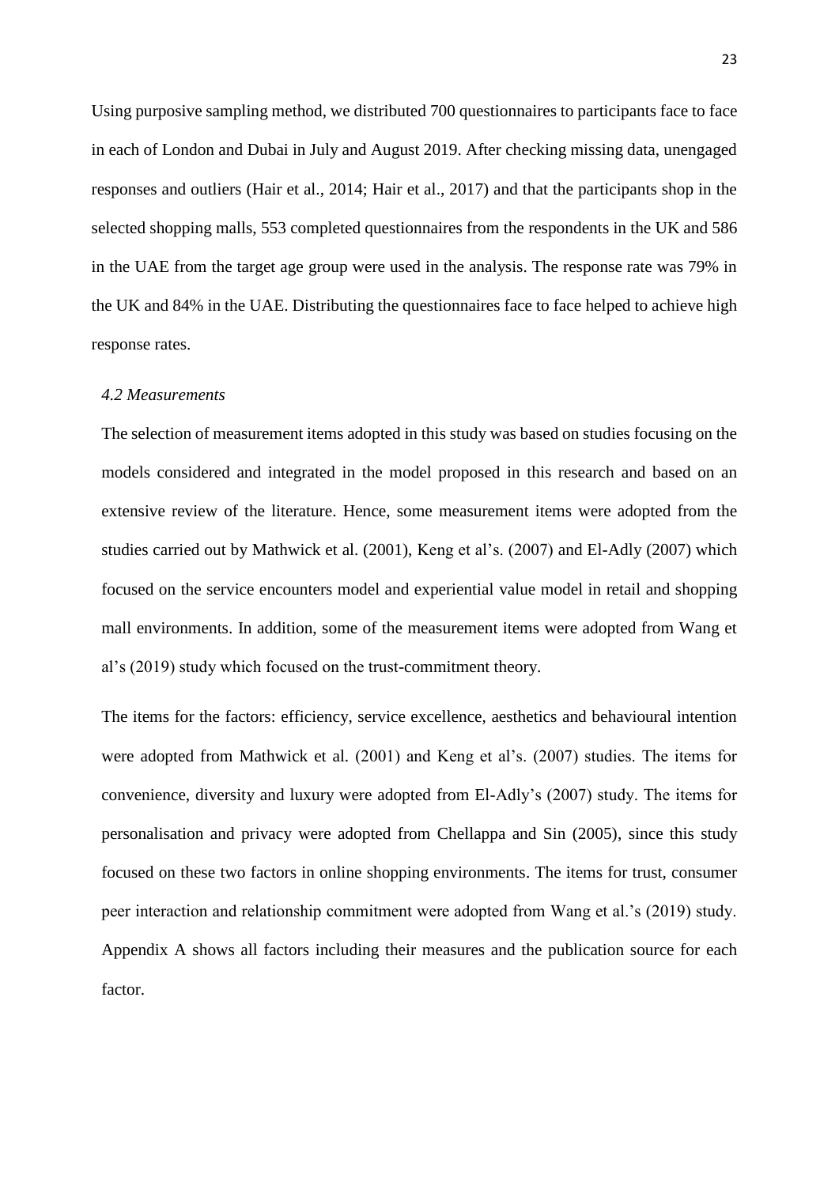Using purposive sampling method, we distributed 700 questionnaires to participants face to face in each of London and Dubai in July and August 2019. After checking missing data, unengaged responses and outliers (Hair et al., 2014; Hair et al., 2017) and that the participants shop in the selected shopping malls, 553 completed questionnaires from the respondents in the UK and 586 in the UAE from the target age group were used in the analysis. The response rate was 79% in the UK and 84% in the UAE. Distributing the questionnaires face to face helped to achieve high response rates.

### *4.2 Measurements*

The selection of measurement items adopted in this study was based on studies focusing on the models considered and integrated in the model proposed in this research and based on an extensive review of the literature. Hence, some measurement items were adopted from the studies carried out by Mathwick et al. (2001), Keng et al's. (2007) and El-Adly (2007) which focused on the service encounters model and experiential value model in retail and shopping mall environments. In addition, some of the measurement items were adopted from Wang et al's (2019) study which focused on the trust-commitment theory.

The items for the factors: efficiency, service excellence, aesthetics and behavioural intention were adopted from Mathwick et al. (2001) and Keng et al's. (2007) studies. The items for convenience, diversity and luxury were adopted from El-Adly's (2007) study. The items for personalisation and privacy were adopted from Chellappa and Sin (2005), since this study focused on these two factors in online shopping environments. The items for trust, consumer peer interaction and relationship commitment were adopted from Wang et al.'s (2019) study. Appendix A shows all factors including their measures and the publication source for each factor.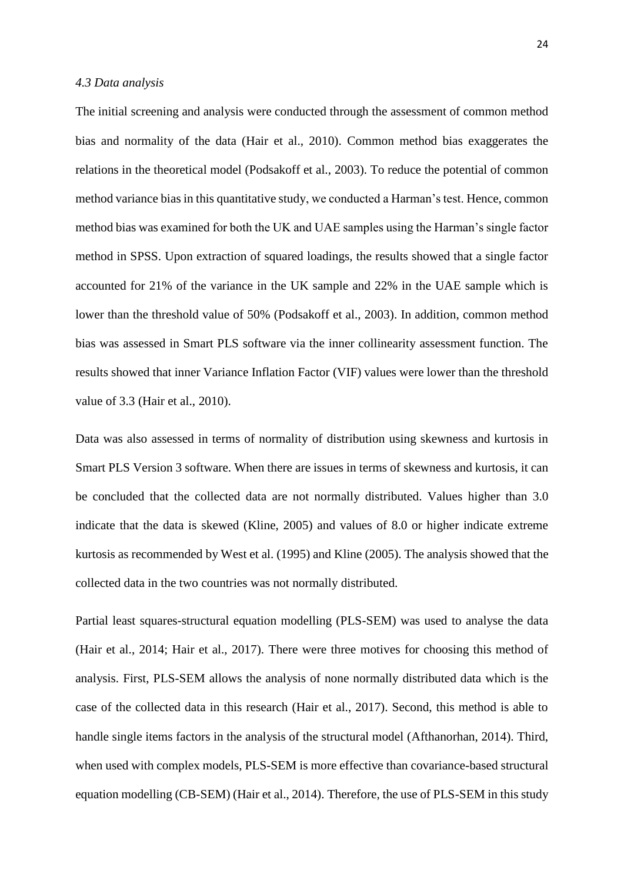*4.3 Data analysis*

The initial screening and analysis were conducted through the assessment of common method bias and normality of the data (Hair et al., 2010). Common method bias exaggerates the relations in the theoretical model (Podsakoff et al., 2003). To reduce the potential of common method variance bias in this quantitative study, we conducted a Harman's test. Hence, common method bias was examined for both the UK and UAE samples using the Harman's single factor method in SPSS. Upon extraction of squared loadings, the results showed that a single factor accounted for 21% of the variance in the UK sample and 22% in the UAE sample which is lower than the threshold value of 50% (Podsakoff et al., 2003). In addition, common method bias was assessed in Smart PLS software via the inner collinearity assessment function. The results showed that inner Variance Inflation Factor (VIF) values were lower than the threshold value of 3.3 (Hair et al., 2010).

Data was also assessed in terms of normality of distribution using skewness and kurtosis in Smart PLS Version 3 software. When there are issues in terms of skewness and kurtosis, it can be concluded that the collected data are not normally distributed. Values higher than 3.0 indicate that the data is skewed (Kline, 2005) and values of 8.0 or higher indicate extreme kurtosis as recommended by West et al. (1995) and Kline (2005). The analysis showed that the collected data in the two countries was not normally distributed.

Partial least squares-structural equation modelling (PLS-SEM) was used to analyse the data (Hair et al., 2014; Hair et al., 2017). There were three motives for choosing this method of analysis. First, PLS-SEM allows the analysis of none normally distributed data which is the case of the collected data in this research (Hair et al., 2017). Second, this method is able to handle single items factors in the analysis of the structural model (Afthanorhan, 2014). Third, when used with complex models, PLS-SEM is more effective than covariance-based structural equation modelling (CB-SEM) (Hair et al., 2014). Therefore, the use of PLS-SEM in this study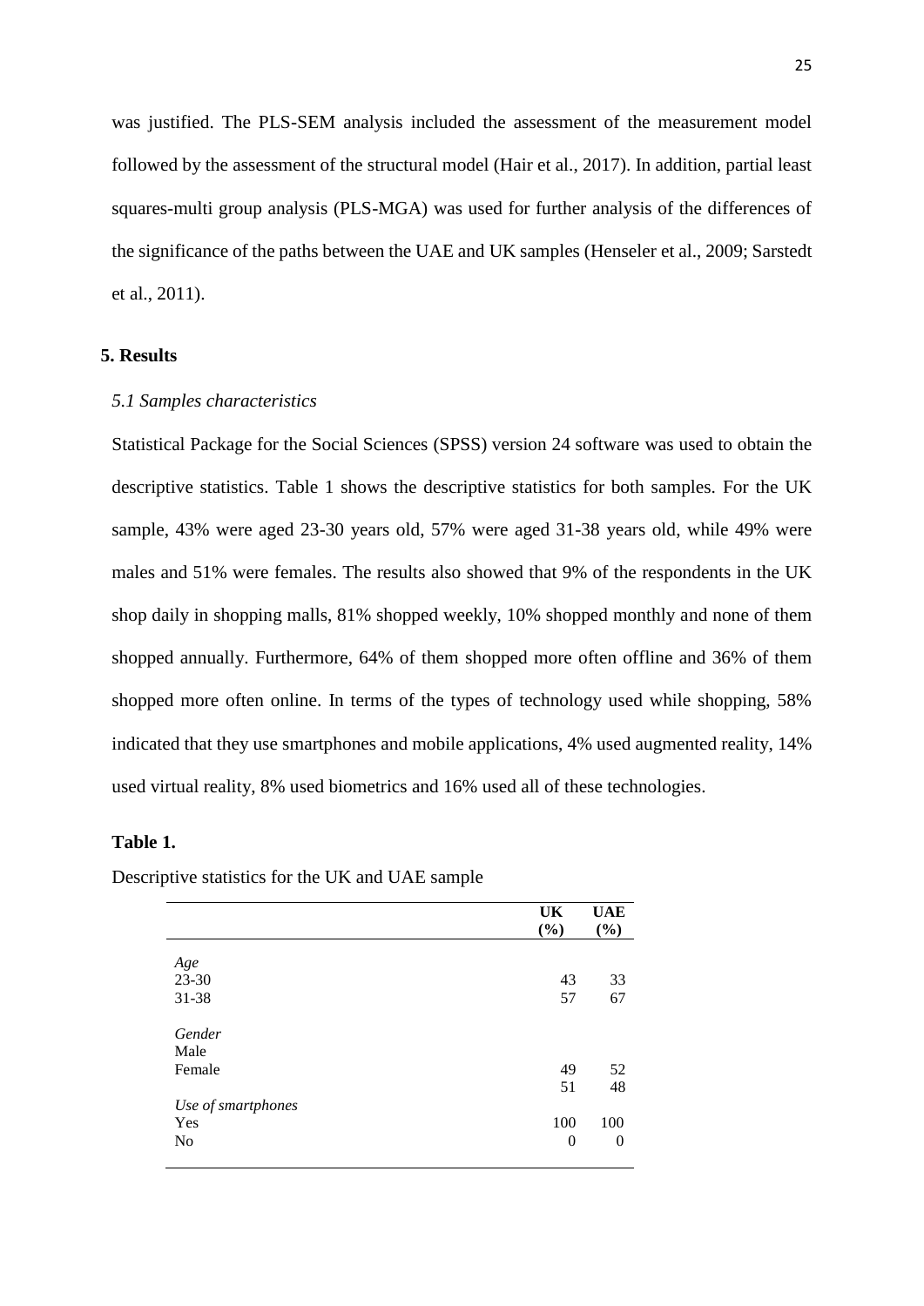was justified. The PLS-SEM analysis included the assessment of the measurement model followed by the assessment of the structural model (Hair et al., 2017). In addition, partial least squares-multi group analysis (PLS-MGA) was used for further analysis of the differences of the significance of the paths between the UAE and UK samples (Henseler et al., 2009; Sarstedt et al., 2011).

## 5. Results

### *5.1 Samples characteristics*

Statistical Package for the Social Sciences (SPSS) version 24 software was used to obtain the descriptive statistics. Table 1 shows the descriptive statistics for both samples. For the UK sample, 43% were aged 23-30 years old, 57% were aged 31-38 years old, while 49% were males and 51% were females. The results also showed that 9% of the respondents in the UK shop daily in shopping malls, 81% shopped weekly, 10% shopped monthly and none of them shopped annually. Furthermore, 64% of them shopped more often offline and 36% of them shopped more often online. In terms of the types of technology used while shopping, 58% indicated that they use smartphones and mobile applications, 4% used augmented reality, 14% used virtual reality, 8% used biometrics and 16% used all of these technologies.

**Table 1.**

Descriptive statistics for the UK and UAE sample

| | UK (%) | UAE (%) |
|---|---|---|
| *Age* | | |
| 23-30 | 43 | 33 |
| 31-38 | 57 | 67 |
| *Gender* | | |
| Male | | |
| Female | 49 | 52 |
| | 51 | 48 |
| *Use of smartphones* | | |
| Yes | 100 | 100 |
| No | 0 | 0 |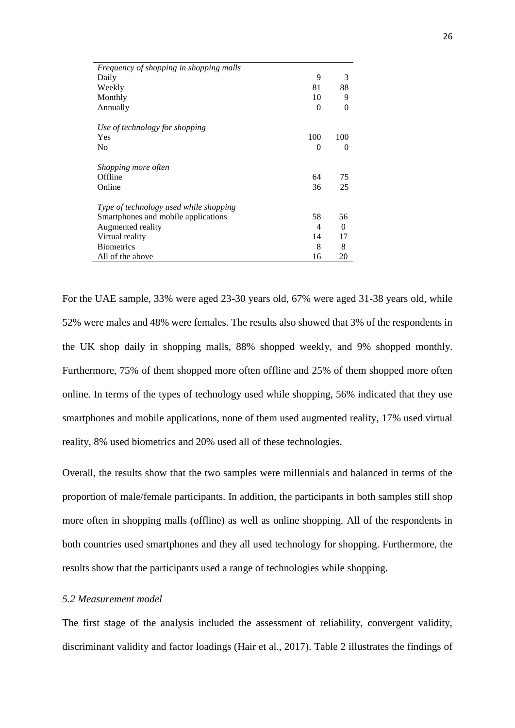| | | |
|---|---|---|
| *Frequency of shopping in shopping malls* | | |
| Daily | 9 | 3 |
| Weekly | 81 | 88 |
| Monthly | 10 | 9 |
| Annually | 0 | 0 |
| | | |
| *Use of technology for shopping* | | |
| Yes | 100 | 100 |
| No | 0 | 0 |
| | | |
| *Shopping more often* | | |
| Offline | 64 | 75 |
| Online | 36 | 25 |
| | | |
| *Type of technology used while shopping* | | |
| Smartphones and mobile applications | 58 | 56 |
| Augmented reality | 4 | 0 |
| Virtual reality | 14 | 17 |
| Biometrics | 8 | 8 |
| All of the above | 16 | 20 |

For the UAE sample, 33% were aged 23-30 years old, 67% were aged 31-38 years old, while 52% were males and 48% were females. The results also showed that 3% of the respondents in the UK shop daily in shopping malls, 88% shopped weekly, and 9% shopped monthly. Furthermore, 75% of them shopped more often offline and 25% of them shopped more often online. In terms of the types of technology used while shopping, 56% indicated that they use smartphones and mobile applications, none of them used augmented reality, 17% used virtual reality, 8% used biometrics and 20% used all of these technologies.

Overall, the results show that the two samples were millennials and balanced in terms of the proportion of male/female participants. In addition, the participants in both samples still shop more often in shopping malls (offline) as well as online shopping. All of the respondents in both countries used smartphones and they all used technology for shopping. Furthermore, the results show that the participants used a range of technologies while shopping.

### *5.2 Measurement model*

The first stage of the analysis included the assessment of reliability, convergent validity, discriminant validity and factor loadings (Hair et al., 2017). Table 2 illustrates the findings of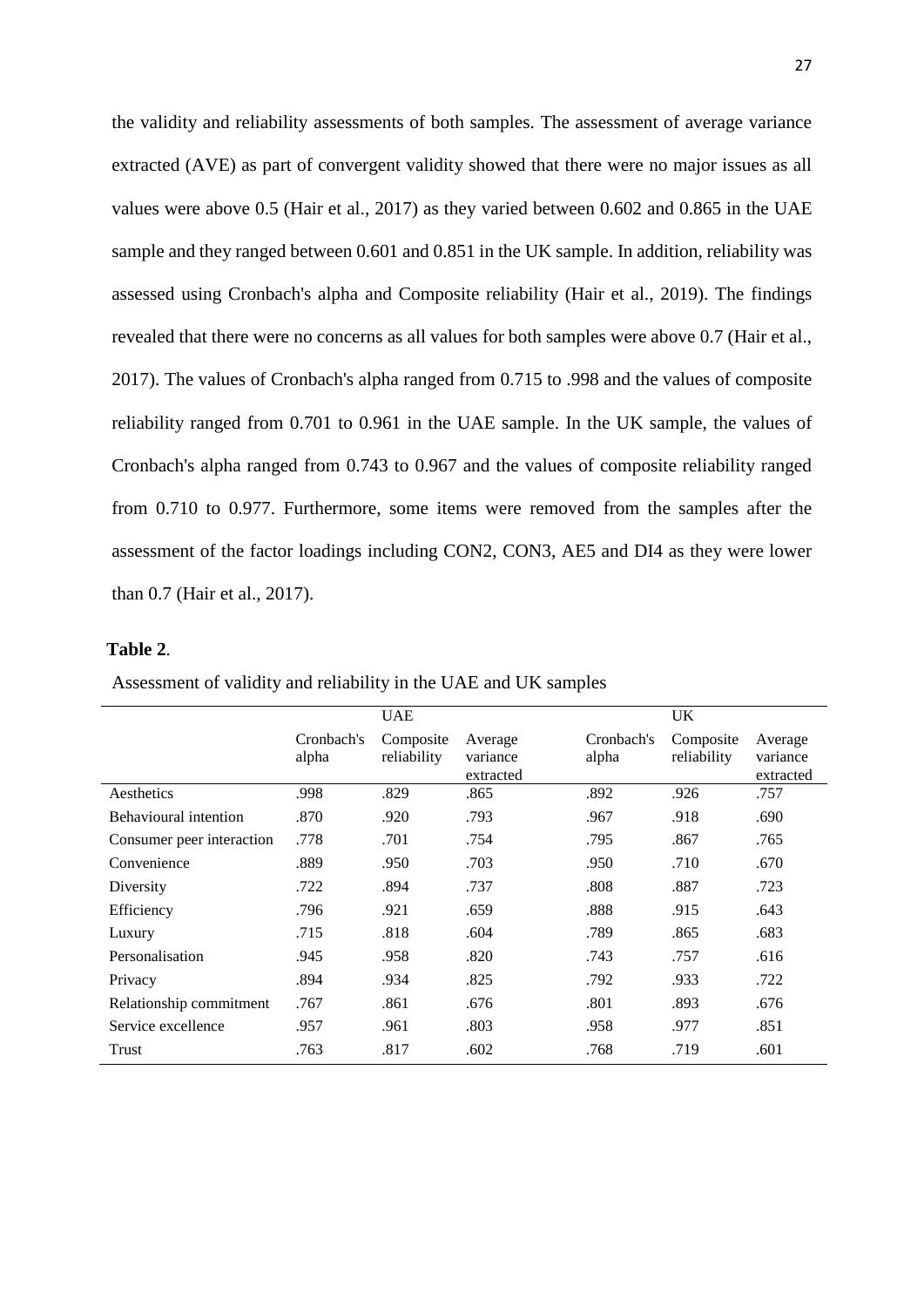the validity and reliability assessments of both samples. The assessment of average variance extracted (AVE) as part of convergent validity showed that there were no major issues as all values were above 0.5 (Hair et al., 2017) as they varied between 0.602 and 0.865 in the UAE sample and they ranged between 0.601 and 0.851 in the UK sample. In addition, reliability was assessed using Cronbach's alpha and Composite reliability (Hair et al., 2019). The findings revealed that there were no concerns as all values for both samples were above 0.7 (Hair et al., 2017). The values of Cronbach's alpha ranged from 0.715 to .998 and the values of composite reliability ranged from 0.701 to 0.961 in the UAE sample. In the UK sample, the values of Cronbach's alpha ranged from 0.743 to 0.967 and the values of composite reliability ranged from 0.710 to 0.977. Furthermore, some items were removed from the samples after the assessment of the factor loadings including CON2, CON3, AE5 and DI4 as they were lower than 0.7 (Hair et al., 2017).

**Table 2**.

Assessment of validity and reliability in the UAE and UK samples

| | UAE | | | UK | | |
|---|---|---|---|---|---|---|
| | Cronbach's alpha | Composite reliability | Average variance extracted | Cronbach's alpha | Composite reliability | Average variance extracted |
| Aesthetics | .998 | .829 | .865 | .892 | .926 | .757 |
| Behavioural intention | .870 | .920 | .793 | .967 | .918 | .690 |
| Consumer peer interaction | .778 | .701 | .754 | .795 | .867 | .765 |
| Convenience | .889 | .950 | .703 | .950 | .710 | .670 |
| Diversity | .722 | .894 | .737 | .808 | .887 | .723 |
| Efficiency | .796 | .921 | .659 | .888 | .915 | .643 |
| Luxury | .715 | .818 | .604 | .789 | .865 | .683 |
| Personalisation | .945 | .958 | .820 | .743 | .757 | .616 |
| Privacy | .894 | .934 | .825 | .792 | .933 | .722 |
| Relationship commitment | .767 | .861 | .676 | .801 | .893 | .676 |
| Service excellence | .957 | .961 | .803 | .958 | .977 | .851 |
| Trust | .763 | .817 | .602 | .768 | .719 | .601 |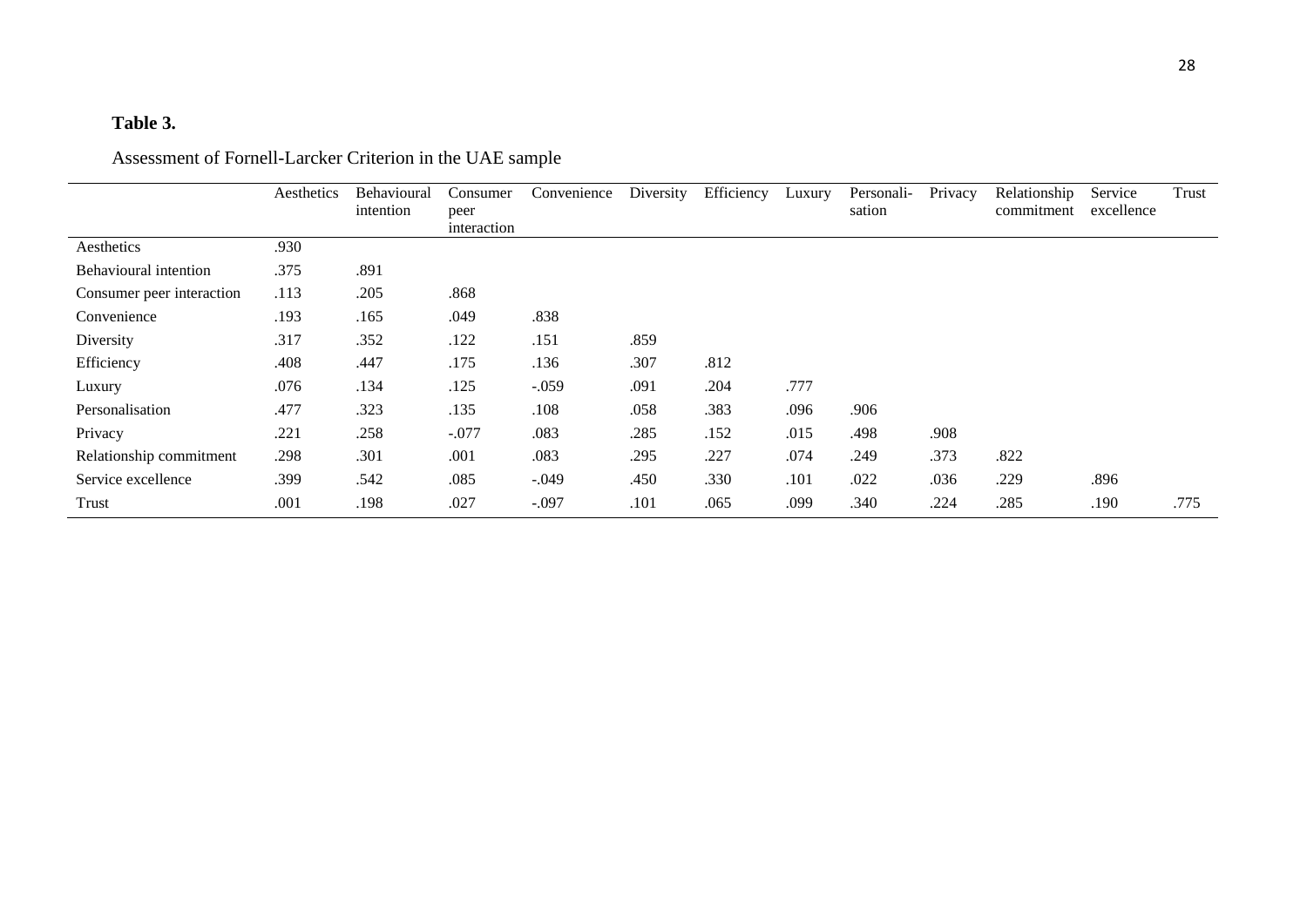**Table 3.**

Assessment of Fornell-Larcker Criterion in the UAE sample

| | Aesthetics | Behavioural intention | Consumer peer interaction | Convenience | Diversity | Efficiency | Luxury | Personali-sation | Privacy | Relationship commitment | Service excellence | Trust |
|---|---|---|---|---|---|---|---|---|---|---|---|---|
| Aesthetics | .930 | | | | | | | | | | | |
| Behavioural intention | .375 | .891 | | | | | | | | | | |
| Consumer peer interaction | .113 | .205 | .868 | | | | | | | | | |
| Convenience | .193 | .165 | .049 | .838 | | | | | | | | |
| Diversity | .317 | .352 | .122 | .151 | .859 | | | | | | | |
| Efficiency | .408 | .447 | .175 | .136 | .307 | .812 | | | | | | |
| Luxury | .076 | .134 | .125 | -.059 | .091 | .204 | .777 | | | | | |
| Personalisation | .477 | .323 | .135 | .108 | .058 | .383 | .096 | .906 | | | | |
| Privacy | .221 | .258 | -.077 | .083 | .285 | .152 | .015 | .498 | .908 | | | |
| Relationship commitment | .298 | .301 | .001 | .083 | .295 | .227 | .074 | .249 | .373 | .822 | | |
| Service excellence | .399 | .542 | .085 | -.049 | .450 | .330 | .101 | .022 | .036 | .229 | .896 | |
| Trust | .001 | .198 | .027 | -.097 | .101 | .065 | .099 | .340 | .224 | .285 | .190 | .775 |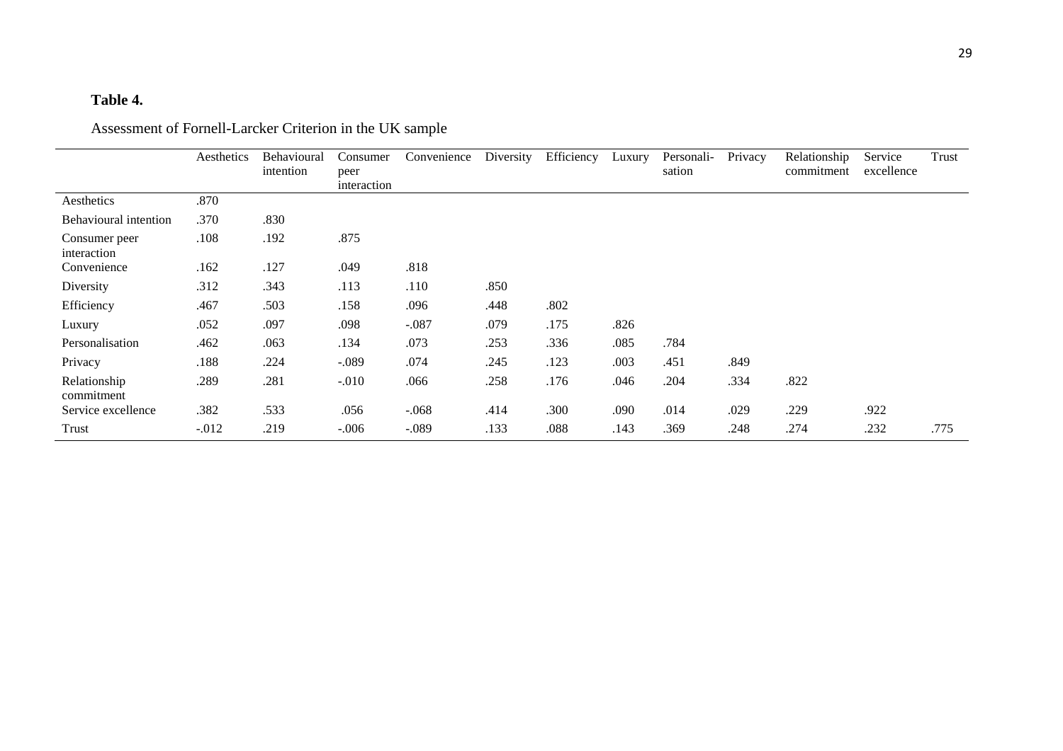**Table 4.**

Assessment of Fornell-Larcker Criterion in the UK sample

| | Aesthetics | Behavioural intention | Consumer peer interaction | Convenience | Diversity | Efficiency | Luxury | Personali-sation | Privacy | Relationship commitment | Service excellence | Trust |
|---|---|---|---|---|---|---|---|---|---|---|---|---|
| Aesthetics | .870 | | | | | | | | | | | |
| Behavioural intention | .370 | .830 | | | | | | | | | | |
| Consumer peer interaction | .108 | .192 | .875 | | | | | | | | | |
| Convenience | .162 | .127 | .049 | .818 | | | | | | | | |
| Diversity | .312 | .343 | .113 | .110 | .850 | | | | | | | |
| Efficiency | .467 | .503 | .158 | .096 | .448 | .802 | | | | | | |
| Luxury | .052 | .097 | .098 | -.087 | .079 | .175 | .826 | | | | | |
| Personalisation | .462 | .063 | .134 | .073 | .253 | .336 | .085 | .784 | | | | |
| Privacy | .188 | .224 | -.089 | .074 | .245 | .123 | .003 | .451 | .849 | | | |
| Relationship commitment | .289 | .281 | -.010 | .066 | .258 | .176 | .046 | .204 | .334 | .822 | | |
| Service excellence | .382 | .533 | .056 | -.068 | .414 | .300 | .090 | .014 | .029 | .229 | .922 | |
| Trust | -.012 | .219 | -.006 | -.089 | .133 | .088 | .143 | .369 | .248 | .274 | .232 | .775 |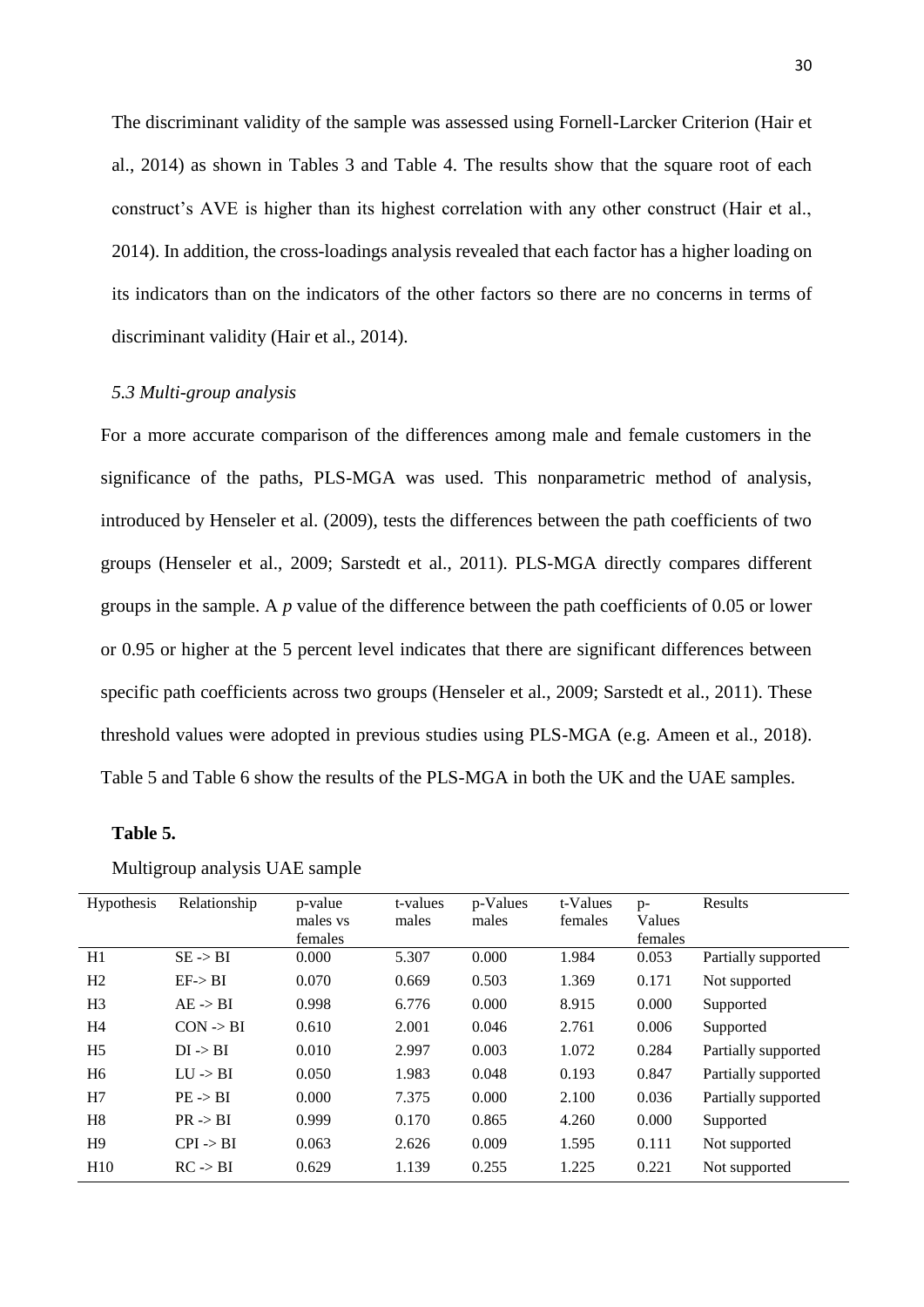The discriminant validity of the sample was assessed using Fornell-Larcker Criterion (Hair et al., 2014) as shown in Tables 3 and Table 4. The results show that the square root of each construct's AVE is higher than its highest correlation with any other construct (Hair et al., 2014). In addition, the cross-loadings analysis revealed that each factor has a higher loading on its indicators than on the indicators of the other factors so there are no concerns in terms of discriminant validity (Hair et al., 2014).

### *5.3 Multi-group analysis*

For a more accurate comparison of the differences among male and female customers in the significance of the paths, PLS-MGA was used. This nonparametric method of analysis, introduced by Henseler et al. (2009), tests the differences between the path coefficients of two groups (Henseler et al., 2009; Sarstedt et al., 2011). PLS-MGA directly compares different groups in the sample. A *p* value of the difference between the path coefficients of 0.05 or lower or 0.95 or higher at the 5 percent level indicates that there are significant differences between specific path coefficients across two groups (Henseler et al., 2009; Sarstedt et al., 2011). These threshold values were adopted in previous studies using PLS-MGA (e.g. Ameen et al., 2018). Table 5 and Table 6 show the results of the PLS-MGA in both the UK and the UAE samples.

**Table 5.**

Multigroup analysis UAE sample

| Hypothesis | Relationship | p-value males vs females | t-values males | p-Values males | t-Values females | p-Values females | Results |
|---|---|---|---|---|---|---|---|
| H1 | SE -> BI | 0.000 | 5.307 | 0.000 | 1.984 | 0.053 | Partially supported |
| H2 | EF-> BI | 0.070 | 0.669 | 0.503 | 1.369 | 0.171 | Not supported |
| H3 | AE -> BI | 0.998 | 6.776 | 0.000 | 8.915 | 0.000 | Supported |
| H4 | CON -> BI | 0.610 | 2.001 | 0.046 | 2.761 | 0.006 | Supported |
| H5 | DI -> BI | 0.010 | 2.997 | 0.003 | 1.072 | 0.284 | Partially supported |
| H6 | LU -> BI | 0.050 | 1.983 | 0.048 | 0.193 | 0.847 | Partially supported |
| H7 | PE -> BI | 0.000 | 7.375 | 0.000 | 2.100 | 0.036 | Partially supported |
| H8 | PR -> BI | 0.999 | 0.170 | 0.865 | 4.260 | 0.000 | Supported |
| H9 | CPI -> BI | 0.063 | 2.626 | 0.009 | 1.595 | 0.111 | Not supported |
| H10 | RC -> BI | 0.629 | 1.139 | 0.255 | 1.225 | 0.221 | Not supported |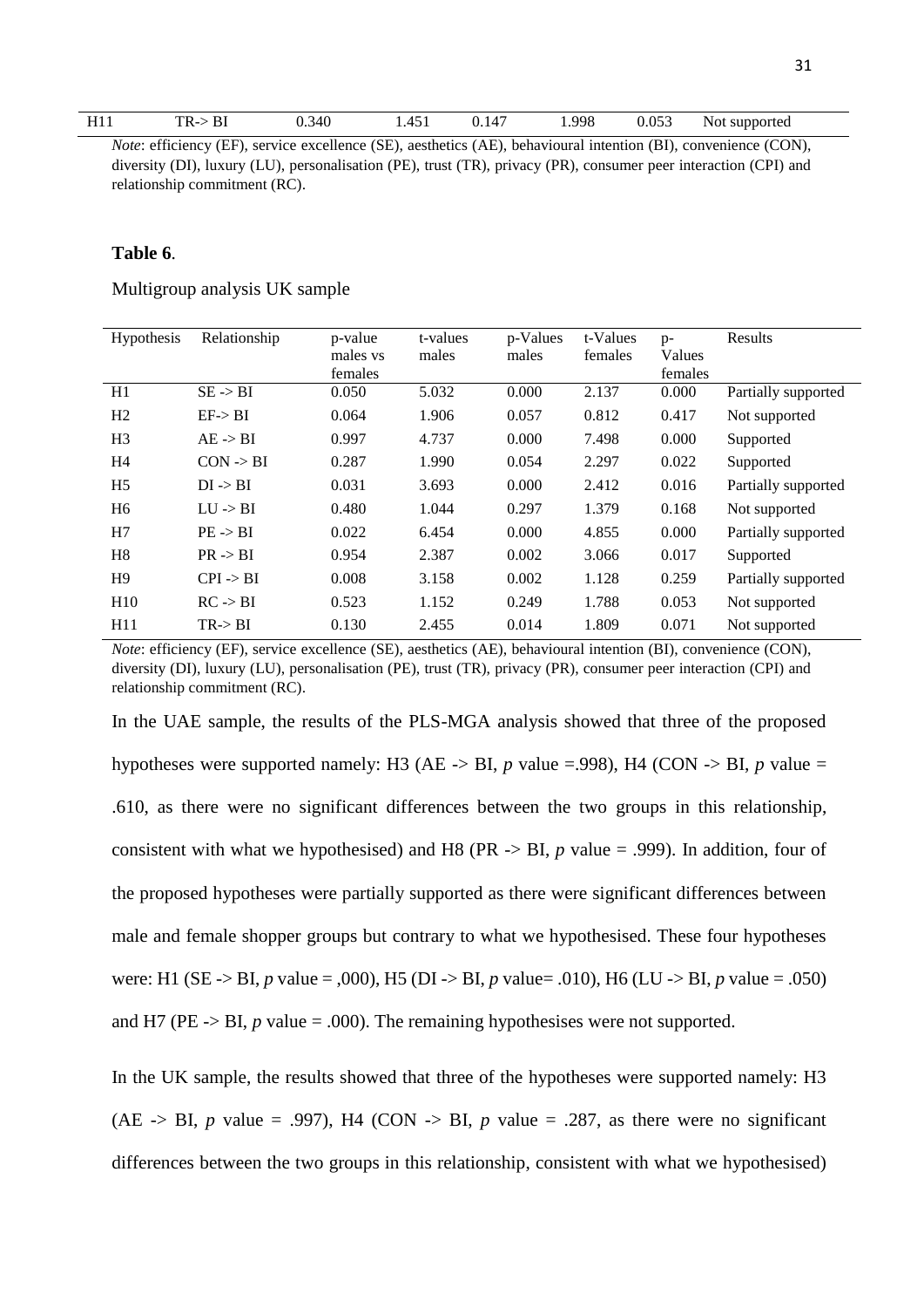| H11 | TR-> BI | 0.340 | 1.451 | 0.147 | 1.998 | 0.053 | Not supported |
|---|---|---|---|---|---|---|---|

*Note*: efficiency (EF), service excellence (SE), aesthetics (AE), behavioural intention (BI), convenience (CON), diversity (DI), luxury (LU), personalisation (PE), trust (TR), privacy (PR), consumer peer interaction (CPI) and relationship commitment (RC).

**Table 6**.

Multigroup analysis UK sample

| Hypothesis | Relationship | p-value males vs females | t-values males | p-Values males | t-Values females | p-Values females | Results |
|---|---|---|---|---|---|---|---|
| H1 | SE -> BI | 0.050 | 5.032 | 0.000 | 2.137 | 0.000 | Partially supported |
| H2 | EF-> BI | 0.064 | 1.906 | 0.057 | 0.812 | 0.417 | Not supported |
| H3 | AE -> BI | 0.997 | 4.737 | 0.000 | 7.498 | 0.000 | Supported |
| H4 | CON -> BI | 0.287 | 1.990 | 0.054 | 2.297 | 0.022 | Supported |
| H5 | DI -> BI | 0.031 | 3.693 | 0.000 | 2.412 | 0.016 | Partially supported |
| H6 | LU -> BI | 0.480 | 1.044 | 0.297 | 1.379 | 0.168 | Not supported |
| H7 | PE -> BI | 0.022 | 6.454 | 0.000 | 4.855 | 0.000 | Partially supported |
| H8 | PR -> BI | 0.954 | 2.387 | 0.002 | 3.066 | 0.017 | Supported |
| H9 | CPI -> BI | 0.008 | 3.158 | 0.002 | 1.128 | 0.259 | Partially supported |
| H10 | RC -> BI | 0.523 | 1.152 | 0.249 | 1.788 | 0.053 | Not supported |
| H11 | TR-> BI | 0.130 | 2.455 | 0.014 | 1.809 | 0.071 | Not supported |

*Note*: efficiency (EF), service excellence (SE), aesthetics (AE), behavioural intention (BI), convenience (CON), diversity (DI), luxury (LU), personalisation (PE), trust (TR), privacy (PR), consumer peer interaction (CPI) and relationship commitment (RC).

In the UAE sample, the results of the PLS-MGA analysis showed that three of the proposed hypotheses were supported namely: H3 (AE -> BI, *p* value =.998), H4 (CON -> BI, *p* value = .610, as there were no significant differences between the two groups in this relationship, consistent with what we hypothesised) and H8 (PR -> BI, *p* value = .999). In addition, four of the proposed hypotheses were partially supported as there were significant differences between male and female shopper groups but contrary to what we hypothesised. These four hypotheses were: H1 (SE -> BI, *p* value = ,000), H5 (DI -> BI, *p* value= .010), H6 (LU -> BI, *p* value = .050) and H7 (PE -> BI, *p* value = .000). The remaining hypothesises were not supported.

In the UK sample, the results showed that three of the hypotheses were supported namely: H3 (AE -> BI, *p* value = .997), H4 (CON -> BI, *p* value = .287, as there were no significant differences between the two groups in this relationship, consistent with what we hypothesised)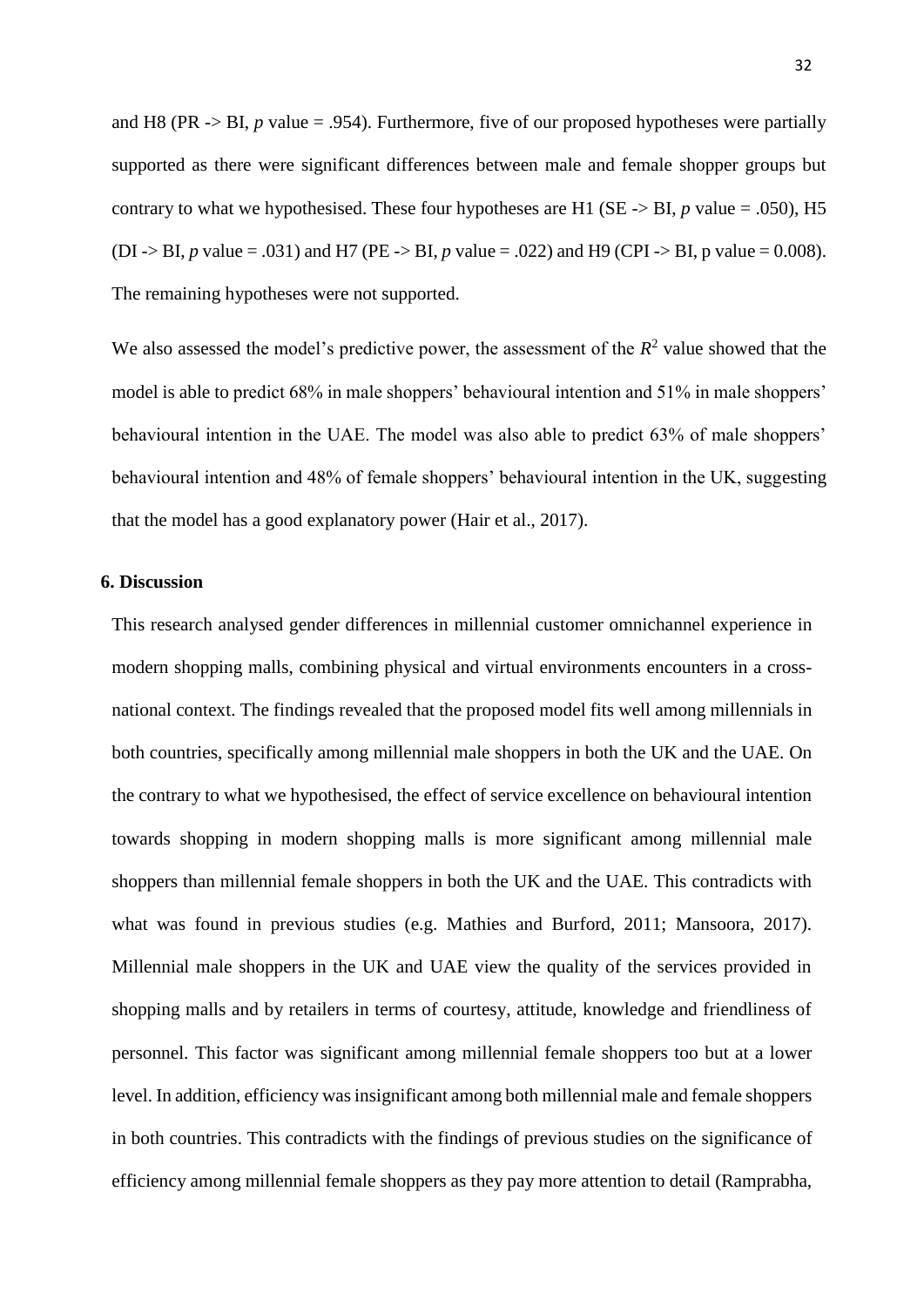and H8 (PR -> BI, *p* value = .954). Furthermore, five of our proposed hypotheses were partially supported as there were significant differences between male and female shopper groups but contrary to what we hypothesised. These four hypotheses are H1 (SE -> BI, *p* value = .050), H5 (DI -> BI, *p* value = .031) and H7 (PE -> BI, *p* value = .022) and H9 (CPI -> BI, p value = 0.008). The remaining hypotheses were not supported.

We also assessed the model's predictive power, the assessment of the $R^2$ value showed that the model is able to predict 68% in male shoppers' behavioural intention and 51% in male shoppers' behavioural intention in the UAE. The model was also able to predict 63% of male shoppers' behavioural intention and 48% of female shoppers' behavioural intention in the UK, suggesting that the model has a good explanatory power (Hair et al., 2017).

## 6. Discussion

This research analysed gender differences in millennial customer omnichannel experience in modern shopping malls, combining physical and virtual environments encounters in a cross-national context. The findings revealed that the proposed model fits well among millennials in both countries, specifically among millennial male shoppers in both the UK and the UAE. On the contrary to what we hypothesised, the effect of service excellence on behavioural intention towards shopping in modern shopping malls is more significant among millennial male shoppers than millennial female shoppers in both the UK and the UAE. This contradicts with what was found in previous studies (e.g. Mathies and Burford, 2011; Mansoora, 2017). Millennial male shoppers in the UK and UAE view the quality of the services provided in shopping malls and by retailers in terms of courtesy, attitude, knowledge and friendliness of personnel. This factor was significant among millennial female shoppers too but at a lower level. In addition, efficiency was insignificant among both millennial male and female shoppers in both countries. This contradicts with the findings of previous studies on the significance of efficiency among millennial female shoppers as they pay more attention to detail (Ramprabha,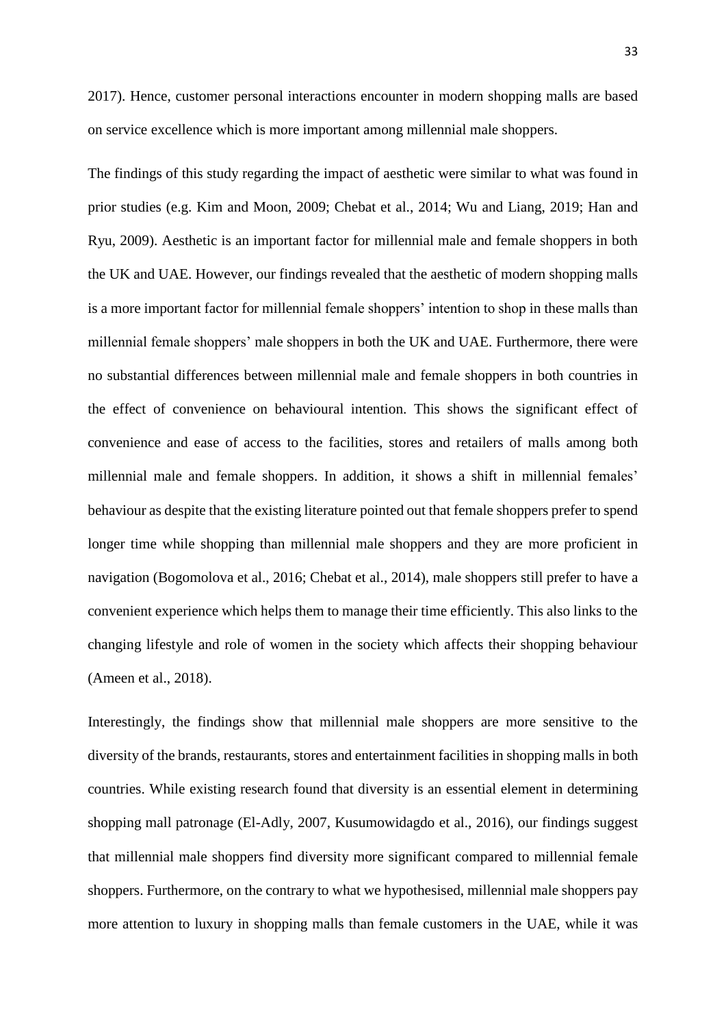2017). Hence, customer personal interactions encounter in modern shopping malls are based on service excellence which is more important among millennial male shoppers.

The findings of this study regarding the impact of aesthetic were similar to what was found in prior studies (e.g. Kim and Moon, 2009; Chebat et al., 2014; Wu and Liang, 2019; Han and Ryu, 2009). Aesthetic is an important factor for millennial male and female shoppers in both the UK and UAE. However, our findings revealed that the aesthetic of modern shopping malls is a more important factor for millennial female shoppers' intention to shop in these malls than millennial female shoppers' male shoppers in both the UK and UAE. Furthermore, there were no substantial differences between millennial male and female shoppers in both countries in the effect of convenience on behavioural intention. This shows the significant effect of convenience and ease of access to the facilities, stores and retailers of malls among both millennial male and female shoppers. In addition, it shows a shift in millennial females' behaviour as despite that the existing literature pointed out that female shoppers prefer to spend longer time while shopping than millennial male shoppers and they are more proficient in navigation (Bogomolova et al., 2016; Chebat et al., 2014), male shoppers still prefer to have a convenient experience which helps them to manage their time efficiently. This also links to the changing lifestyle and role of women in the society which affects their shopping behaviour (Ameen et al., 2018).

Interestingly, the findings show that millennial male shoppers are more sensitive to the diversity of the brands, restaurants, stores and entertainment facilities in shopping malls in both countries. While existing research found that diversity is an essential element in determining shopping mall patronage (El-Adly, 2007, Kusumowidagdo et al., 2016), our findings suggest that millennial male shoppers find diversity more significant compared to millennial female shoppers. Furthermore, on the contrary to what we hypothesised, millennial male shoppers pay more attention to luxury in shopping malls than female customers in the UAE, while it was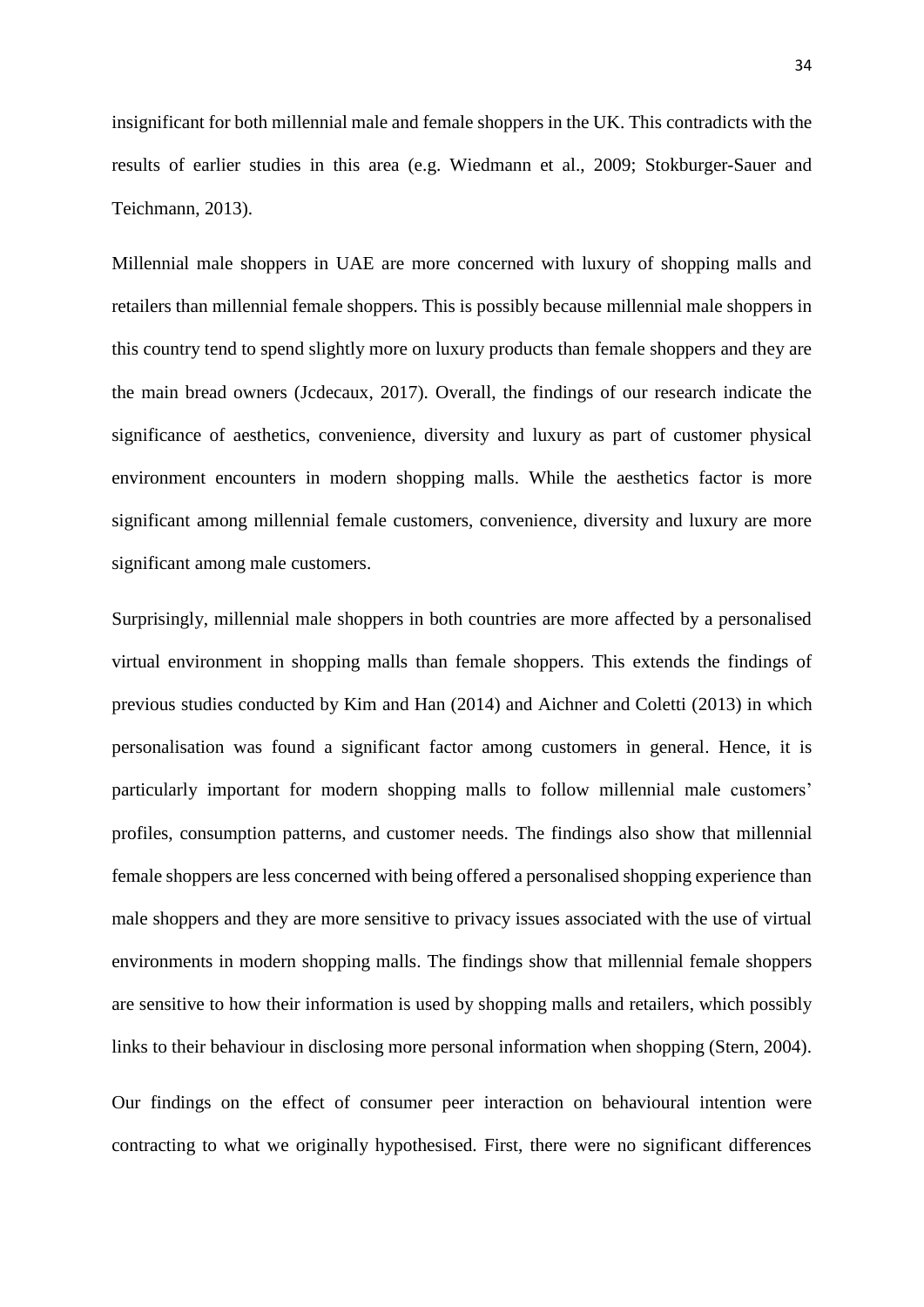insignificant for both millennial male and female shoppers in the UK. This contradicts with the results of earlier studies in this area (e.g. Wiedmann et al., 2009; Stokburger-Sauer and Teichmann, 2013).

Millennial male shoppers in UAE are more concerned with luxury of shopping malls and retailers than millennial female shoppers. This is possibly because millennial male shoppers in this country tend to spend slightly more on luxury products than female shoppers and they are the main bread owners (Jcdecaux, 2017). Overall, the findings of our research indicate the significance of aesthetics, convenience, diversity and luxury as part of customer physical environment encounters in modern shopping malls. While the aesthetics factor is more significant among millennial female customers, convenience, diversity and luxury are more significant among male customers.

Surprisingly, millennial male shoppers in both countries are more affected by a personalised virtual environment in shopping malls than female shoppers. This extends the findings of previous studies conducted by Kim and Han (2014) and Aichner and Coletti (2013) in which personalisation was found a significant factor among customers in general. Hence, it is particularly important for modern shopping malls to follow millennial male customers' profiles, consumption patterns, and customer needs. The findings also show that millennial female shoppers are less concerned with being offered a personalised shopping experience than male shoppers and they are more sensitive to privacy issues associated with the use of virtual environments in modern shopping malls. The findings show that millennial female shoppers are sensitive to how their information is used by shopping malls and retailers, which possibly links to their behaviour in disclosing more personal information when shopping (Stern, 2004).

Our findings on the effect of consumer peer interaction on behavioural intention were contracting to what we originally hypothesised. First, there were no significant differences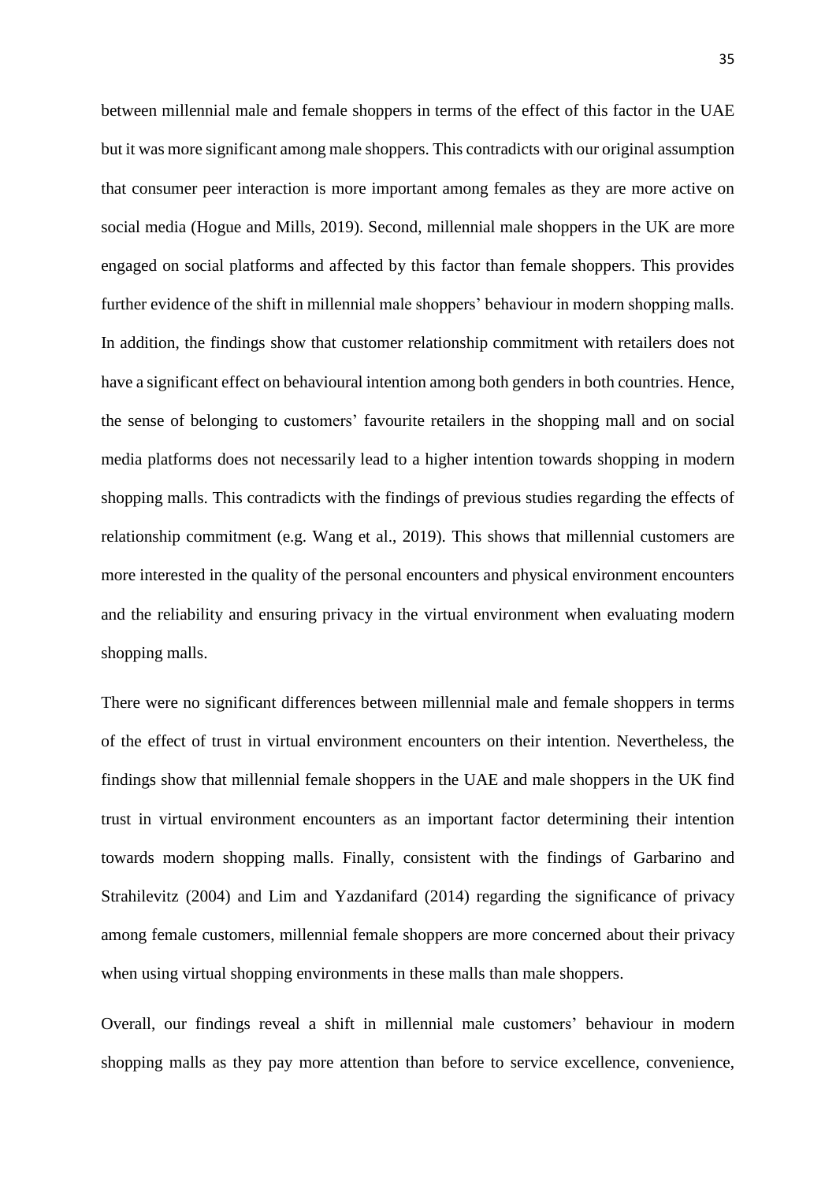between millennial male and female shoppers in terms of the effect of this factor in the UAE but it was more significant among male shoppers. This contradicts with our original assumption that consumer peer interaction is more important among females as they are more active on social media (Hogue and Mills, 2019). Second, millennial male shoppers in the UK are more engaged on social platforms and affected by this factor than female shoppers. This provides further evidence of the shift in millennial male shoppers' behaviour in modern shopping malls. In addition, the findings show that customer relationship commitment with retailers does not have a significant effect on behavioural intention among both genders in both countries. Hence, the sense of belonging to customers' favourite retailers in the shopping mall and on social media platforms does not necessarily lead to a higher intention towards shopping in modern shopping malls. This contradicts with the findings of previous studies regarding the effects of relationship commitment (e.g. Wang et al., 2019). This shows that millennial customers are more interested in the quality of the personal encounters and physical environment encounters and the reliability and ensuring privacy in the virtual environment when evaluating modern shopping malls.

There were no significant differences between millennial male and female shoppers in terms of the effect of trust in virtual environment encounters on their intention. Nevertheless, the findings show that millennial female shoppers in the UAE and male shoppers in the UK find trust in virtual environment encounters as an important factor determining their intention towards modern shopping malls. Finally, consistent with the findings of Garbarino and Strahilevitz (2004) and Lim and Yazdanifard (2014) regarding the significance of privacy among female customers, millennial female shoppers are more concerned about their privacy when using virtual shopping environments in these malls than male shoppers.

Overall, our findings reveal a shift in millennial male customers' behaviour in modern shopping malls as they pay more attention than before to service excellence, convenience,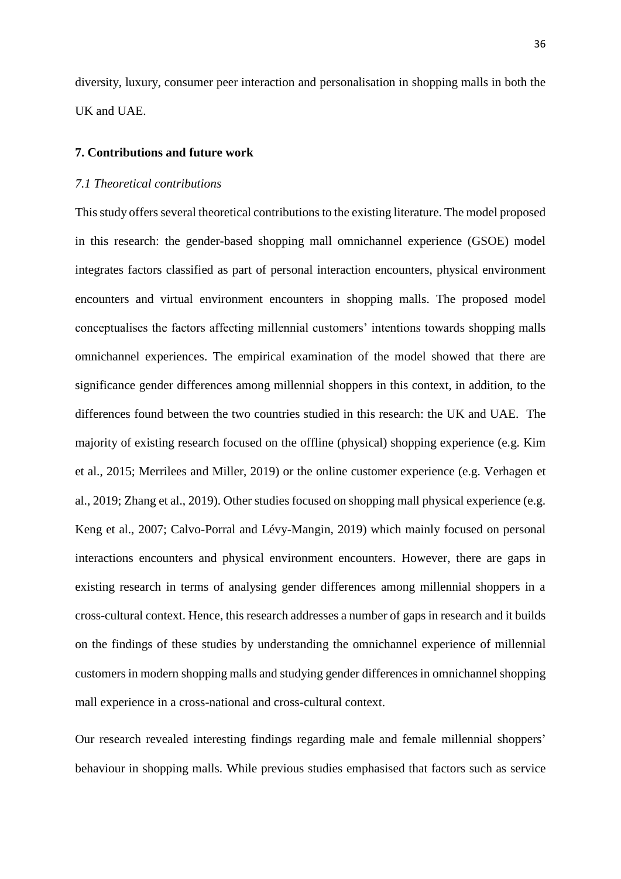diversity, luxury, consumer peer interaction and personalisation in shopping malls in both the UK and UAE.

## 7. Contributions and future work

### *7.1 Theoretical contributions*

This study offers several theoretical contributions to the existing literature. The model proposed in this research: the gender-based shopping mall omnichannel experience (GSOE) model integrates factors classified as part of personal interaction encounters, physical environment encounters and virtual environment encounters in shopping malls. The proposed model conceptualises the factors affecting millennial customers' intentions towards shopping malls omnichannel experiences. The empirical examination of the model showed that there are significance gender differences among millennial shoppers in this context, in addition, to the differences found between the two countries studied in this research: the UK and UAE. The majority of existing research focused on the offline (physical) shopping experience (e.g. Kim et al., 2015; Merrilees and Miller, 2019) or the online customer experience (e.g. Verhagen et al., 2019; Zhang et al., 2019). Other studies focused on shopping mall physical experience (e.g. Keng et al., 2007; Calvo-Porral and Lévy-Mangin, 2019) which mainly focused on personal interactions encounters and physical environment encounters. However, there are gaps in existing research in terms of analysing gender differences among millennial shoppers in a cross-cultural context. Hence, this research addresses a number of gaps in research and it builds on the findings of these studies by understanding the omnichannel experience of millennial customers in modern shopping malls and studying gender differences in omnichannel shopping mall experience in a cross-national and cross-cultural context.

Our research revealed interesting findings regarding male and female millennial shoppers' behaviour in shopping malls. While previous studies emphasised that factors such as service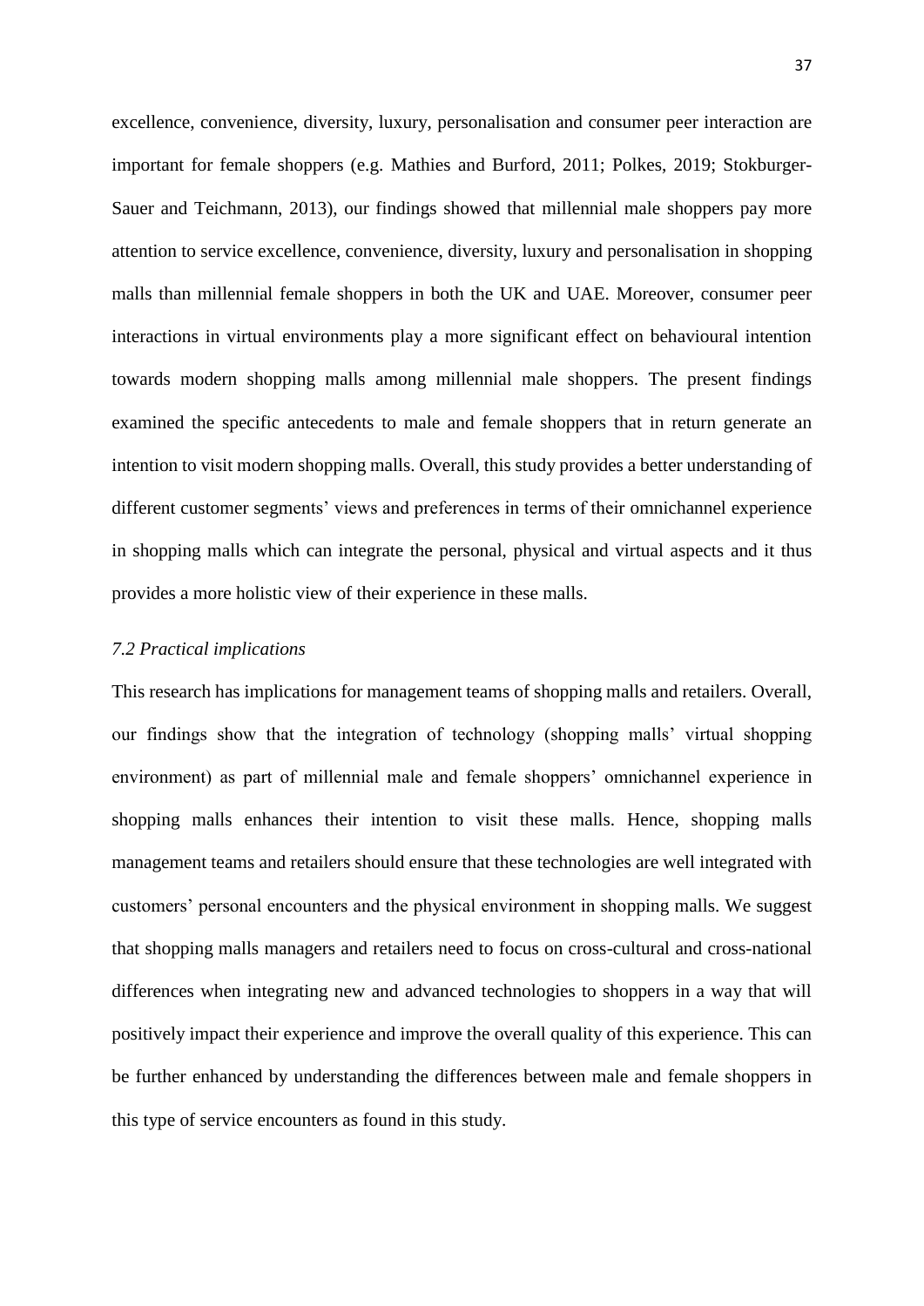excellence, convenience, diversity, luxury, personalisation and consumer peer interaction are important for female shoppers (e.g. Mathies and Burford, 2011; Polkes, 2019; Stokburger-Sauer and Teichmann, 2013), our findings showed that millennial male shoppers pay more attention to service excellence, convenience, diversity, luxury and personalisation in shopping malls than millennial female shoppers in both the UK and UAE. Moreover, consumer peer interactions in virtual environments play a more significant effect on behavioural intention towards modern shopping malls among millennial male shoppers. The present findings examined the specific antecedents to male and female shoppers that in return generate an intention to visit modern shopping malls. Overall, this study provides a better understanding of different customer segments' views and preferences in terms of their omnichannel experience in shopping malls which can integrate the personal, physical and virtual aspects and it thus provides a more holistic view of their experience in these malls.

### *7.2 Practical implications*

This research has implications for management teams of shopping malls and retailers. Overall, our findings show that the integration of technology (shopping malls' virtual shopping environment) as part of millennial male and female shoppers' omnichannel experience in shopping malls enhances their intention to visit these malls. Hence, shopping malls management teams and retailers should ensure that these technologies are well integrated with customers' personal encounters and the physical environment in shopping malls. We suggest that shopping malls managers and retailers need to focus on cross-cultural and cross-national differences when integrating new and advanced technologies to shoppers in a way that will positively impact their experience and improve the overall quality of this experience. This can be further enhanced by understanding the differences between male and female shoppers in this type of service encounters as found in this study.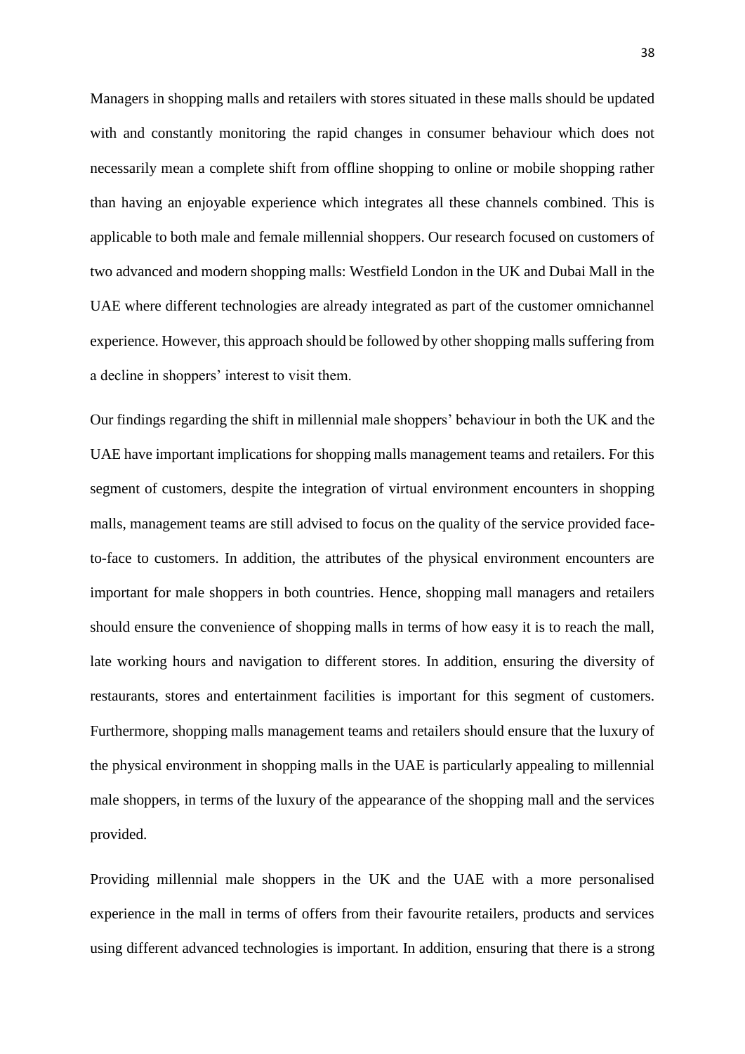Managers in shopping malls and retailers with stores situated in these malls should be updated with and constantly monitoring the rapid changes in consumer behaviour which does not necessarily mean a complete shift from offline shopping to online or mobile shopping rather than having an enjoyable experience which integrates all these channels combined. This is applicable to both male and female millennial shoppers. Our research focused on customers of two advanced and modern shopping malls: Westfield London in the UK and Dubai Mall in the UAE where different technologies are already integrated as part of the customer omnichannel experience. However, this approach should be followed by other shopping malls suffering from a decline in shoppers' interest to visit them.

Our findings regarding the shift in millennial male shoppers' behaviour in both the UK and the UAE have important implications for shopping malls management teams and retailers. For this segment of customers, despite the integration of virtual environment encounters in shopping malls, management teams are still advised to focus on the quality of the service provided face-to-face to customers. In addition, the attributes of the physical environment encounters are important for male shoppers in both countries. Hence, shopping mall managers and retailers should ensure the convenience of shopping malls in terms of how easy it is to reach the mall, late working hours and navigation to different stores. In addition, ensuring the diversity of restaurants, stores and entertainment facilities is important for this segment of customers. Furthermore, shopping malls management teams and retailers should ensure that the luxury of the physical environment in shopping malls in the UAE is particularly appealing to millennial male shoppers, in terms of the luxury of the appearance of the shopping mall and the services provided.

Providing millennial male shoppers in the UK and the UAE with a more personalised experience in the mall in terms of offers from their favourite retailers, products and services using different advanced technologies is important. In addition, ensuring that there is a strong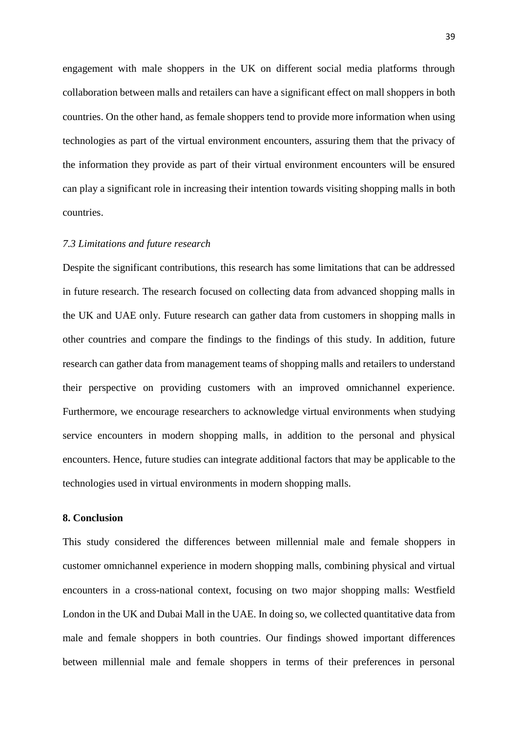engagement with male shoppers in the UK on different social media platforms through collaboration between malls and retailers can have a significant effect on mall shoppers in both countries. On the other hand, as female shoppers tend to provide more information when using technologies as part of the virtual environment encounters, assuring them that the privacy of the information they provide as part of their virtual environment encounters will be ensured can play a significant role in increasing their intention towards visiting shopping malls in both countries.

### *7.3 Limitations and future research*

Despite the significant contributions, this research has some limitations that can be addressed in future research. The research focused on collecting data from advanced shopping malls in the UK and UAE only. Future research can gather data from customers in shopping malls in other countries and compare the findings to the findings of this study. In addition, future research can gather data from management teams of shopping malls and retailers to understand their perspective on providing customers with an improved omnichannel experience. Furthermore, we encourage researchers to acknowledge virtual environments when studying service encounters in modern shopping malls, in addition to the personal and physical encounters. Hence, future studies can integrate additional factors that may be applicable to the technologies used in virtual environments in modern shopping malls.

## 8. Conclusion

This study considered the differences between millennial male and female shoppers in customer omnichannel experience in modern shopping malls, combining physical and virtual encounters in a cross-national context, focusing on two major shopping malls: Westfield London in the UK and Dubai Mall in the UAE. In doing so, we collected quantitative data from male and female shoppers in both countries. Our findings showed important differences between millennial male and female shoppers in terms of their preferences in personal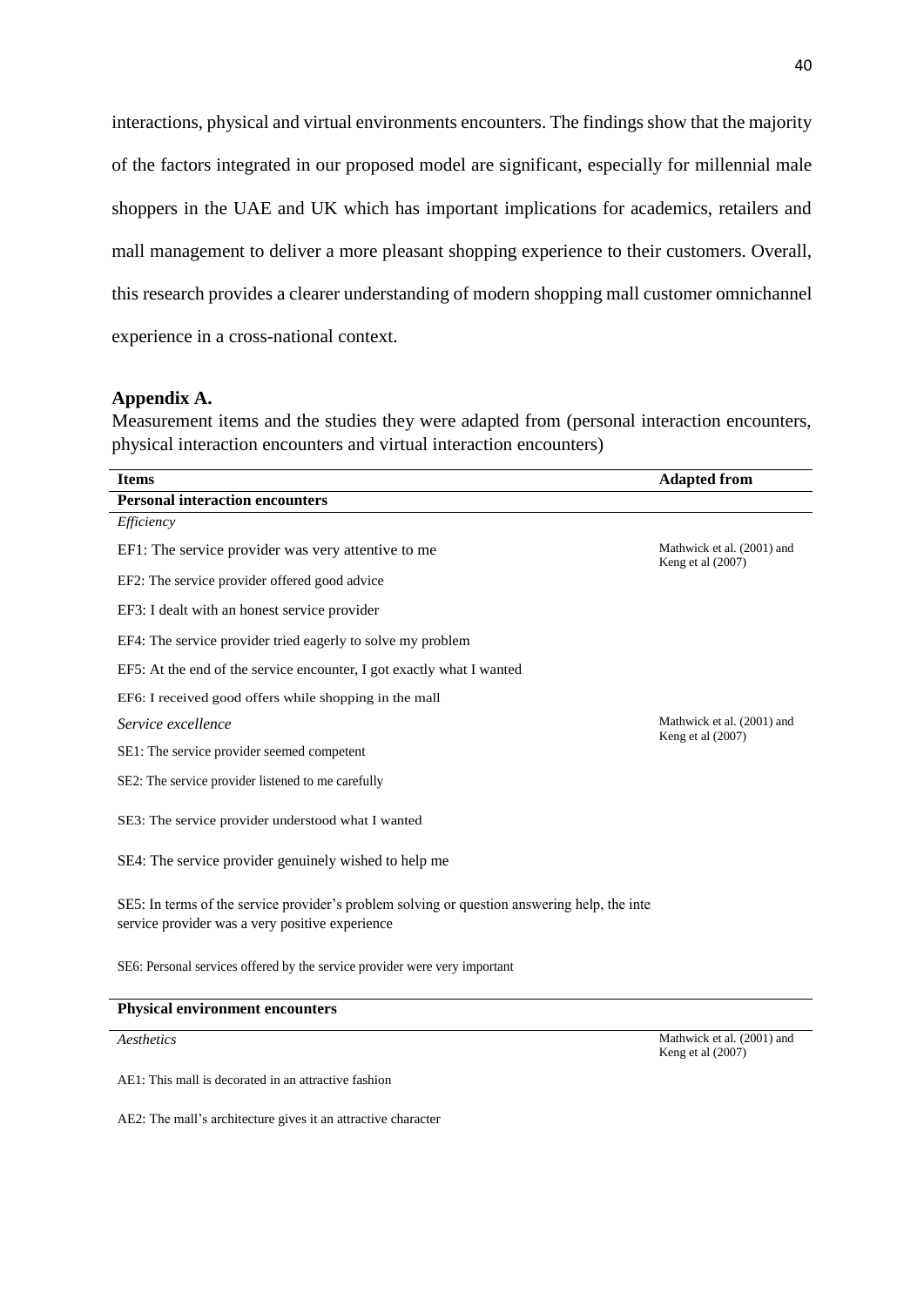interactions, physical and virtual environments encounters. The findings show that the majority of the factors integrated in our proposed model are significant, especially for millennial male shoppers in the UAE and UK which has important implications for academics, retailers and mall management to deliver a more pleasant shopping experience to their customers. Overall, this research provides a clearer understanding of modern shopping mall customer omnichannel experience in a cross-national context.

## Appendix A.

Measurement items and the studies they were adapted from (personal interaction encounters, physical interaction encounters and virtual interaction encounters)

| Items | Adapted from |
|---|---|
| **Personal interaction encounters** | |
| *Efficiency* | |
| EF1: The service provider was very attentive to me | Mathwick et al. (2001) and Keng et al (2007) |
| EF2: The service provider offered good advice | |
| EF3: I dealt with an honest service provider | |
| EF4: The service provider tried eagerly to solve my problem | |
| EF5: At the end of the service encounter, I got exactly what I wanted | |
| EF6: I received good offers while shopping in the mall | |
| *Service excellence* | Mathwick et al. (2001) and Keng et al (2007) |
| SE1: The service provider seemed competent | |
| SE2: The service provider listened to me carefully | |
| SE3: The service provider understood what I wanted | |
| SE4: The service provider genuinely wished to help me | |
| SE5: In terms of the service provider's problem solving or question answering help, the inte service provider was a very positive experience | |
| SE6: Personal services offered by the service provider were very important | |
| **Physical environment encounters** | |
| *Aesthetics* | Mathwick et al. (2001) and Keng et al (2007) |
| AE1: This mall is decorated in an attractive fashion | |
| AE2: The mall's architecture gives it an attractive character | |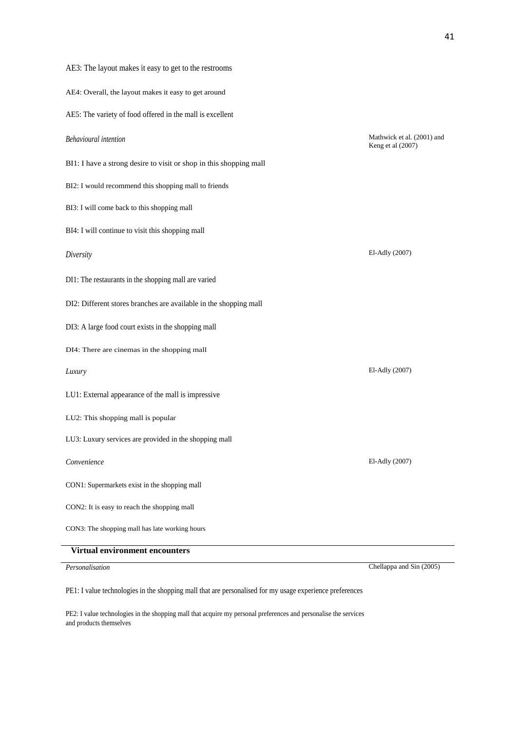| | |
|---|---|
| AE3: The layout makes it easy to get to the restrooms | |
| AE4: Overall, the layout makes it easy to get around | |
| AE5: The variety of food offered in the mall is excellent | |
| *Behavioural intention* | Mathwick et al. (2001) and Keng et al (2007) |
| BI1: I have a strong desire to visit or shop in this shopping mall | |
| BI2: I would recommend this shopping mall to friends | |
| BI3: I will come back to this shopping mall | |
| BI4: I will continue to visit this shopping mall | |
| *Diversity* | El-Adly (2007) |
| DI1: The restaurants in the shopping mall are varied | |
| DI2: Different stores branches are available in the shopping mall | |
| DI3: A large food court exists in the shopping mall | |
| DI4: There are cinemas in the shopping mall | |
| *Luxury* | El-Adly (2007) |
| LU1: External appearance of the mall is impressive | |
| LU2: This shopping mall is popular | |
| LU3: Luxury services are provided in the shopping mall | |
| *Convenience* | El-Adly (2007) |
| CON1: Supermarkets exist in the shopping mall | |
| CON2: It is easy to reach the shopping mall | |
| CON3: The shopping mall has late working hours | |
| **Virtual environment encounters** | |
| *Personalisation* | Chellappa and Sin (2005) |
| PE1: I value technologies in the shopping mall that are personalised for my usage experience preferences | |
| PE2: I value technologies in the shopping mall that acquire my personal preferences and personalise the services and products themselves | |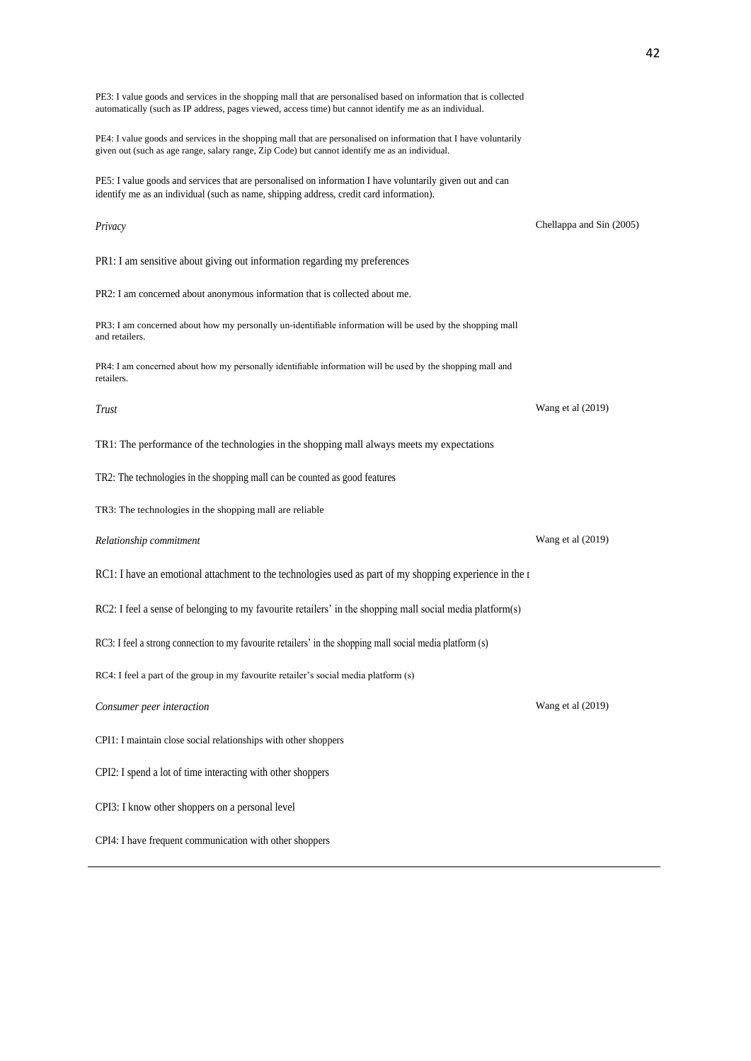PE3: I value goods and services in the shopping mall that are personalised based on information that is collected automatically (such as IP address, pages viewed, access time) but cannot identify me as an individual.

PE4: I value goods and services in the shopping mall that are personalised on information that I have voluntarily given out (such as age range, salary range, Zip Code) but cannot identify me as an individual.

PE5: I value goods and services that are personalised on information I have voluntarily given out and can identify me as an individual (such as name, shipping address, credit card information).

| | |
|---|---|
| *Privacy* | Chellappa and Sin (2005) |
| PR1: I am sensitive about giving out information regarding my preferences | |
| PR2: I am concerned about anonymous information that is collected about me. | |
| PR3: I am concerned about how my personally un-identifiable information will be used by the shopping mall and retailers. | |
| PR4: I am concerned about how my personally identifiable information will be used by the shopping mall and retailers. | |
| *Trust* | Wang et al (2019) |
| TR1: The performance of the technologies in the shopping mall always meets my expectations | |
| TR2: The technologies in the shopping mall can be counted as good features | |
| TR3: The technologies in the shopping mall are reliable | |
| *Relationship commitment* | Wang et al (2019) |
| RC1: I have an emotional attachment to the technologies used as part of my shopping experience in the r | |
| RC2: I feel a sense of belonging to my favourite retailers' in the shopping mall social media platform(s) | |
| RC3: I feel a strong connection to my favourite retailers' in the shopping mall social media platform (s) | |
| RC4: I feel a part of the group in my favourite retailer's social media platform (s) | |
| *Consumer peer interaction* | Wang et al (2019) |
| CPI1: I maintain close social relationships with other shoppers | |
| CPI2: I spend a lot of time interacting with other shoppers | |
| CPI3: I know other shoppers on a personal level | |
| CPI4: I have frequent communication with other shoppers | |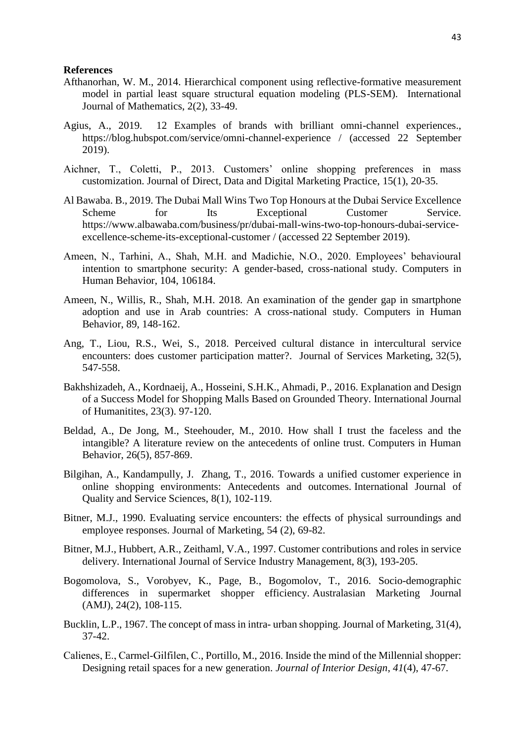**References**

Afthanorhan, W. M., 2014. Hierarchical component using reflective-formative measurement model in partial least square structural equation modeling (PLS-SEM). International Journal of Mathematics, 2(2), 33-49.

Agius, A., 2019. 12 Examples of brands with brilliant omni-channel experiences., https://blog.hubspot.com/service/omni-channel-experience / (accessed 22 September 2019).

Aichner, T., Coletti, P., 2013. Customers' online shopping preferences in mass customization. Journal of Direct, Data and Digital Marketing Practice, 15(1), 20-35.

Al Bawaba. B., 2019. The Dubai Mall Wins Two Top Honours at the Dubai Service Excellence Scheme for Its Exceptional Customer Service. https://www.albawaba.com/business/pr/dubai-mall-wins-two-top-honours-dubai-service-excellence-scheme-its-exceptional-customer / (accessed 22 September 2019).

Ameen, N., Tarhini, A., Shah, M.H. and Madichie, N.O., 2020. Employees' behavioural intention to smartphone security: A gender-based, cross-national study. Computers in Human Behavior, 104, 106184.

Ameen, N., Willis, R., Shah, M.H. 2018. An examination of the gender gap in smartphone adoption and use in Arab countries: A cross-national study. Computers in Human Behavior, 89, 148-162.

Ang, T., Liou, R.S., Wei, S., 2018. Perceived cultural distance in intercultural service encounters: does customer participation matter?. Journal of Services Marketing, 32(5), 547-558.

Bakhshizadeh, A., Kordnaeij, A., Hosseini, S.H.K., Ahmadi, P., 2016. Explanation and Design of a Success Model for Shopping Malls Based on Grounded Theory. International Journal of Humanitites, 23(3). 97-120.

Beldad, A., De Jong, M., Steehouder, M., 2010. How shall I trust the faceless and the intangible? A literature review on the antecedents of online trust. Computers in Human Behavior, 26(5), 857-869.

Bilgihan, A., Kandampully, J. Zhang, T., 2016. Towards a unified customer experience in online shopping environments: Antecedents and outcomes. International Journal of Quality and Service Sciences, 8(1), 102-119.

Bitner, M.J., 1990. Evaluating service encounters: the effects of physical surroundings and employee responses. Journal of Marketing, 54 (2), 69-82.

Bitner, M.J., Hubbert, A.R., Zeithaml, V.A., 1997. Customer contributions and roles in service delivery. International Journal of Service Industry Management, 8(3), 193-205.

Bogomolova, S., Vorobyev, K., Page, B., Bogomolov, T., 2016. Socio-demographic differences in supermarket shopper efficiency. Australasian Marketing Journal (AMJ), 24(2), 108-115.

Bucklin, L.P., 1967. The concept of mass in intra- urban shopping. Journal of Marketing, 31(4), 37-42.

Calienes, E., Carmel-Gilfilen, C., Portillo, M., 2016. Inside the mind of the Millennial shopper: Designing retail spaces for a new generation. *Journal of Interior Design*, *41*(4), 47-67.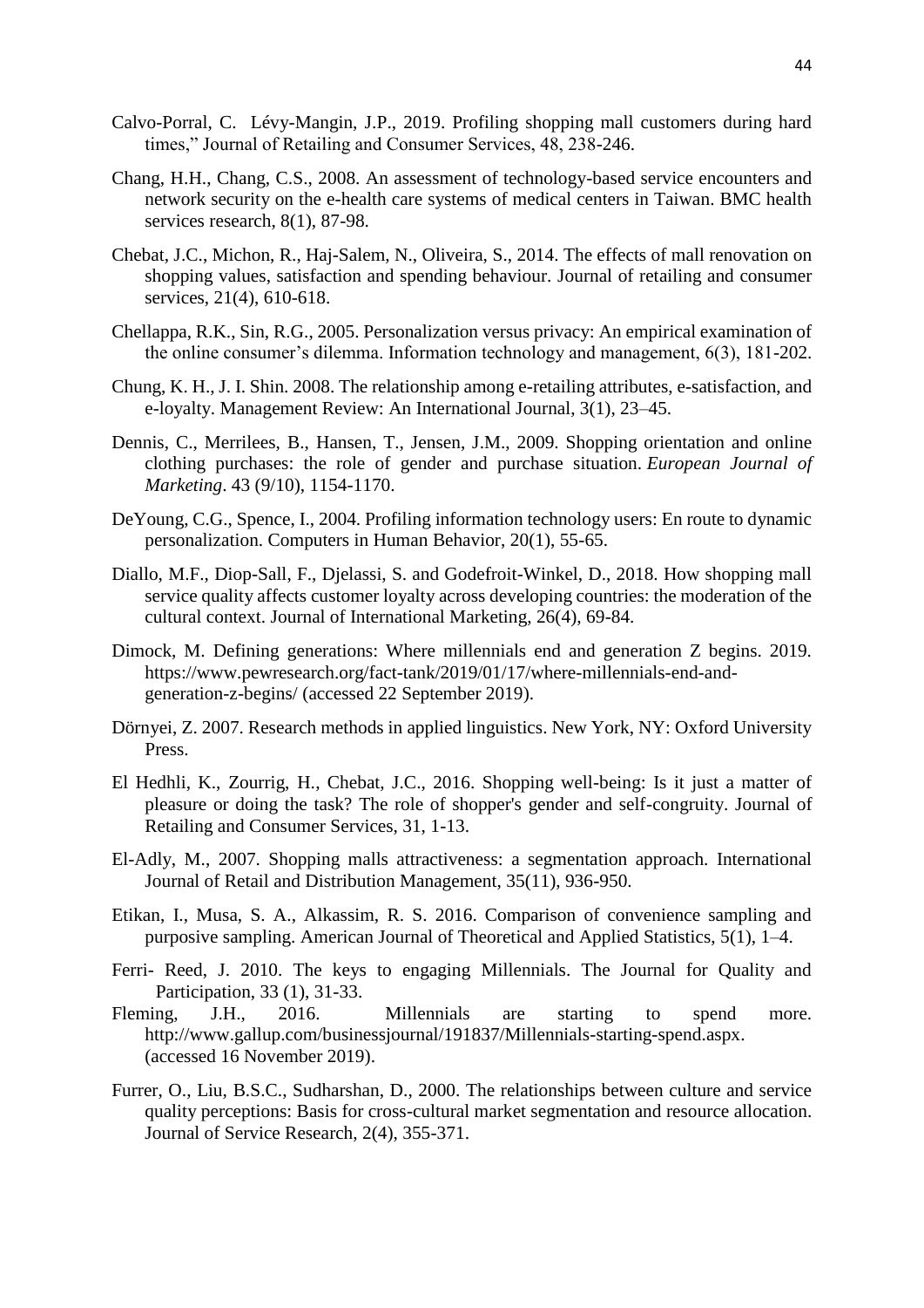Calvo-Porral, C. Lévy-Mangin, J.P., 2019. Profiling shopping mall customers during hard times," Journal of Retailing and Consumer Services, 48, 238-246.

Chang, H.H., Chang, C.S., 2008. An assessment of technology-based service encounters and network security on the e-health care systems of medical centers in Taiwan. BMC health services research, 8(1), 87-98.

Chebat, J.C., Michon, R., Haj-Salem, N., Oliveira, S., 2014. The effects of mall renovation on shopping values, satisfaction and spending behaviour. Journal of retailing and consumer services, 21(4), 610-618.

Chellappa, R.K., Sin, R.G., 2005. Personalization versus privacy: An empirical examination of the online consumer's dilemma. Information technology and management, 6(3), 181-202.

Chung, K. H., J. I. Shin. 2008. The relationship among e-retailing attributes, e-satisfaction, and e-loyalty. Management Review: An International Journal, 3(1), 23–45.

Dennis, C., Merrilees, B., Hansen, T., Jensen, J.M., 2009. Shopping orientation and online clothing purchases: the role of gender and purchase situation. *European Journal of Marketing*. 43 (9/10), 1154-1170.

DeYoung, C.G., Spence, I., 2004. Profiling information technology users: En route to dynamic personalization. Computers in Human Behavior, 20(1), 55-65.

Diallo, M.F., Diop-Sall, F., Djelassi, S. and Godefroit-Winkel, D., 2018. How shopping mall service quality affects customer loyalty across developing countries: the moderation of the cultural context. Journal of International Marketing, 26(4), 69-84.

Dimock, M. Defining generations: Where millennials end and generation Z begins. 2019. https://www.pewresearch.org/fact-tank/2019/01/17/where-millennials-end-and-generation-z-begins/ (accessed 22 September 2019).

Dörnyei, Z. 2007. Research methods in applied linguistics. New York, NY: Oxford University Press.

El Hedhli, K., Zourrig, H., Chebat, J.C., 2016. Shopping well-being: Is it just a matter of pleasure or doing the task? The role of shopper's gender and self-congruity. Journal of Retailing and Consumer Services, 31, 1-13.

El-Adly, M., 2007. Shopping malls attractiveness: a segmentation approach. International Journal of Retail and Distribution Management, 35(11), 936-950.

Etikan, I., Musa, S. A., Alkassim, R. S. 2016. Comparison of convenience sampling and purposive sampling. American Journal of Theoretical and Applied Statistics, 5(1), 1–4.

Ferri- Reed, J. 2010. The keys to engaging Millennials. The Journal for Quality and Participation, 33 (1), 31-33.

Fleming, J.H., 2016. Millennials are starting to spend more. http://www.gallup.com/businessjournal/191837/Millennials-starting-spend.aspx. (accessed 16 November 2019).

Furrer, O., Liu, B.S.C., Sudharshan, D., 2000. The relationships between culture and service quality perceptions: Basis for cross-cultural market segmentation and resource allocation. Journal of Service Research, 2(4), 355-371.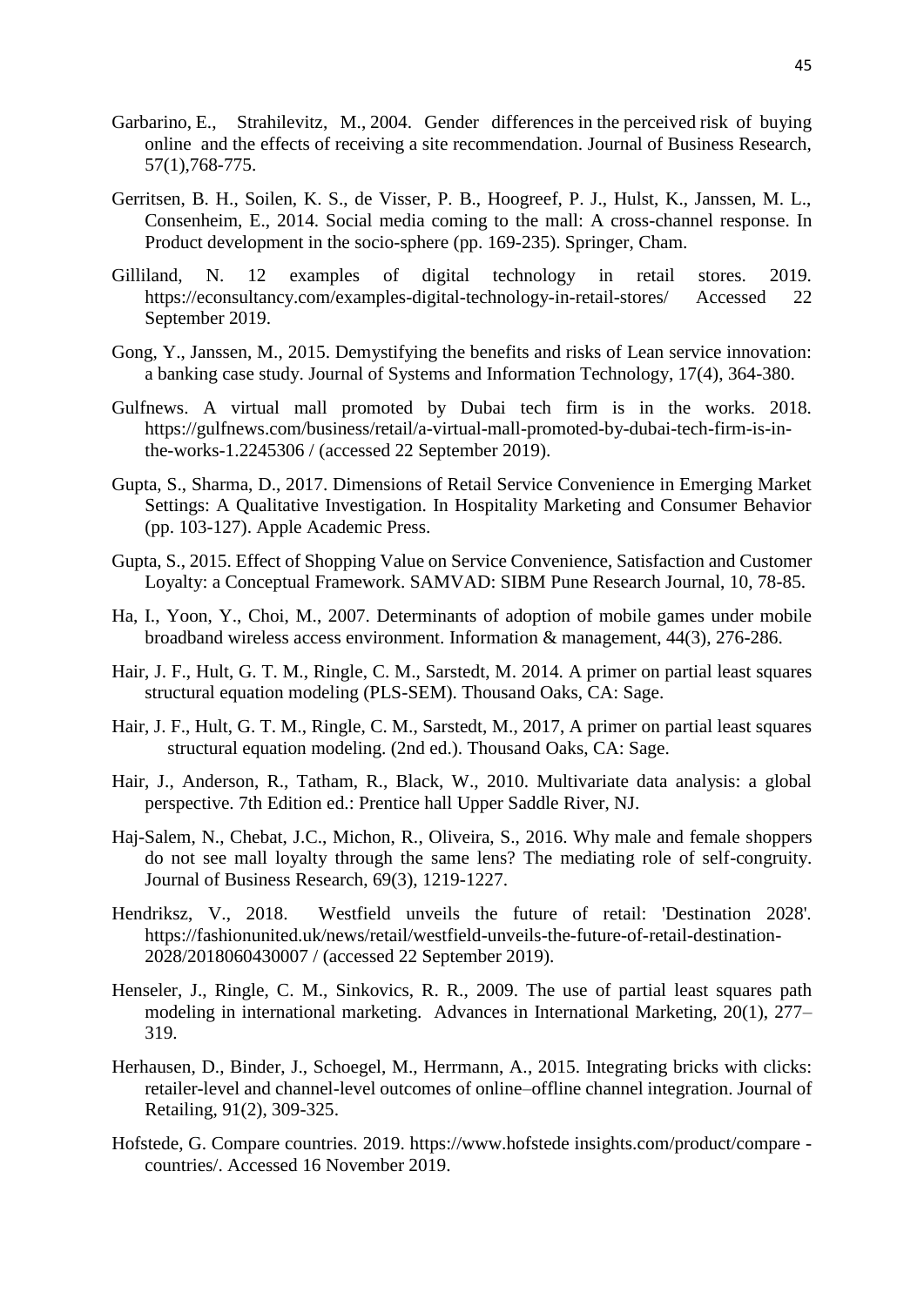Garbarino, E., Strahilevitz, M., 2004. Gender differences in the perceived risk of buying online and the effects of receiving a site recommendation. Journal of Business Research, 57(1),768-775.

Gerritsen, B. H., Soilen, K. S., de Visser, P. B., Hoogreef, P. J., Hulst, K., Janssen, M. L., Consenheim, E., 2014. Social media coming to the mall: A cross-channel response. In Product development in the socio-sphere (pp. 169-235). Springer, Cham.

Gilliland, N. 12 examples of digital technology in retail stores. 2019. https://econsultancy.com/examples-digital-technology-in-retail-stores/ Accessed 22 September 2019.

Gong, Y., Janssen, M., 2015. Demystifying the benefits and risks of Lean service innovation: a banking case study. Journal of Systems and Information Technology, 17(4), 364-380.

Gulfnews. A virtual mall promoted by Dubai tech firm is in the works. 2018. https://gulfnews.com/business/retail/a-virtual-mall-promoted-by-dubai-tech-firm-is-in-the-works-1.2245306 / (accessed 22 September 2019).

Gupta, S., Sharma, D., 2017. Dimensions of Retail Service Convenience in Emerging Market Settings: A Qualitative Investigation. In Hospitality Marketing and Consumer Behavior (pp. 103-127). Apple Academic Press.

Gupta, S., 2015. Effect of Shopping Value on Service Convenience, Satisfaction and Customer Loyalty: a Conceptual Framework. SAMVAD: SIBM Pune Research Journal, 10, 78-85.

Ha, I., Yoon, Y., Choi, M., 2007. Determinants of adoption of mobile games under mobile broadband wireless access environment. Information & management, 44(3), 276-286.

Hair, J. F., Hult, G. T. M., Ringle, C. M., Sarstedt, M. 2014. A primer on partial least squares structural equation modeling (PLS-SEM). Thousand Oaks, CA: Sage.

Hair, J. F., Hult, G. T. M., Ringle, C. M., Sarstedt, M., 2017, A primer on partial least squares structural equation modeling. (2nd ed.). Thousand Oaks, CA: Sage.

Hair, J., Anderson, R., Tatham, R., Black, W., 2010. Multivariate data analysis: a global perspective. 7th Edition ed.: Prentice hall Upper Saddle River, NJ.

Haj-Salem, N., Chebat, J.C., Michon, R., Oliveira, S., 2016. Why male and female shoppers do not see mall loyalty through the same lens? The mediating role of self-congruity. Journal of Business Research, 69(3), 1219-1227.

Hendriksz, V., 2018. Westfield unveils the future of retail: 'Destination 2028'. https://fashionunited.uk/news/retail/westfield-unveils-the-future-of-retail-destination-2028/2018060430007 / (accessed 22 September 2019).

Henseler, J., Ringle, C. M., Sinkovics, R. R., 2009. The use of partial least squares path modeling in international marketing. Advances in International Marketing, 20(1), 277–319.

Herhausen, D., Binder, J., Schoegel, M., Herrmann, A., 2015. Integrating bricks with clicks: retailer-level and channel-level outcomes of online–offline channel integration. Journal of Retailing, 91(2), 309-325.

Hofstede, G. Compare countries. 2019. https://www.hofstede insights.com/product/compare -countries/. Accessed 16 November 2019.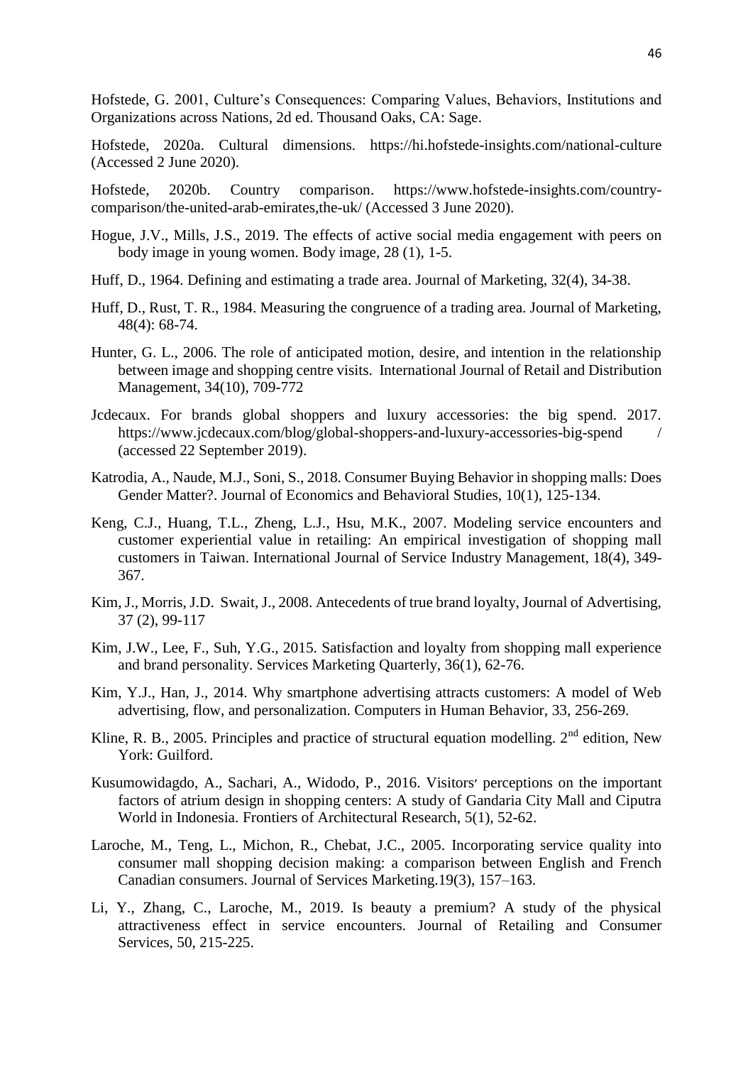Hofstede, G. 2001, Culture's Consequences: Comparing Values, Behaviors, Institutions and Organizations across Nations, 2d ed. Thousand Oaks, CA: Sage.

Hofstede, 2020a. Cultural dimensions. https://hi.hofstede-insights.com/national-culture (Accessed 2 June 2020).

Hofstede, 2020b. Country comparison. https://www.hofstede-insights.com/country-comparison/the-united-arab-emirates,the-uk/ (Accessed 3 June 2020).

Hogue, J.V., Mills, J.S., 2019. The effects of active social media engagement with peers on body image in young women. Body image, 28 (1), 1-5.

Huff, D., 1964. Defining and estimating a trade area. Journal of Marketing, 32(4), 34-38.

Huff, D., Rust, T. R., 1984. Measuring the congruence of a trading area. Journal of Marketing, 48(4): 68-74.

Hunter, G. L., 2006. The role of anticipated motion, desire, and intention in the relationship between image and shopping centre visits. International Journal of Retail and Distribution Management, 34(10), 709-772

Jcdecaux. For brands global shoppers and luxury accessories: the big spend. 2017. https://www.jcdecaux.com/blog/global-shoppers-and-luxury-accessories-big-spend / (accessed 22 September 2019).

Katrodia, A., Naude, M.J., Soni, S., 2018. Consumer Buying Behavior in shopping malls: Does Gender Matter?. Journal of Economics and Behavioral Studies, 10(1), 125-134.

Keng, C.J., Huang, T.L., Zheng, L.J., Hsu, M.K., 2007. Modeling service encounters and customer experiential value in retailing: An empirical investigation of shopping mall customers in Taiwan. International Journal of Service Industry Management, 18(4), 349-367.

Kim, J., Morris, J.D. Swait, J., 2008. Antecedents of true brand loyalty, Journal of Advertising, 37 (2), 99-117

Kim, J.W., Lee, F., Suh, Y.G., 2015. Satisfaction and loyalty from shopping mall experience and brand personality. Services Marketing Quarterly, 36(1), 62-76.

Kim, Y.J., Han, J., 2014. Why smartphone advertising attracts customers: A model of Web advertising, flow, and personalization. Computers in Human Behavior, 33, 256-269.

Kline, R. B., 2005. Principles and practice of structural equation modelling. 2nd edition, New York: Guilford.

Kusumowidagdo, A., Sachari, A., Widodo, P., 2016. Visitors′ perceptions on the important factors of atrium design in shopping centers: A study of Gandaria City Mall and Ciputra World in Indonesia. Frontiers of Architectural Research, 5(1), 52-62.

Laroche, M., Teng, L., Michon, R., Chebat, J.C., 2005. Incorporating service quality into consumer mall shopping decision making: a comparison between English and French Canadian consumers. Journal of Services Marketing.19(3), 157–163.

Li, Y., Zhang, C., Laroche, M., 2019. Is beauty a premium? A study of the physical attractiveness effect in service encounters. Journal of Retailing and Consumer Services, 50, 215-225.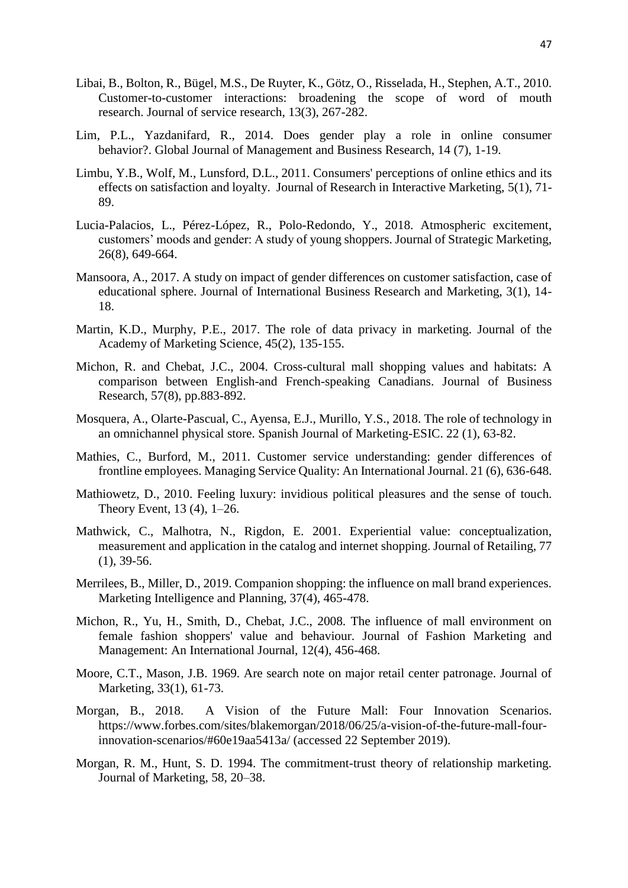Libai, B., Bolton, R., Bügel, M.S., De Ruyter, K., Götz, O., Risselada, H., Stephen, A.T., 2010. Customer-to-customer interactions: broadening the scope of word of mouth research. Journal of service research, 13(3), 267-282.

Lim, P.L., Yazdanifard, R., 2014. Does gender play a role in online consumer behavior?. Global Journal of Management and Business Research, 14 (7), 1-19.

Limbu, Y.B., Wolf, M., Lunsford, D.L., 2011. Consumers' perceptions of online ethics and its effects on satisfaction and loyalty. Journal of Research in Interactive Marketing, 5(1), 71-89.

Lucia-Palacios, L., Pérez-López, R., Polo-Redondo, Y., 2018. Atmospheric excitement, customers' moods and gender: A study of young shoppers. Journal of Strategic Marketing, 26(8), 649-664.

Mansoora, A., 2017. A study on impact of gender differences on customer satisfaction, case of educational sphere. Journal of International Business Research and Marketing, 3(1), 14-18.

Martin, K.D., Murphy, P.E., 2017. The role of data privacy in marketing. Journal of the Academy of Marketing Science, 45(2), 135-155.

Michon, R. and Chebat, J.C., 2004. Cross-cultural mall shopping values and habitats: A comparison between English-and French-speaking Canadians. Journal of Business Research, 57(8), pp.883-892.

Mosquera, A., Olarte-Pascual, C., Ayensa, E.J., Murillo, Y.S., 2018. The role of technology in an omnichannel physical store. Spanish Journal of Marketing-ESIC. 22 (1), 63-82.

Mathies, C., Burford, M., 2011. Customer service understanding: gender differences of frontline employees. Managing Service Quality: An International Journal. 21 (6), 636-648.

Mathiowetz, D., 2010. Feeling luxury: invidious political pleasures and the sense of touch. Theory Event, 13 (4), 1–26.

Mathwick, C., Malhotra, N., Rigdon, E. 2001. Experiential value: conceptualization, measurement and application in the catalog and internet shopping. Journal of Retailing, 77 (1), 39-56.

Merrilees, B., Miller, D., 2019. Companion shopping: the influence on mall brand experiences. Marketing Intelligence and Planning, 37(4), 465-478.

Michon, R., Yu, H., Smith, D., Chebat, J.C., 2008. The influence of mall environment on female fashion shoppers' value and behaviour. Journal of Fashion Marketing and Management: An International Journal, 12(4), 456-468.

Moore, C.T., Mason, J.B. 1969. Are search note on major retail center patronage. Journal of Marketing, 33(1), 61-73.

Morgan, B., 2018. A Vision of the Future Mall: Four Innovation Scenarios. https://www.forbes.com/sites/blakemorgan/2018/06/25/a-vision-of-the-future-mall-four-innovation-scenarios/#60e19aa5413a/ (accessed 22 September 2019).

Morgan, R. M., Hunt, S. D. 1994. The commitment-trust theory of relationship marketing. Journal of Marketing, 58, 20–38.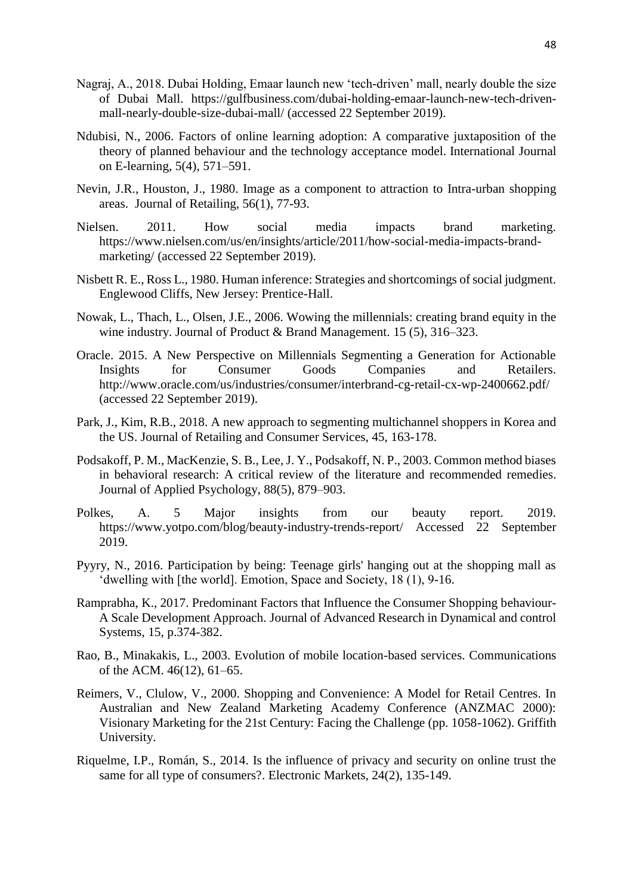Nagraj, A., 2018. Dubai Holding, Emaar launch new 'tech-driven' mall, nearly double the size of Dubai Mall. https://gulfbusiness.com/dubai-holding-emaar-launch-new-tech-driven-mall-nearly-double-size-dubai-mall/ (accessed 22 September 2019).

Ndubisi, N., 2006. Factors of online learning adoption: A comparative juxtaposition of the theory of planned behaviour and the technology acceptance model. International Journal on E-learning, 5(4), 571–591.

Nevin, J.R., Houston, J., 1980. Image as a component to attraction to Intra-urban shopping areas. Journal of Retailing, 56(1), 77-93.

Nielsen. 2011. How social media impacts brand marketing. https://www.nielsen.com/us/en/insights/article/2011/how-social-media-impacts-brand-marketing/ (accessed 22 September 2019).

Nisbett R. E., Ross L., 1980. Human inference: Strategies and shortcomings of social judgment. Englewood Cliffs, New Jersey: Prentice-Hall.

Nowak, L., Thach, L., Olsen, J.E., 2006. Wowing the millennials: creating brand equity in the wine industry. Journal of Product & Brand Management. 15 (5), 316–323.

Oracle. 2015. A New Perspective on Millennials Segmenting a Generation for Actionable Insights for Consumer Goods Companies and Retailers. http://www.oracle.com/us/industries/consumer/interbrand-cg-retail-cx-wp-2400662.pdf/ (accessed 22 September 2019).

Park, J., Kim, R.B., 2018. A new approach to segmenting multichannel shoppers in Korea and the US. Journal of Retailing and Consumer Services, 45, 163-178.

Podsakoff, P. M., MacKenzie, S. B., Lee, J. Y., Podsakoff, N. P., 2003. Common method biases in behavioral research: A critical review of the literature and recommended remedies. Journal of Applied Psychology, 88(5), 879–903.

Polkes, A. 5 Major insights from our beauty report. 2019. https://www.yotpo.com/blog/beauty-industry-trends-report/ Accessed 22 September 2019.

Pyyry, N., 2016. Participation by being: Teenage girls' hanging out at the shopping mall as 'dwelling with [the world]. Emotion, Space and Society, 18 (1), 9-16.

Ramprabha, K., 2017. Predominant Factors that Influence the Consumer Shopping behaviour-A Scale Development Approach. Journal of Advanced Research in Dynamical and control Systems, 15, p.374-382.

Rao, B., Minakakis, L., 2003. Evolution of mobile location-based services. Communications of the ACM. 46(12), 61–65.

Reimers, V., Clulow, V., 2000. Shopping and Convenience: A Model for Retail Centres. In Australian and New Zealand Marketing Academy Conference (ANZMAC 2000): Visionary Marketing for the 21st Century: Facing the Challenge (pp. 1058-1062). Griffith University.

Riquelme, I.P., Román, S., 2014. Is the influence of privacy and security on online trust the same for all type of consumers?. Electronic Markets, 24(2), 135-149.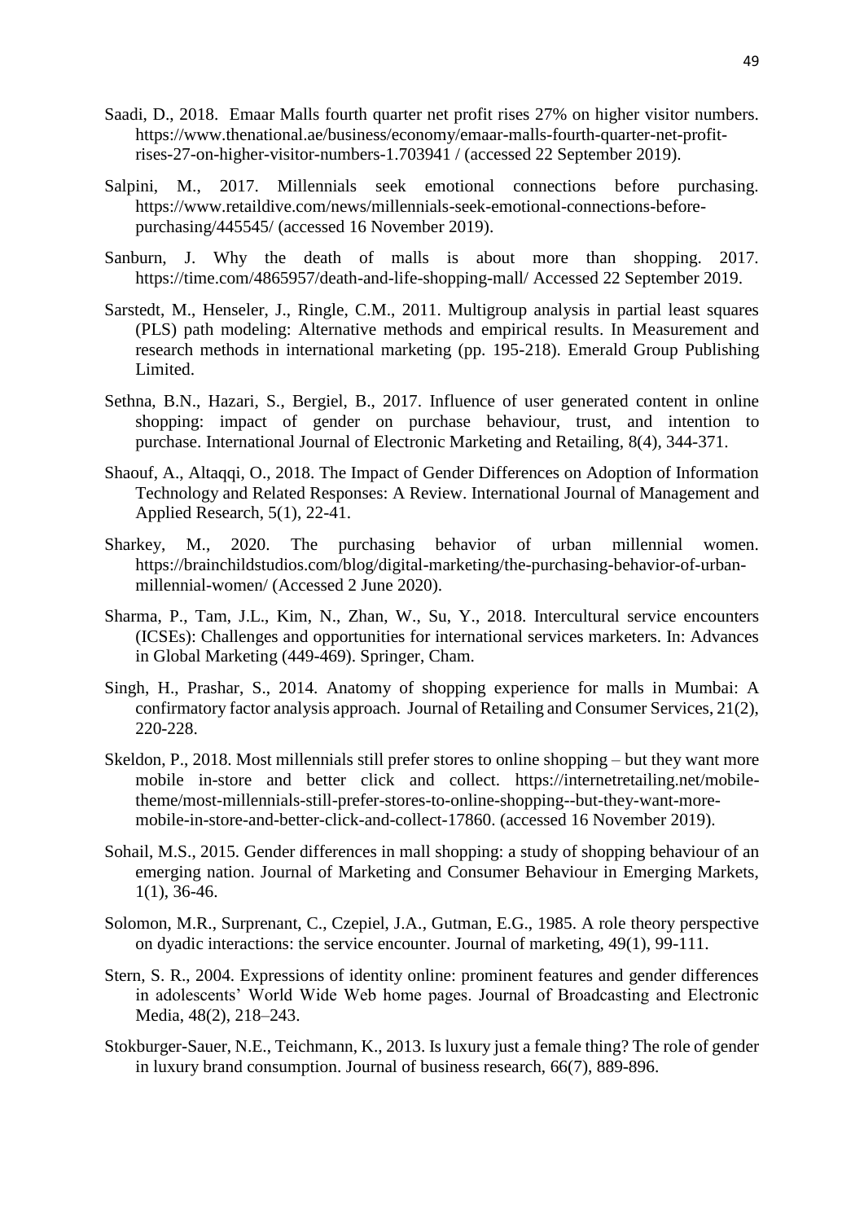Saadi, D., 2018. Emaar Malls fourth quarter net profit rises 27% on higher visitor numbers. https://www.thenational.ae/business/economy/emaar-malls-fourth-quarter-net-profit-rises-27-on-higher-visitor-numbers-1.703941 / (accessed 22 September 2019).

Salpini, M., 2017. Millennials seek emotional connections before purchasing. https://www.retaildive.com/news/millennials-seek-emotional-connections-before-purchasing/445545/ (accessed 16 November 2019).

Sanburn, J. Why the death of malls is about more than shopping. 2017. https://time.com/4865957/death-and-life-shopping-mall/ Accessed 22 September 2019.

Sarstedt, M., Henseler, J., Ringle, C.M., 2011. Multigroup analysis in partial least squares (PLS) path modeling: Alternative methods and empirical results. In Measurement and research methods in international marketing (pp. 195-218). Emerald Group Publishing Limited.

Sethna, B.N., Hazari, S., Bergiel, B., 2017. Influence of user generated content in online shopping: impact of gender on purchase behaviour, trust, and intention to purchase. International Journal of Electronic Marketing and Retailing, 8(4), 344-371.

Shaouf, A., Altaqqi, O., 2018. The Impact of Gender Differences on Adoption of Information Technology and Related Responses: A Review. International Journal of Management and Applied Research, 5(1), 22-41.

Sharkey, M., 2020. The purchasing behavior of urban millennial women. https://brainchildstudios.com/blog/digital-marketing/the-purchasing-behavior-of-urban-millennial-women/ (Accessed 2 June 2020).

Sharma, P., Tam, J.L., Kim, N., Zhan, W., Su, Y., 2018. Intercultural service encounters (ICSEs): Challenges and opportunities for international services marketers. In: Advances in Global Marketing (449-469). Springer, Cham.

Singh, H., Prashar, S., 2014. Anatomy of shopping experience for malls in Mumbai: A confirmatory factor analysis approach. Journal of Retailing and Consumer Services, 21(2), 220-228.

Skeldon, P., 2018. Most millennials still prefer stores to online shopping – but they want more mobile in-store and better click and collect. https://internetretailing.net/mobile-theme/most-millennials-still-prefer-stores-to-online-shopping--but-they-want-more-mobile-in-store-and-better-click-and-collect-17860. (accessed 16 November 2019).

Sohail, M.S., 2015. Gender differences in mall shopping: a study of shopping behaviour of an emerging nation. Journal of Marketing and Consumer Behaviour in Emerging Markets, 1(1), 36-46.

Solomon, M.R., Surprenant, C., Czepiel, J.A., Gutman, E.G., 1985. A role theory perspective on dyadic interactions: the service encounter. Journal of marketing, 49(1), 99-111.

Stern, S. R., 2004. Expressions of identity online: prominent features and gender differences in adolescents' World Wide Web home pages. Journal of Broadcasting and Electronic Media, 48(2), 218–243.

Stokburger-Sauer, N.E., Teichmann, K., 2013. Is luxury just a female thing? The role of gender in luxury brand consumption. Journal of business research, 66(7), 889-896.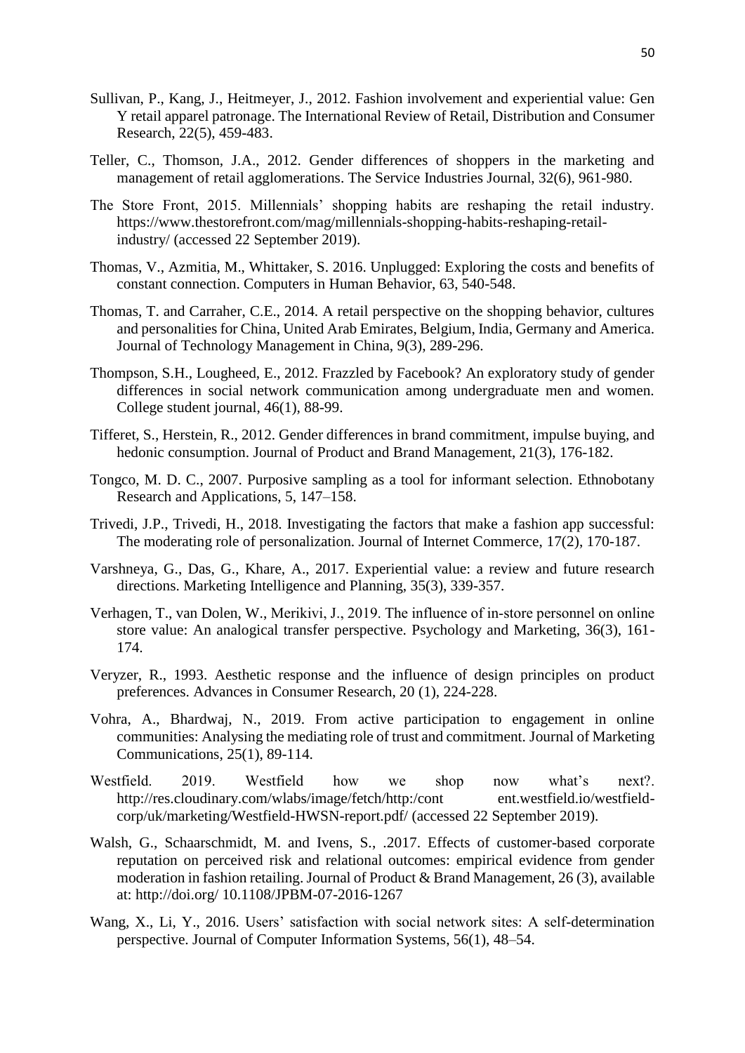Sullivan, P., Kang, J., Heitmeyer, J., 2012. Fashion involvement and experiential value: Gen Y retail apparel patronage. The International Review of Retail, Distribution and Consumer Research, 22(5), 459-483.

Teller, C., Thomson, J.A., 2012. Gender differences of shoppers in the marketing and management of retail agglomerations. The Service Industries Journal, 32(6), 961-980.

The Store Front, 2015. Millennials' shopping habits are reshaping the retail industry. https://www.thestorefront.com/mag/millennials-shopping-habits-reshaping-retail-industry/ (accessed 22 September 2019).

Thomas, V., Azmitia, M., Whittaker, S. 2016. Unplugged: Exploring the costs and benefits of constant connection. Computers in Human Behavior, 63, 540-548.

Thomas, T. and Carraher, C.E., 2014. A retail perspective on the shopping behavior, cultures and personalities for China, United Arab Emirates, Belgium, India, Germany and America. Journal of Technology Management in China, 9(3), 289-296.

Thompson, S.H., Lougheed, E., 2012. Frazzled by Facebook? An exploratory study of gender differences in social network communication among undergraduate men and women. College student journal, 46(1), 88-99.

Tifferet, S., Herstein, R., 2012. Gender differences in brand commitment, impulse buying, and hedonic consumption. Journal of Product and Brand Management, 21(3), 176-182.

Tongco, M. D. C., 2007. Purposive sampling as a tool for informant selection. Ethnobotany Research and Applications, 5, 147–158.

Trivedi, J.P., Trivedi, H., 2018. Investigating the factors that make a fashion app successful: The moderating role of personalization. Journal of Internet Commerce, 17(2), 170-187.

Varshneya, G., Das, G., Khare, A., 2017. Experiential value: a review and future research directions. Marketing Intelligence and Planning, 35(3), 339-357.

Verhagen, T., van Dolen, W., Merikivi, J., 2019. The influence of in-store personnel on online store value: An analogical transfer perspective. Psychology and Marketing, 36(3), 161-174.

Veryzer, R., 1993. Aesthetic response and the influence of design principles on product preferences. Advances in Consumer Research, 20 (1), 224-228.

Vohra, A., Bhardwaj, N., 2019. From active participation to engagement in online communities: Analysing the mediating role of trust and commitment. Journal of Marketing Communications, 25(1), 89-114.

Westfield. 2019. Westfield how we shop now what's next?. http://res.cloudinary.com/wlabs/image/fetch/http:/cont ent.westfield.io/westfield-corp/uk/marketing/Westfield-HWSN-report.pdf/ (accessed 22 September 2019).

Walsh, G., Schaarschmidt, M. and Ivens, S., .2017. Effects of customer-based corporate reputation on perceived risk and relational outcomes: empirical evidence from gender moderation in fashion retailing. Journal of Product & Brand Management, 26 (3), available at: http://doi.org/ 10.1108/JPBM-07-2016-1267

Wang, X., Li, Y., 2016. Users' satisfaction with social network sites: A self-determination perspective. Journal of Computer Information Systems, 56(1), 48–54.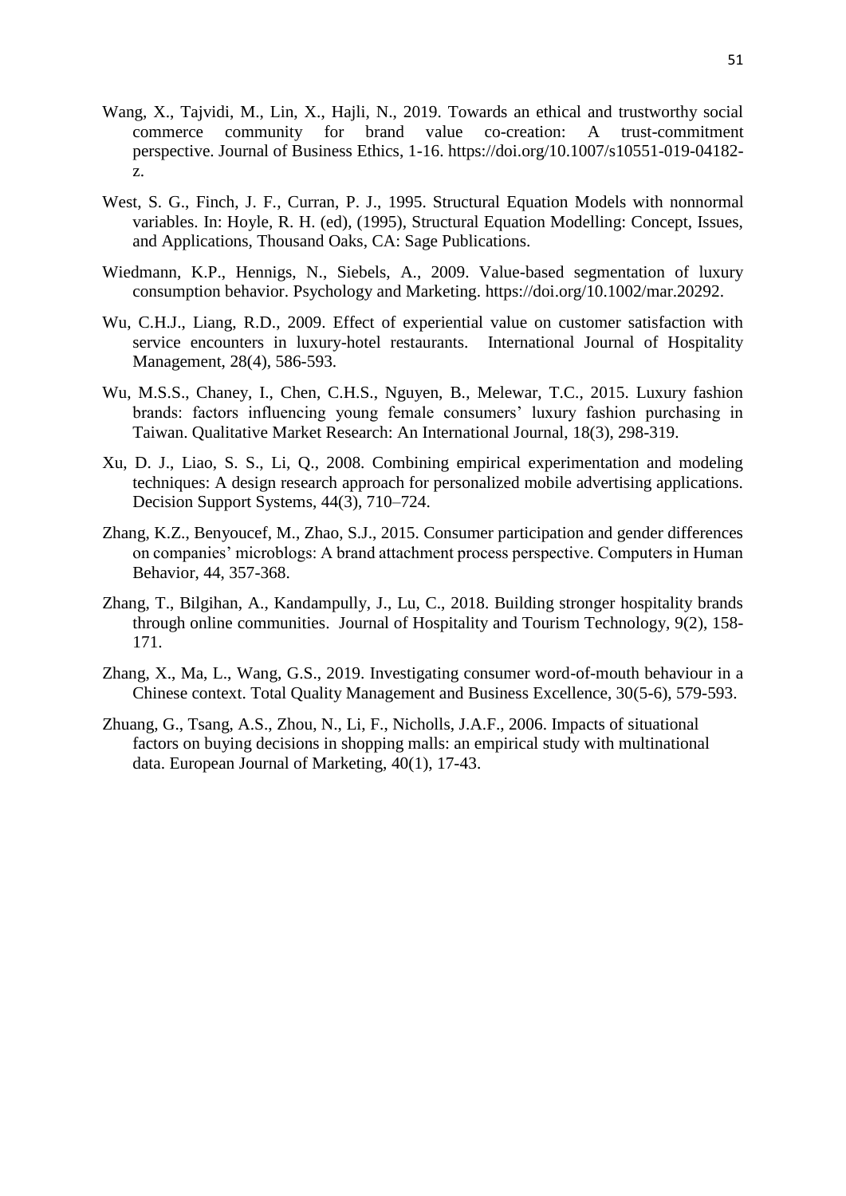Wang, X., Tajvidi, M., Lin, X., Hajli, N., 2019. Towards an ethical and trustworthy social commerce community for brand value co-creation: A trust-commitment perspective. Journal of Business Ethics, 1-16. https://doi.org/10.1007/s10551-019-04182-z.

West, S. G., Finch, J. F., Curran, P. J., 1995. Structural Equation Models with nonnormal variables. In: Hoyle, R. H. (ed), (1995), Structural Equation Modelling: Concept, Issues, and Applications, Thousand Oaks, CA: Sage Publications.

Wiedmann, K.P., Hennigs, N., Siebels, A., 2009. Value-based segmentation of luxury consumption behavior. Psychology and Marketing. https://doi.org/10.1002/mar.20292.

Wu, C.H.J., Liang, R.D., 2009. Effect of experiential value on customer satisfaction with service encounters in luxury-hotel restaurants. International Journal of Hospitality Management, 28(4), 586-593.

Wu, M.S.S., Chaney, I., Chen, C.H.S., Nguyen, B., Melewar, T.C., 2015. Luxury fashion brands: factors influencing young female consumers' luxury fashion purchasing in Taiwan. Qualitative Market Research: An International Journal, 18(3), 298-319.

Xu, D. J., Liao, S. S., Li, Q., 2008. Combining empirical experimentation and modeling techniques: A design research approach for personalized mobile advertising applications. Decision Support Systems, 44(3), 710–724.

Zhang, K.Z., Benyoucef, M., Zhao, S.J., 2015. Consumer participation and gender differences on companies' microblogs: A brand attachment process perspective. Computers in Human Behavior, 44, 357-368.

Zhang, T., Bilgihan, A., Kandampully, J., Lu, C., 2018. Building stronger hospitality brands through online communities. Journal of Hospitality and Tourism Technology, 9(2), 158-171.

Zhang, X., Ma, L., Wang, G.S., 2019. Investigating consumer word-of-mouth behaviour in a Chinese context. Total Quality Management and Business Excellence, 30(5-6), 579-593.

Zhuang, G., Tsang, A.S., Zhou, N., Li, F., Nicholls, J.A.F., 2006. Impacts of situational factors on buying decisions in shopping malls: an empirical study with multinational data. European Journal of Marketing, 40(1), 17-43.